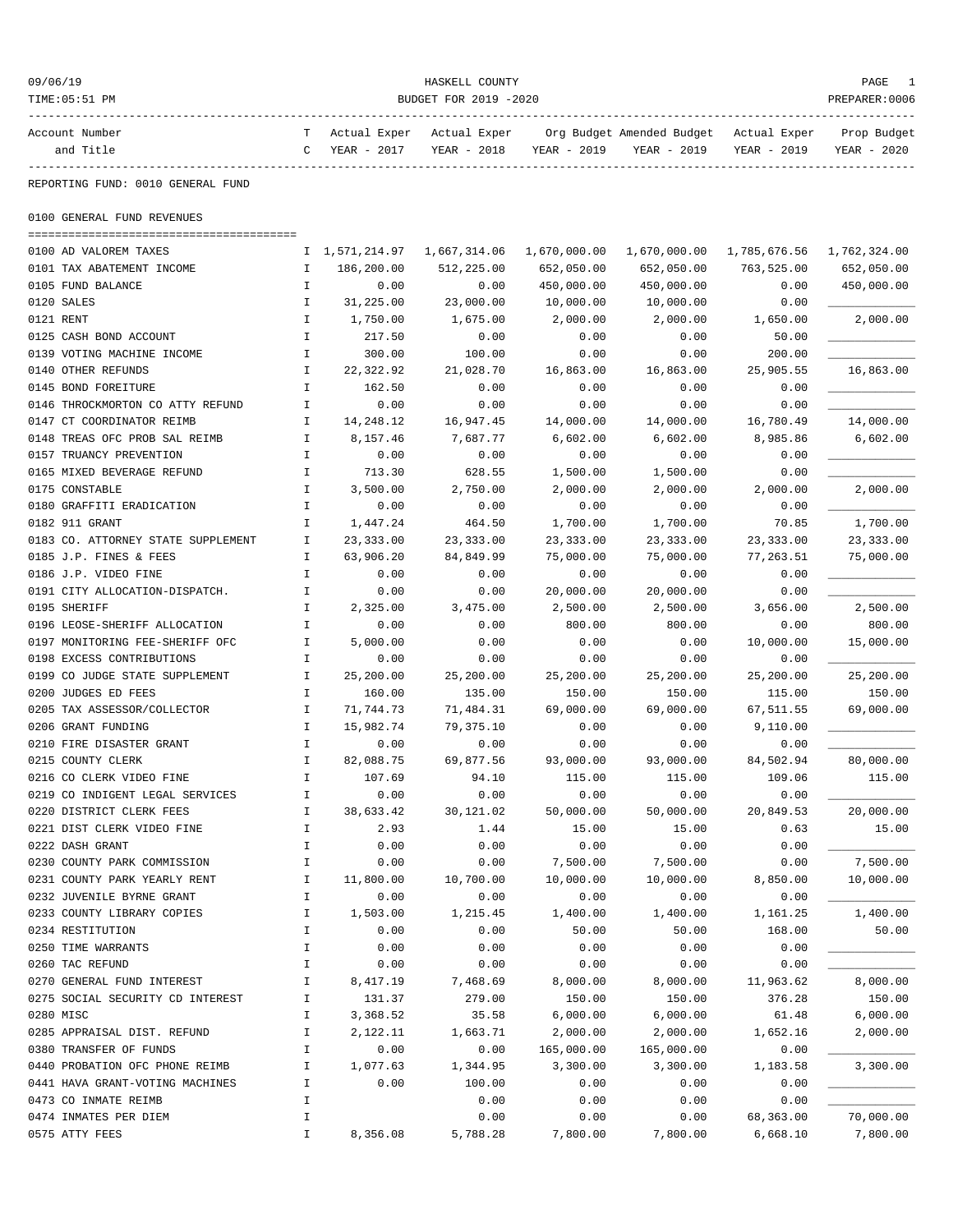HASKELL COUNTY
BUDGET FOR 2019 -2020

09/06/19
TIME:05:51 PM
PREPARER:0006

REPORTING FUND: 0010 GENERAL FUND

## 0100 GENERAL FUND REVENUES

| Account Number and Title | T C | Actual Exper YEAR - 2017 | Actual Exper YEAR - 2018 | Org Budget YEAR - 2019 | Amended Budget YEAR - 2019 | Actual Exper YEAR - 2019 | Prop Budget YEAR - 2020 |
|---|---|---|---|---|---|---|---|
| 0100 AD VALOREM TAXES | I | 1,571,214.97 | 1,667,314.06 | 1,670,000.00 | 1,670,000.00 | 1,785,676.56 | 1,762,324.00 |
| 0101 TAX ABATEMENT INCOME | I | 186,200.00 | 512,225.00 | 652,050.00 | 652,050.00 | 763,525.00 | 652,050.00 |
| 0105 FUND BALANCE | I | 0.00 | 0.00 | 450,000.00 | 450,000.00 | 0.00 | 450,000.00 |
| 0120 SALES | I | 31,225.00 | 23,000.00 | 10,000.00 | 10,000.00 | 0.00 | ___________ |
| 0121 RENT | I | 1,750.00 | 1,675.00 | 2,000.00 | 2,000.00 | 1,650.00 | 2,000.00 |
| 0125 CASH BOND ACCOUNT | I | 217.50 | 0.00 | 0.00 | 0.00 | 50.00 | ___________ |
| 0139 VOTING MACHINE INCOME | I | 300.00 | 100.00 | 0.00 | 0.00 | 200.00 | ___________ |
| 0140 OTHER REFUNDS | I | 22,322.92 | 21,028.70 | 16,863.00 | 16,863.00 | 25,905.55 | 16,863.00 |
| 0145 BOND FOREITURE | I | 162.50 | 0.00 | 0.00 | 0.00 | 0.00 | ___________ |
| 0146 THROCKMORTON CO ATTY REFUND | I | 0.00 | 0.00 | 0.00 | 0.00 | 0.00 | ___________ |
| 0147 CT COORDINATOR REIMB | I | 14,248.12 | 16,947.45 | 14,000.00 | 14,000.00 | 16,780.49 | 14,000.00 |
| 0148 TREAS OFC PROB SAL REIMB | I | 8,157.46 | 7,687.77 | 6,602.00 | 6,602.00 | 8,985.86 | 6,602.00 |
| 0157 TRUANCY PREVENTION | I | 0.00 | 0.00 | 0.00 | 0.00 | 0.00 | ___________ |
| 0165 MIXED BEVERAGE REFUND | I | 713.30 | 628.55 | 1,500.00 | 1,500.00 | 0.00 | ___________ |
| 0175 CONSTABLE | I | 3,500.00 | 2,750.00 | 2,000.00 | 2,000.00 | 2,000.00 | 2,000.00 |
| 0180 GRAFFITI ERADICATION | I | 0.00 | 0.00 | 0.00 | 0.00 | 0.00 | ___________ |
| 0182 911 GRANT | I | 1,447.24 | 464.50 | 1,700.00 | 1,700.00 | 70.85 | 1,700.00 |
| 0183 CO. ATTORNEY STATE SUPPLEMENT | I | 23,333.00 | 23,333.00 | 23,333.00 | 23,333.00 | 23,333.00 | 23,333.00 |
| 0185 J.P. FINES & FEES | I | 63,906.20 | 84,849.99 | 75,000.00 | 75,000.00 | 77,263.51 | 75,000.00 |
| 0186 J.P. VIDEO FINE | I | 0.00 | 0.00 | 0.00 | 0.00 | 0.00 | ___________ |
| 0191 CITY ALLOCATION-DISPATCH. | I | 0.00 | 0.00 | 20,000.00 | 20,000.00 | 0.00 | ___________ |
| 0195 SHERIFF | I | 2,325.00 | 3,475.00 | 2,500.00 | 2,500.00 | 3,656.00 | 2,500.00 |
| 0196 LEOSE-SHERIFF ALLOCATION | I | 0.00 | 0.00 | 800.00 | 800.00 | 0.00 | 800.00 |
| 0197 MONITORING FEE-SHERIFF OFC | I | 5,000.00 | 0.00 | 0.00 | 0.00 | 10,000.00 | 15,000.00 |
| 0198 EXCESS CONTRIBUTIONS | I | 0.00 | 0.00 | 0.00 | 0.00 | 0.00 | ___________ |
| 0199 CO JUDGE STATE SUPPLEMENT | I | 25,200.00 | 25,200.00 | 25,200.00 | 25,200.00 | 25,200.00 | 25,200.00 |
| 0200 JUDGES ED FEES | I | 160.00 | 135.00 | 150.00 | 150.00 | 115.00 | 150.00 |
| 0205 TAX ASSESSOR/COLLECTOR | I | 71,744.73 | 71,484.31 | 69,000.00 | 69,000.00 | 67,511.55 | 69,000.00 |
| 0206 GRANT FUNDING | I | 15,982.74 | 79,375.10 | 0.00 | 0.00 | 9,110.00 | ___________ |
| 0210 FIRE DISASTER GRANT | I | 0.00 | 0.00 | 0.00 | 0.00 | 0.00 | ___________ |
| 0215 COUNTY CLERK | I | 82,088.75 | 69,877.56 | 93,000.00 | 93,000.00 | 84,502.94 | 80,000.00 |
| 0216 CO CLERK VIDEO FINE | I | 107.69 | 94.10 | 115.00 | 115.00 | 109.06 | 115.00 |
| 0219 CO INDIGENT LEGAL SERVICES | I | 0.00 | 0.00 | 0.00 | 0.00 | 0.00 | ___________ |
| 0220 DISTRICT CLERK FEES | I | 38,633.42 | 30,121.02 | 50,000.00 | 50,000.00 | 20,849.53 | 20,000.00 |
| 0221 DIST CLERK VIDEO FINE | I | 2.93 | 1.44 | 15.00 | 15.00 | 0.63 | 15.00 |
| 0222 DASH GRANT | I | 0.00 | 0.00 | 0.00 | 0.00 | 0.00 | ___________ |
| 0230 COUNTY PARK COMMISSION | I | 0.00 | 0.00 | 7,500.00 | 7,500.00 | 0.00 | 7,500.00 |
| 0231 COUNTY PARK YEARLY RENT | I | 11,800.00 | 10,700.00 | 10,000.00 | 10,000.00 | 8,850.00 | 10,000.00 |
| 0232 JUVENILE BYRNE GRANT | I | 0.00 | 0.00 | 0.00 | 0.00 | 0.00 | ___________ |
| 0233 COUNTY LIBRARY COPIES | I | 1,503.00 | 1,215.45 | 1,400.00 | 1,400.00 | 1,161.25 | 1,400.00 |
| 0234 RESTITUTION | I | 0.00 | 0.00 | 50.00 | 50.00 | 168.00 | 50.00 |
| 0250 TIME WARRANTS | I | 0.00 | 0.00 | 0.00 | 0.00 | 0.00 | ___________ |
| 0260 TAC REFUND | I | 0.00 | 0.00 | 0.00 | 0.00 | 0.00 | ___________ |
| 0270 GENERAL FUND INTEREST | I | 8,417.19 | 7,468.69 | 8,000.00 | 8,000.00 | 11,963.62 | 8,000.00 |
| 0275 SOCIAL SECURITY CD INTEREST | I | 131.37 | 279.00 | 150.00 | 150.00 | 376.28 | 150.00 |
| 0280 MISC | I | 3,368.52 | 35.58 | 6,000.00 | 6,000.00 | 61.48 | 6,000.00 |
| 0285 APPRAISAL DIST. REFUND | I | 2,122.11 | 1,663.71 | 2,000.00 | 2,000.00 | 1,652.16 | 2,000.00 |
| 0380 TRANSFER OF FUNDS | I | 0.00 | 0.00 | 165,000.00 | 165,000.00 | 0.00 | ___________ |
| 0440 PROBATION OFC PHONE REIMB | I | 1,077.63 | 1,344.95 | 3,300.00 | 3,300.00 | 1,183.58 | 3,300.00 |
| 0441 HAVA GRANT-VOTING MACHINES | I | 0.00 | 100.00 | 0.00 | 0.00 | 0.00 | ___________ |
| 0473 CO INMATE REIMB | I | | 0.00 | 0.00 | 0.00 | 0.00 | ___________ |
| 0474 INMATES PER DIEM | I | | 0.00 | 0.00 | 0.00 | 68,363.00 | 70,000.00 |
| 0575 ATTY FEES | I | 8,356.08 | 5,788.28 | 7,800.00 | 7,800.00 | 6,668.10 | 7,800.00 |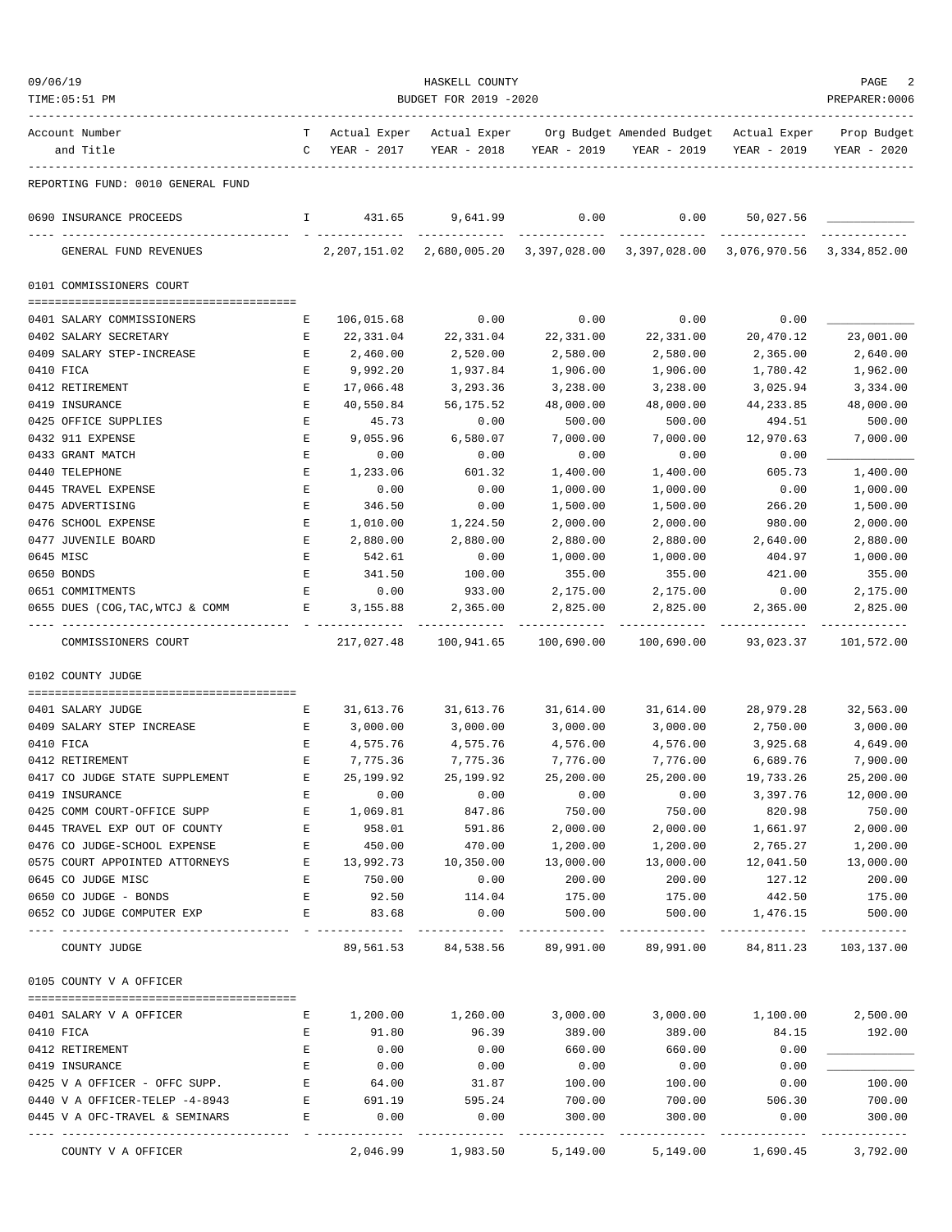REPORTING FUND: 0010 GENERAL FUND

| Account Number and Title | TC | Actual Exper YEAR - 2017 | Actual Exper YEAR - 2018 | Org Budget YEAR - 2019 | Amended Budget YEAR - 2019 | Actual Exper YEAR - 2019 | Prop Budget YEAR - 2020 |
|---|---|---|---|---|---|---|---|
| 0690 INSURANCE PROCEEDS | I | 431.65 | 9,641.99 | 0.00 | 0.00 | 50,027.56 | |
| GENERAL FUND REVENUES | | 2,207,151.02 | 2,680,005.20 | 3,397,028.00 | 3,397,028.00 | 3,076,970.56 | 3,334,852.00 |

## 0101 COMMISSIONERS COURT

| Account Number and Title | TC | Actual Exper YEAR - 2017 | Actual Exper YEAR - 2018 | Org Budget YEAR - 2019 | Amended Budget YEAR - 2019 | Actual Exper YEAR - 2019 | Prop Budget YEAR - 2020 |
|---|---|---|---|---|---|---|---|
| 0401 SALARY COMMISSIONERS | E | 106,015.68 | 0.00 | 0.00 | 0.00 | 0.00 | |
| 0402 SALARY SECRETARY | E | 22,331.04 | 22,331.04 | 22,331.00 | 22,331.00 | 20,470.12 | 23,001.00 |
| 0409 SALARY STEP-INCREASE | E | 2,460.00 | 2,520.00 | 2,580.00 | 2,580.00 | 2,365.00 | 2,640.00 |
| 0410 FICA | E | 9,992.20 | 1,937.84 | 1,906.00 | 1,906.00 | 1,780.42 | 1,962.00 |
| 0412 RETIREMENT | E | 17,066.48 | 3,293.36 | 3,238.00 | 3,238.00 | 3,025.94 | 3,334.00 |
| 0419 INSURANCE | E | 40,550.84 | 56,175.52 | 48,000.00 | 48,000.00 | 44,233.85 | 48,000.00 |
| 0425 OFFICE SUPPLIES | E | 45.73 | 0.00 | 500.00 | 500.00 | 494.51 | 500.00 |
| 0432 911 EXPENSE | E | 9,055.96 | 6,580.07 | 7,000.00 | 7,000.00 | 12,970.63 | 7,000.00 |
| 0433 GRANT MATCH | E | 0.00 | 0.00 | 0.00 | 0.00 | 0.00 | |
| 0440 TELEPHONE | E | 1,233.06 | 601.32 | 1,400.00 | 1,400.00 | 605.73 | 1,400.00 |
| 0445 TRAVEL EXPENSE | E | 0.00 | 0.00 | 1,000.00 | 1,000.00 | 0.00 | 1,000.00 |
| 0475 ADVERTISING | E | 346.50 | 0.00 | 1,500.00 | 1,500.00 | 266.20 | 1,500.00 |
| 0476 SCHOOL EXPENSE | E | 1,010.00 | 1,224.50 | 2,000.00 | 2,000.00 | 980.00 | 2,000.00 |
| 0477 JUVENILE BOARD | E | 2,880.00 | 2,880.00 | 2,880.00 | 2,880.00 | 2,640.00 | 2,880.00 |
| 0645 MISC | E | 542.61 | 0.00 | 1,000.00 | 1,000.00 | 404.97 | 1,000.00 |
| 0650 BONDS | E | 341.50 | 100.00 | 355.00 | 355.00 | 421.00 | 355.00 |
| 0651 COMMITMENTS | E | 0.00 | 933.00 | 2,175.00 | 2,175.00 | 0.00 | 2,175.00 |
| 0655 DUES (COG,TAC,WTCJ & COMM | E | 3,155.88 | 2,365.00 | 2,825.00 | 2,825.00 | 2,365.00 | 2,825.00 |
| COMMISSIONERS COURT | | 217,027.48 | 100,941.65 | 100,690.00 | 100,690.00 | 93,023.37 | 101,572.00 |

## 0102 COUNTY JUDGE

| Account Number and Title | TC | Actual Exper YEAR - 2017 | Actual Exper YEAR - 2018 | Org Budget YEAR - 2019 | Amended Budget YEAR - 2019 | Actual Exper YEAR - 2019 | Prop Budget YEAR - 2020 |
|---|---|---|---|---|---|---|---|
| 0401 SALARY JUDGE | E | 31,613.76 | 31,613.76 | 31,614.00 | 31,614.00 | 28,979.28 | 32,563.00 |
| 0409 SALARY STEP INCREASE | E | 3,000.00 | 3,000.00 | 3,000.00 | 3,000.00 | 2,750.00 | 3,000.00 |
| 0410 FICA | E | 4,575.76 | 4,575.76 | 4,576.00 | 4,576.00 | 3,925.68 | 4,649.00 |
| 0412 RETIREMENT | E | 7,775.36 | 7,775.36 | 7,776.00 | 7,776.00 | 6,689.76 | 7,900.00 |
| 0417 CO JUDGE STATE SUPPLEMENT | E | 25,199.92 | 25,199.92 | 25,200.00 | 25,200.00 | 19,733.26 | 25,200.00 |
| 0419 INSURANCE | E | 0.00 | 0.00 | 0.00 | 0.00 | 3,397.76 | 12,000.00 |
| 0425 COMM COURT-OFFICE SUPP | E | 1,069.81 | 847.86 | 750.00 | 750.00 | 820.98 | 750.00 |
| 0445 TRAVEL EXP OUT OF COUNTY | E | 958.01 | 591.86 | 2,000.00 | 2,000.00 | 1,661.97 | 2,000.00 |
| 0476 CO JUDGE-SCHOOL EXPENSE | E | 450.00 | 470.00 | 1,200.00 | 1,200.00 | 2,765.27 | 1,200.00 |
| 0575 COURT APPOINTED ATTORNEYS | E | 13,992.73 | 10,350.00 | 13,000.00 | 13,000.00 | 12,041.50 | 13,000.00 |
| 0645 CO JUDGE MISC | E | 750.00 | 0.00 | 200.00 | 200.00 | 127.12 | 200.00 |
| 0650 CO JUDGE - BONDS | E | 92.50 | 114.04 | 175.00 | 175.00 | 442.50 | 175.00 |
| 0652 CO JUDGE COMPUTER EXP | E | 83.68 | 0.00 | 500.00 | 500.00 | 1,476.15 | 500.00 |
| COUNTY JUDGE | | 89,561.53 | 84,538.56 | 89,991.00 | 89,991.00 | 84,811.23 | 103,137.00 |

## 0105 COUNTY V A OFFICER

| Account Number and Title | TC | Actual Exper YEAR - 2017 | Actual Exper YEAR - 2018 | Org Budget YEAR - 2019 | Amended Budget YEAR - 2019 | Actual Exper YEAR - 2019 | Prop Budget YEAR - 2020 |
|---|---|---|---|---|---|---|---|
| 0401 SALARY V A OFFICER | E | 1,200.00 | 1,260.00 | 3,000.00 | 3,000.00 | 1,100.00 | 2,500.00 |
| 0410 FICA | E | 91.80 | 96.39 | 389.00 | 389.00 | 84.15 | 192.00 |
| 0412 RETIREMENT | E | 0.00 | 0.00 | 660.00 | 660.00 | 0.00 | |
| 0419 INSURANCE | E | 0.00 | 0.00 | 0.00 | 0.00 | 0.00 | |
| 0425 V A OFFICER - OFFC SUPP. | E | 64.00 | 31.87 | 100.00 | 100.00 | 0.00 | 100.00 |
| 0440 V A OFFICER-TELEP -4-8943 | E | 691.19 | 595.24 | 700.00 | 700.00 | 506.30 | 700.00 |
| 0445 V A OFC-TRAVEL & SEMINARS | E | 0.00 | 0.00 | 300.00 | 300.00 | 0.00 | 300.00 |
| COUNTY V A OFFICER | | 2,046.99 | 1,983.50 | 5,149.00 | 5,149.00 | 1,690.45 | 3,792.00 |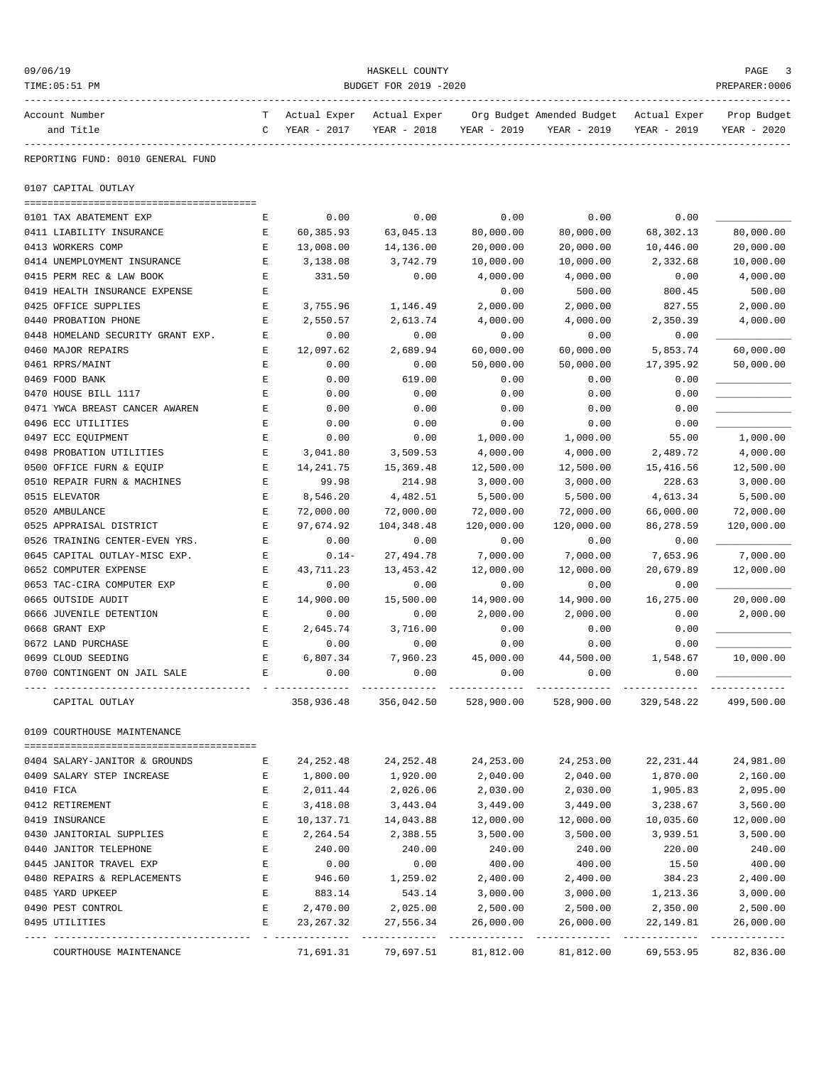HASKELL COUNTY
BUDGET FOR 2019 -2020

09/06/19
TIME:05:51 PM
PREPARER:0006

REPORTING FUND: 0010 GENERAL FUND

## 0107 CAPITAL OUTLAY

| Account Number and Title | TC | Actual Exper YEAR - 2017 | Actual Exper YEAR - 2018 | Org Budget YEAR - 2019 | Amended Budget YEAR - 2019 | Actual Exper YEAR - 2019 | Prop Budget YEAR - 2020 |
|---|---|---|---|---|---|---|---|
| 0101 TAX ABATEMENT EXP | E | 0.00 | 0.00 | 0.00 | 0.00 | 0.00 | ____________ |
| 0411 LIABILITY INSURANCE | E | 60,385.93 | 63,045.13 | 80,000.00 | 80,000.00 | 68,302.13 | 80,000.00 |
| 0413 WORKERS COMP | E | 13,008.00 | 14,136.00 | 20,000.00 | 20,000.00 | 10,446.00 | 20,000.00 |
| 0414 UNEMPLOYMENT INSURANCE | E | 3,138.08 | 3,742.79 | 10,000.00 | 10,000.00 | 2,332.68 | 10,000.00 |
| 0415 PERM REC & LAW BOOK | E | 331.50 | 0.00 | 4,000.00 | 4,000.00 | 0.00 | 4,000.00 |
| 0419 HEALTH INSURANCE EXPENSE | E | | | 0.00 | 500.00 | 800.45 | 500.00 |
| 0425 OFFICE SUPPLIES | E | 3,755.96 | 1,146.49 | 2,000.00 | 2,000.00 | 827.55 | 2,000.00 |
| 0440 PROBATION PHONE | E | 2,550.57 | 2,613.74 | 4,000.00 | 4,000.00 | 2,350.39 | 4,000.00 |
| 0448 HOMELAND SECURITY GRANT EXP. | E | 0.00 | 0.00 | 0.00 | 0.00 | 0.00 | ____________ |
| 0460 MAJOR REPAIRS | E | 12,097.62 | 2,689.94 | 60,000.00 | 60,000.00 | 5,853.74 | 60,000.00 |
| 0461 RPRS/MAINT | E | 0.00 | 0.00 | 50,000.00 | 50,000.00 | 17,395.92 | 50,000.00 |
| 0469 FOOD BANK | E | 0.00 | 619.00 | 0.00 | 0.00 | 0.00 | ____________ |
| 0470 HOUSE BILL 1117 | E | 0.00 | 0.00 | 0.00 | 0.00 | 0.00 | ____________ |
| 0471 YWCA BREAST CANCER AWAREN | E | 0.00 | 0.00 | 0.00 | 0.00 | 0.00 | ____________ |
| 0496 ECC UTILITIES | E | 0.00 | 0.00 | 0.00 | 0.00 | 0.00 | ____________ |
| 0497 ECC EQUIPMENT | E | 0.00 | 0.00 | 1,000.00 | 1,000.00 | 55.00 | 1,000.00 |
| 0498 PROBATION UTILITIES | E | 3,041.80 | 3,509.53 | 4,000.00 | 4,000.00 | 2,489.72 | 4,000.00 |
| 0500 OFFICE FURN & EQUIP | E | 14,241.75 | 15,369.48 | 12,500.00 | 12,500.00 | 15,416.56 | 12,500.00 |
| 0510 REPAIR FURN & MACHINES | E | 99.98 | 214.98 | 3,000.00 | 3,000.00 | 228.63 | 3,000.00 |
| 0515 ELEVATOR | E | 8,546.20 | 4,482.51 | 5,500.00 | 5,500.00 | 4,613.34 | 5,500.00 |
| 0520 AMBULANCE | E | 72,000.00 | 72,000.00 | 72,000.00 | 72,000.00 | 66,000.00 | 72,000.00 |
| 0525 APPRAISAL DISTRICT | E | 97,674.92 | 104,348.48 | 120,000.00 | 120,000.00 | 86,278.59 | 120,000.00 |
| 0526 TRAINING CENTER-EVEN YRS. | E | 0.00 | 0.00 | 0.00 | 0.00 | 0.00 | ____________ |
| 0645 CAPITAL OUTLAY-MISC EXP. | E | 0.14- | 27,494.78 | 7,000.00 | 7,000.00 | 7,653.96 | 7,000.00 |
| 0652 COMPUTER EXPENSE | E | 43,711.23 | 13,453.42 | 12,000.00 | 12,000.00 | 20,679.89 | 12,000.00 |
| 0653 TAC-CIRA COMPUTER EXP | E | 0.00 | 0.00 | 0.00 | 0.00 | 0.00 | ____________ |
| 0665 OUTSIDE AUDIT | E | 14,900.00 | 15,500.00 | 14,900.00 | 14,900.00 | 16,275.00 | 20,000.00 |
| 0666 JUVENILE DETENTION | E | 0.00 | 0.00 | 2,000.00 | 2,000.00 | 0.00 | 2,000.00 |
| 0668 GRANT EXP | E | 2,645.74 | 3,716.00 | 0.00 | 0.00 | 0.00 | ____________ |
| 0672 LAND PURCHASE | E | 0.00 | 0.00 | 0.00 | 0.00 | 0.00 | ____________ |
| 0699 CLOUD SEEDING | E | 6,807.34 | 7,960.23 | 45,000.00 | 44,500.00 | 1,548.67 | 10,000.00 |
| 0700 CONTINGENT ON JAIL SALE | E | 0.00 | 0.00 | 0.00 | 0.00 | 0.00 | ____________ |
| CAPITAL OUTLAY | | 358,936.48 | 356,042.50 | 528,900.00 | 528,900.00 | 329,548.22 | 499,500.00 |

## 0109 COURTHOUSE MAINTENANCE

| Account Number and Title | TC | Actual Exper YEAR - 2017 | Actual Exper YEAR - 2018 | Org Budget YEAR - 2019 | Amended Budget YEAR - 2019 | Actual Exper YEAR - 2019 | Prop Budget YEAR - 2020 |
|---|---|---|---|---|---|---|---|
| 0404 SALARY-JANITOR & GROUNDS | E | 24,252.48 | 24,252.48 | 24,253.00 | 24,253.00 | 22,231.44 | 24,981.00 |
| 0409 SALARY STEP INCREASE | E | 1,800.00 | 1,920.00 | 2,040.00 | 2,040.00 | 1,870.00 | 2,160.00 |
| 0410 FICA | E | 2,011.44 | 2,026.06 | 2,030.00 | 2,030.00 | 1,905.83 | 2,095.00 |
| 0412 RETIREMENT | E | 3,418.08 | 3,443.04 | 3,449.00 | 3,449.00 | 3,238.67 | 3,560.00 |
| 0419 INSURANCE | E | 10,137.71 | 14,043.88 | 12,000.00 | 12,000.00 | 10,035.60 | 12,000.00 |
| 0430 JANITORIAL SUPPLIES | E | 2,264.54 | 2,388.55 | 3,500.00 | 3,500.00 | 3,939.51 | 3,500.00 |
| 0440 JANITOR TELEPHONE | E | 240.00 | 240.00 | 240.00 | 240.00 | 220.00 | 240.00 |
| 0445 JANITOR TRAVEL EXP | E | 0.00 | 0.00 | 400.00 | 400.00 | 15.50 | 400.00 |
| 0480 REPAIRS & REPLACEMENTS | E | 946.60 | 1,259.02 | 2,400.00 | 2,400.00 | 384.23 | 2,400.00 |
| 0485 YARD UPKEEP | E | 883.14 | 543.14 | 3,000.00 | 3,000.00 | 1,213.36 | 3,000.00 |
| 0490 PEST CONTROL | E | 2,470.00 | 2,025.00 | 2,500.00 | 2,500.00 | 2,350.00 | 2,500.00 |
| 0495 UTILITIES | E | 23,267.32 | 27,556.34 | 26,000.00 | 26,000.00 | 22,149.81 | 26,000.00 |
| COURTHOUSE MAINTENANCE | | 71,691.31 | 79,697.51 | 81,812.00 | 81,812.00 | 69,553.95 | 82,836.00 |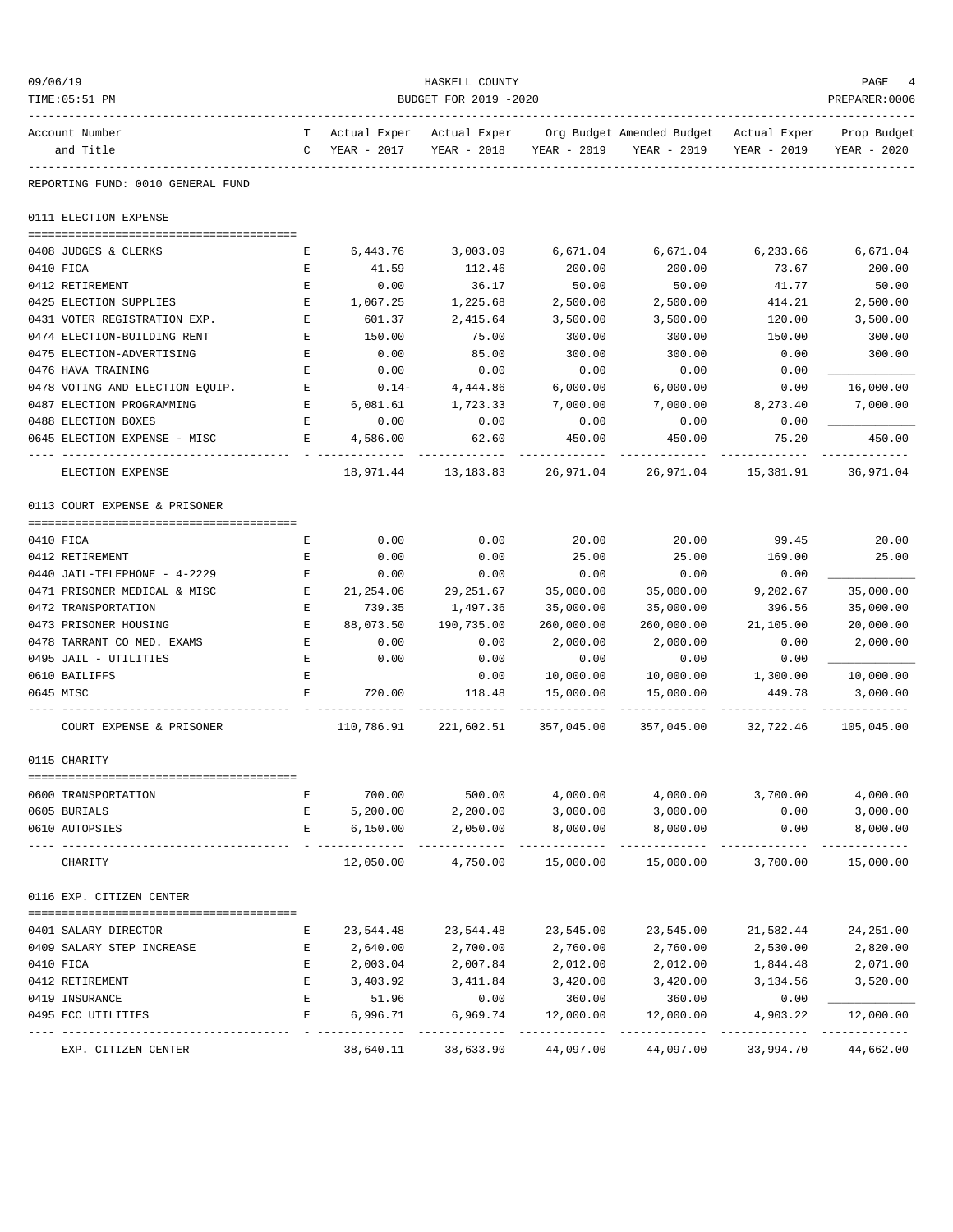REPORTING FUND: 0010 GENERAL FUND

## 0111 ELECTION EXPENSE

| Account Number and Title | TC | Actual Exper YEAR - 2017 | Actual Exper YEAR - 2018 | Org Budget YEAR - 2019 | Amended Budget YEAR - 2019 | Actual Exper YEAR - 2019 | Prop Budget YEAR - 2020 |
|---|---|---|---|---|---|---|---|
| 0408 JUDGES & CLERKS | E | 6,443.76 | 3,003.09 | 6,671.04 | 6,671.04 | 6,233.66 | 6,671.04 |
| 0410 FICA | E | 41.59 | 112.46 | 200.00 | 200.00 | 73.67 | 200.00 |
| 0412 RETIREMENT | E | 0.00 | 36.17 | 50.00 | 50.00 | 41.77 | 50.00 |
| 0425 ELECTION SUPPLIES | E | 1,067.25 | 1,225.68 | 2,500.00 | 2,500.00 | 414.21 | 2,500.00 |
| 0431 VOTER REGISTRATION EXP. | E | 601.37 | 2,415.64 | 3,500.00 | 3,500.00 | 120.00 | 3,500.00 |
| 0474 ELECTION-BUILDING RENT | E | 150.00 | 75.00 | 300.00 | 300.00 | 150.00 | 300.00 |
| 0475 ELECTION-ADVERTISING | E | 0.00 | 85.00 | 300.00 | 300.00 | 0.00 | 300.00 |
| 0476 HAVA TRAINING | E | 0.00 | 0.00 | 0.00 | 0.00 | 0.00 | ___________ |
| 0478 VOTING AND ELECTION EQUIP. | E | 0.14- | 4,444.86 | 6,000.00 | 6,000.00 | 0.00 | 16,000.00 |
| 0487 ELECTION PROGRAMMING | E | 6,081.61 | 1,723.33 | 7,000.00 | 7,000.00 | 8,273.40 | 7,000.00 |
| 0488 ELECTION BOXES | E | 0.00 | 0.00 | 0.00 | 0.00 | 0.00 | ___________ |
| 0645 ELECTION EXPENSE - MISC | E | 4,586.00 | 62.60 | 450.00 | 450.00 | 75.20 | 450.00 |
| ELECTION EXPENSE | | 18,971.44 | 13,183.83 | 26,971.04 | 26,971.04 | 15,381.91 | 36,971.04 |

## 0113 COURT EXPENSE & PRISONER

| Account Number and Title | TC | Actual Exper YEAR - 2017 | Actual Exper YEAR - 2018 | Org Budget YEAR - 2019 | Amended Budget YEAR - 2019 | Actual Exper YEAR - 2019 | Prop Budget YEAR - 2020 |
|---|---|---|---|---|---|---|---|
| 0410 FICA | E | 0.00 | 0.00 | 20.00 | 20.00 | 99.45 | 20.00 |
| 0412 RETIREMENT | E | 0.00 | 0.00 | 25.00 | 25.00 | 169.00 | 25.00 |
| 0440 JAIL-TELEPHONE - 4-2229 | E | 0.00 | 0.00 | 0.00 | 0.00 | 0.00 | ___________ |
| 0471 PRISONER MEDICAL & MISC | E | 21,254.06 | 29,251.67 | 35,000.00 | 35,000.00 | 9,202.67 | 35,000.00 |
| 0472 TRANSPORTATION | E | 739.35 | 1,497.36 | 35,000.00 | 35,000.00 | 396.56 | 35,000.00 |
| 0473 PRISONER HOUSING | E | 88,073.50 | 190,735.00 | 260,000.00 | 260,000.00 | 21,105.00 | 20,000.00 |
| 0478 TARRANT CO MED. EXAMS | E | 0.00 | 0.00 | 2,000.00 | 2,000.00 | 0.00 | 2,000.00 |
| 0495 JAIL - UTILITIES | E | 0.00 | 0.00 | 0.00 | 0.00 | 0.00 | ___________ |
| 0610 BAILIFFS | E | | 0.00 | 10,000.00 | 10,000.00 | 1,300.00 | 10,000.00 |
| 0645 MISC | E | 720.00 | 118.48 | 15,000.00 | 15,000.00 | 449.78 | 3,000.00 |
| COURT EXPENSE & PRISONER | | 110,786.91 | 221,602.51 | 357,045.00 | 357,045.00 | 32,722.46 | 105,045.00 |

## 0115 CHARITY

| Account Number and Title | TC | Actual Exper YEAR - 2017 | Actual Exper YEAR - 2018 | Org Budget YEAR - 2019 | Amended Budget YEAR - 2019 | Actual Exper YEAR - 2019 | Prop Budget YEAR - 2020 |
|---|---|---|---|---|---|---|---|
| 0600 TRANSPORTATION | E | 700.00 | 500.00 | 4,000.00 | 4,000.00 | 3,700.00 | 4,000.00 |
| 0605 BURIALS | E | 5,200.00 | 2,200.00 | 3,000.00 | 3,000.00 | 0.00 | 3,000.00 |
| 0610 AUTOPSIES | E | 6,150.00 | 2,050.00 | 8,000.00 | 8,000.00 | 0.00 | 8,000.00 |
| CHARITY | | 12,050.00 | 4,750.00 | 15,000.00 | 15,000.00 | 3,700.00 | 15,000.00 |

## 0116 EXP. CITIZEN CENTER

| Account Number and Title | TC | Actual Exper YEAR - 2017 | Actual Exper YEAR - 2018 | Org Budget YEAR - 2019 | Amended Budget YEAR - 2019 | Actual Exper YEAR - 2019 | Prop Budget YEAR - 2020 |
|---|---|---|---|---|---|---|---|
| 0401 SALARY DIRECTOR | E | 23,544.48 | 23,544.48 | 23,545.00 | 23,545.00 | 21,582.44 | 24,251.00 |
| 0409 SALARY STEP INCREASE | E | 2,640.00 | 2,700.00 | 2,760.00 | 2,760.00 | 2,530.00 | 2,820.00 |
| 0410 FICA | E | 2,003.04 | 2,007.84 | 2,012.00 | 2,012.00 | 1,844.48 | 2,071.00 |
| 0412 RETIREMENT | E | 3,403.92 | 3,411.84 | 3,420.00 | 3,420.00 | 3,134.56 | 3,520.00 |
| 0419 INSURANCE | E | 51.96 | 0.00 | 360.00 | 360.00 | 0.00 | ___________ |
| 0495 ECC UTILITIES | E | 6,996.71 | 6,969.74 | 12,000.00 | 12,000.00 | 4,903.22 | 12,000.00 |
| EXP. CITIZEN CENTER | | 38,640.11 | 38,633.90 | 44,097.00 | 44,097.00 | 33,994.70 | 44,662.00 |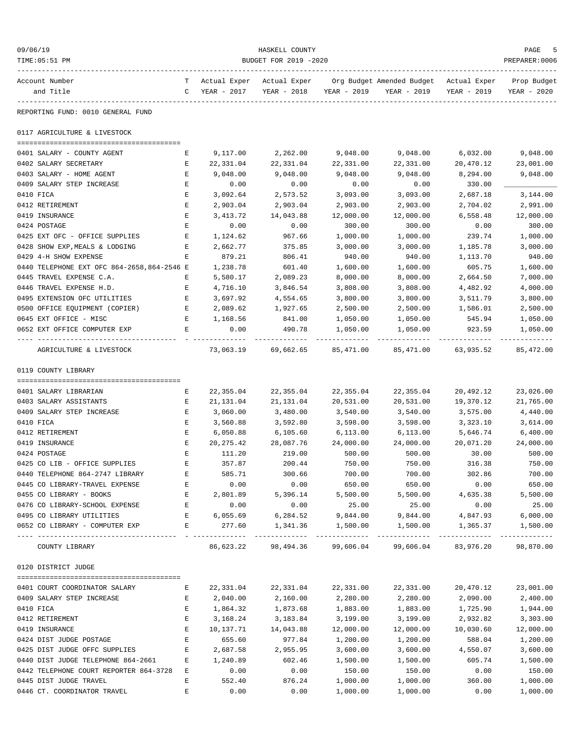REPORTING FUND: 0010 GENERAL FUND

## 0117 AGRICULTURE & LIVESTOCK

| Account Number and Title | TC | Actual Exper YEAR - 2017 | Actual Exper YEAR - 2018 | Org Budget YEAR - 2019 | Amended Budget YEAR - 2019 | Actual Exper YEAR - 2019 | Prop Budget YEAR - 2020 |
|---|---|---|---|---|---|---|---|
| 0401 SALARY - COUNTY AGENT | E | 9,117.00 | 2,262.00 | 9,048.00 | 9,048.00 | 6,032.00 | 9,048.00 |
| 0402 SALARY SECRETARY | E | 22,331.04 | 22,331.04 | 22,331.00 | 22,331.00 | 20,470.12 | 23,001.00 |
| 0403 SALARY - HOME AGENT | E | 9,048.00 | 9,048.00 | 9,048.00 | 9,048.00 | 8,294.00 | 9,048.00 |
| 0409 SALARY STEP INCREASE | E | 0.00 | 0.00 | 0.00 | 0.00 | 330.00 | |
| 0410 FICA | E | 3,092.64 | 2,573.52 | 3,093.00 | 3,093.00 | 2,687.18 | 3,144.00 |
| 0412 RETIREMENT | E | 2,903.04 | 2,903.04 | 2,903.00 | 2,903.00 | 2,704.02 | 2,991.00 |
| 0419 INSURANCE | E | 3,413.72 | 14,043.88 | 12,000.00 | 12,000.00 | 6,558.48 | 12,000.00 |
| 0424 POSTAGE | E | 0.00 | 0.00 | 300.00 | 300.00 | 0.00 | 300.00 |
| 0425 EXT OFC - OFFICE SUPPLIES | E | 1,124.62 | 967.66 | 1,000.00 | 1,000.00 | 239.74 | 1,000.00 |
| 0428 SHOW EXP,MEALS & LODGING | E | 2,662.77 | 375.85 | 3,000.00 | 3,000.00 | 1,185.78 | 3,000.00 |
| 0429 4-H SHOW EXPENSE | E | 879.21 | 806.41 | 940.00 | 940.00 | 1,113.70 | 940.00 |
| 0440 TELEPHONE EXT OFC 864-2658,864-2546 | E | 1,238.78 | 601.40 | 1,600.00 | 1,600.00 | 605.75 | 1,600.00 |
| 0445 TRAVEL EXPENSE C.A. | E | 5,580.17 | 2,089.23 | 8,000.00 | 8,000.00 | 2,664.50 | 7,000.00 |
| 0446 TRAVEL EXPENSE H.D. | E | 4,716.10 | 3,846.54 | 3,808.00 | 3,808.00 | 4,482.92 | 4,000.00 |
| 0495 EXTENSION OFC UTILITIES | E | 3,697.92 | 4,554.65 | 3,800.00 | 3,800.00 | 3,511.79 | 3,800.00 |
| 0500 OFFICE EQUIPMENT (COPIER) | E | 2,089.62 | 1,927.65 | 2,500.00 | 2,500.00 | 1,586.01 | 2,500.00 |
| 0645 EXT OFFICE - MISC | E | 1,168.56 | 841.00 | 1,050.00 | 1,050.00 | 545.94 | 1,050.00 |
| 0652 EXT OFFICE COMPUTER EXP | E | 0.00 | 490.78 | 1,050.00 | 1,050.00 | 923.59 | 1,050.00 |
| AGRICULTURE & LIVESTOCK | | 73,063.19 | 69,662.65 | 85,471.00 | 85,471.00 | 63,935.52 | 85,472.00 |

## 0119 COUNTY LIBRARY

| Account Number and Title | TC | Actual Exper YEAR - 2017 | Actual Exper YEAR - 2018 | Org Budget YEAR - 2019 | Amended Budget YEAR - 2019 | Actual Exper YEAR - 2019 | Prop Budget YEAR - 2020 |
|---|---|---|---|---|---|---|---|
| 0401 SALARY LIBRARIAN | E | 22,355.04 | 22,355.04 | 22,355.04 | 22,355.04 | 20,492.12 | 23,026.00 |
| 0403 SALARY ASSISTANTS | E | 21,131.04 | 21,131.04 | 20,531.00 | 20,531.00 | 19,370.12 | 21,765.00 |
| 0409 SALARY STEP INCREASE | E | 3,060.00 | 3,480.00 | 3,540.00 | 3,540.00 | 3,575.00 | 4,440.00 |
| 0410 FICA | E | 3,560.88 | 3,592.80 | 3,598.00 | 3,598.00 | 3,323.10 | 3,614.00 |
| 0412 RETIREMENT | E | 6,050.88 | 6,105.60 | 6,113.00 | 6,113.00 | 5,646.74 | 6,400.00 |
| 0419 INSURANCE | E | 20,275.42 | 28,087.76 | 24,000.00 | 24,000.00 | 20,071.20 | 24,000.00 |
| 0424 POSTAGE | E | 111.20 | 219.00 | 500.00 | 500.00 | 30.00 | 500.00 |
| 0425 CO LIB - OFFICE SUPPLIES | E | 357.87 | 200.44 | 750.00 | 750.00 | 316.38 | 750.00 |
| 0440 TELEPHONE 864-2747 LIBRARY | E | 585.71 | 300.66 | 700.00 | 700.00 | 302.86 | 700.00 |
| 0445 CO LIBRARY-TRAVEL EXPENSE | E | 0.00 | 0.00 | 650.00 | 650.00 | 0.00 | 650.00 |
| 0455 CO LIBRARY - BOOKS | E | 2,801.89 | 5,396.14 | 5,500.00 | 5,500.00 | 4,635.38 | 5,500.00 |
| 0476 CO LIBRARY-SCHOOL EXPENSE | E | 0.00 | 0.00 | 25.00 | 25.00 | 0.00 | 25.00 |
| 0495 CO LIBRARY UTILITIES | E | 6,055.69 | 6,284.52 | 9,844.00 | 9,844.00 | 4,847.93 | 6,000.00 |
| 0652 CO LIBRARY - COMPUTER EXP | E | 277.60 | 1,341.36 | 1,500.00 | 1,500.00 | 1,365.37 | 1,500.00 |
| COUNTY LIBRARY | | 86,623.22 | 98,494.36 | 99,606.04 | 99,606.04 | 83,976.20 | 98,870.00 |

## 0120 DISTRICT JUDGE

| Account Number and Title | TC | Actual Exper YEAR - 2017 | Actual Exper YEAR - 2018 | Org Budget YEAR - 2019 | Amended Budget YEAR - 2019 | Actual Exper YEAR - 2019 | Prop Budget YEAR - 2020 |
|---|---|---|---|---|---|---|---|
| 0401 COURT COORDINATOR SALARY | E | 22,331.04 | 22,331.04 | 22,331.00 | 22,331.00 | 20,470.12 | 23,001.00 |
| 0409 SALARY STEP INCREASE | E | 2,040.00 | 2,160.00 | 2,280.00 | 2,280.00 | 2,090.00 | 2,400.00 |
| 0410 FICA | E | 1,864.32 | 1,873.68 | 1,883.00 | 1,883.00 | 1,725.90 | 1,944.00 |
| 0412 RETIREMENT | E | 3,168.24 | 3,183.84 | 3,199.00 | 3,199.00 | 2,932.82 | 3,303.00 |
| 0419 INSURANCE | E | 10,137.71 | 14,043.88 | 12,000.00 | 12,000.00 | 10,030.60 | 12,000.00 |
| 0424 DIST JUDGE POSTAGE | E | 655.60 | 977.84 | 1,200.00 | 1,200.00 | 588.04 | 1,200.00 |
| 0425 DIST JUDGE OFFC SUPPLIES | E | 2,687.58 | 2,955.95 | 3,600.00 | 3,600.00 | 4,550.07 | 3,600.00 |
| 0440 DIST JUDGE TELEPHONE 864-2661 | E | 1,240.89 | 602.46 | 1,500.00 | 1,500.00 | 605.74 | 1,500.00 |
| 0442 TELEPHONE COURT REPORTER 864-3728 | E | 0.00 | 0.00 | 150.00 | 150.00 | 0.00 | 150.00 |
| 0445 DIST JUDGE TRAVEL | E | 552.40 | 876.24 | 1,000.00 | 1,000.00 | 360.00 | 1,000.00 |
| 0446 CT. COORDINATOR TRAVEL | E | 0.00 | 0.00 | 1,000.00 | 1,000.00 | 0.00 | 1,000.00 |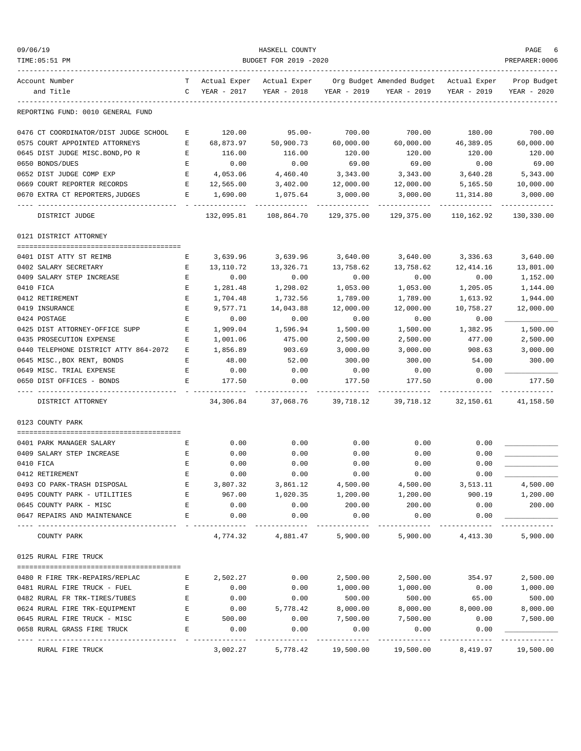HASKELL COUNTY

BUDGET FOR 2019 -2020

09/06/19

TIME:05:51 PM

PREPARER:0006

| Account Number and Title | T C | Actual Exper YEAR - 2017 | Actual Exper YEAR - 2018 | Org Budget YEAR - 2019 | Amended Budget YEAR - 2019 | Actual Exper YEAR - 2019 | Prop Budget YEAR - 2020 |
|---|---|---|---|---|---|---|---|
| REPORTING FUND: 0010 GENERAL FUND | | | | | | | |
| 0476 CT COORDINATOR/DIST JUDGE SCHOOL | E | 120.00 | 95.00- | 700.00 | 700.00 | 180.00 | 700.00 |
| 0575 COURT APPOINTED ATTORNEYS | E | 68,873.97 | 50,900.73 | 60,000.00 | 60,000.00 | 46,389.05 | 60,000.00 |
| 0645 DIST JUDGE MISC.BOND,PO R | E | 116.00 | 116.00 | 120.00 | 120.00 | 120.00 | 120.00 |
| 0650 BONDS/DUES | E | 0.00 | 0.00 | 69.00 | 69.00 | 0.00 | 69.00 |
| 0652 DIST JUDGE COMP EXP | E | 4,053.06 | 4,460.40 | 3,343.00 | 3,343.00 | 3,640.28 | 5,343.00 |
| 0669 COURT REPORTER RECORDS | E | 12,565.00 | 3,402.00 | 12,000.00 | 12,000.00 | 5,165.50 | 10,000.00 |
| 0670 EXTRA CT REPORTERS,JUDGES | E | 1,690.00 | 1,075.64 | 3,000.00 | 3,000.00 | 11,314.80 | 3,000.00 |
| DISTRICT JUDGE | | 132,095.81 | 108,864.70 | 129,375.00 | 129,375.00 | 110,162.92 | 130,330.00 |
| **0121 DISTRICT ATTORNEY** | | | | | | | |
| 0401 DIST ATTY ST REIMB | E | 3,639.96 | 3,639.96 | 3,640.00 | 3,640.00 | 3,336.63 | 3,640.00 |
| 0402 SALARY SECRETARY | E | 13,110.72 | 13,326.71 | 13,758.62 | 13,758.62 | 12,414.16 | 13,801.00 |
| 0409 SALARY STEP INCREASE | E | 0.00 | 0.00 | 0.00 | 0.00 | 0.00 | 1,152.00 |
| 0410 FICA | E | 1,281.48 | 1,298.02 | 1,053.00 | 1,053.00 | 1,205.05 | 1,144.00 |
| 0412 RETIREMENT | E | 1,704.48 | 1,732.56 | 1,789.00 | 1,789.00 | 1,613.92 | 1,944.00 |
| 0419 INSURANCE | E | 9,577.71 | 14,043.88 | 12,000.00 | 12,000.00 | 10,758.27 | 12,000.00 |
| 0424 POSTAGE | E | 0.00 | 0.00 | 0.00 | 0.00 | 0.00 | ____________ |
| 0425 DIST ATTORNEY-OFFICE SUPP | E | 1,909.04 | 1,596.94 | 1,500.00 | 1,500.00 | 1,382.95 | 1,500.00 |
| 0435 PROSECUTION EXPENSE | E | 1,001.06 | 475.00 | 2,500.00 | 2,500.00 | 477.00 | 2,500.00 |
| 0440 TELEPHONE DISTRICT ATTY 864-2072 | E | 1,856.89 | 903.69 | 3,000.00 | 3,000.00 | 908.63 | 3,000.00 |
| 0645 MISC.,BOX RENT, BONDS | E | 48.00 | 52.00 | 300.00 | 300.00 | 54.00 | 300.00 |
| 0649 MISC. TRIAL EXPENSE | E | 0.00 | 0.00 | 0.00 | 0.00 | 0.00 | ____________ |
| 0650 DIST OFFICES - BONDS | E | 177.50 | 0.00 | 177.50 | 177.50 | 0.00 | 177.50 |
| DISTRICT ATTORNEY | | 34,306.84 | 37,068.76 | 39,718.12 | 39,718.12 | 32,150.61 | 41,158.50 |
| **0123 COUNTY PARK** | | | | | | | |
| 0401 PARK MANAGER SALARY | E | 0.00 | 0.00 | 0.00 | 0.00 | 0.00 | ____________ |
| 0409 SALARY STEP INCREASE | E | 0.00 | 0.00 | 0.00 | 0.00 | 0.00 | ____________ |
| 0410 FICA | E | 0.00 | 0.00 | 0.00 | 0.00 | 0.00 | ____________ |
| 0412 RETIREMENT | E | 0.00 | 0.00 | 0.00 | 0.00 | 0.00 | ____________ |
| 0493 CO PARK-TRASH DISPOSAL | E | 3,807.32 | 3,861.12 | 4,500.00 | 4,500.00 | 3,513.11 | 4,500.00 |
| 0495 COUNTY PARK - UTILITIES | E | 967.00 | 1,020.35 | 1,200.00 | 1,200.00 | 900.19 | 1,200.00 |
| 0645 COUNTY PARK - MISC | E | 0.00 | 0.00 | 200.00 | 200.00 | 0.00 | 200.00 |
| 0647 REPAIRS AND MAINTENANCE | E | 0.00 | 0.00 | 0.00 | 0.00 | 0.00 | ____________ |
| COUNTY PARK | | 4,774.32 | 4,881.47 | 5,900.00 | 5,900.00 | 4,413.30 | 5,900.00 |
| **0125 RURAL FIRE TRUCK** | | | | | | | |
| 0480 R FIRE TRK-REPAIRS/REPLAC | E | 2,502.27 | 0.00 | 2,500.00 | 2,500.00 | 354.97 | 2,500.00 |
| 0481 RURAL FIRE TRUCK - FUEL | E | 0.00 | 0.00 | 1,000.00 | 1,000.00 | 0.00 | 1,000.00 |
| 0482 RURAL FR TRK-TIRES/TUBES | E | 0.00 | 0.00 | 500.00 | 500.00 | 65.00 | 500.00 |
| 0624 RURAL FIRE TRK-EQUIPMENT | E | 0.00 | 5,778.42 | 8,000.00 | 8,000.00 | 8,000.00 | 8,000.00 |
| 0645 RURAL FIRE TRUCK - MISC | E | 500.00 | 0.00 | 7,500.00 | 7,500.00 | 0.00 | 7,500.00 |
| 0658 RURAL GRASS FIRE TRUCK | E | 0.00 | 0.00 | 0.00 | 0.00 | 0.00 | ____________ |
| RURAL FIRE TRUCK | | 3,002.27 | 5,778.42 | 19,500.00 | 19,500.00 | 8,419.97 | 19,500.00 |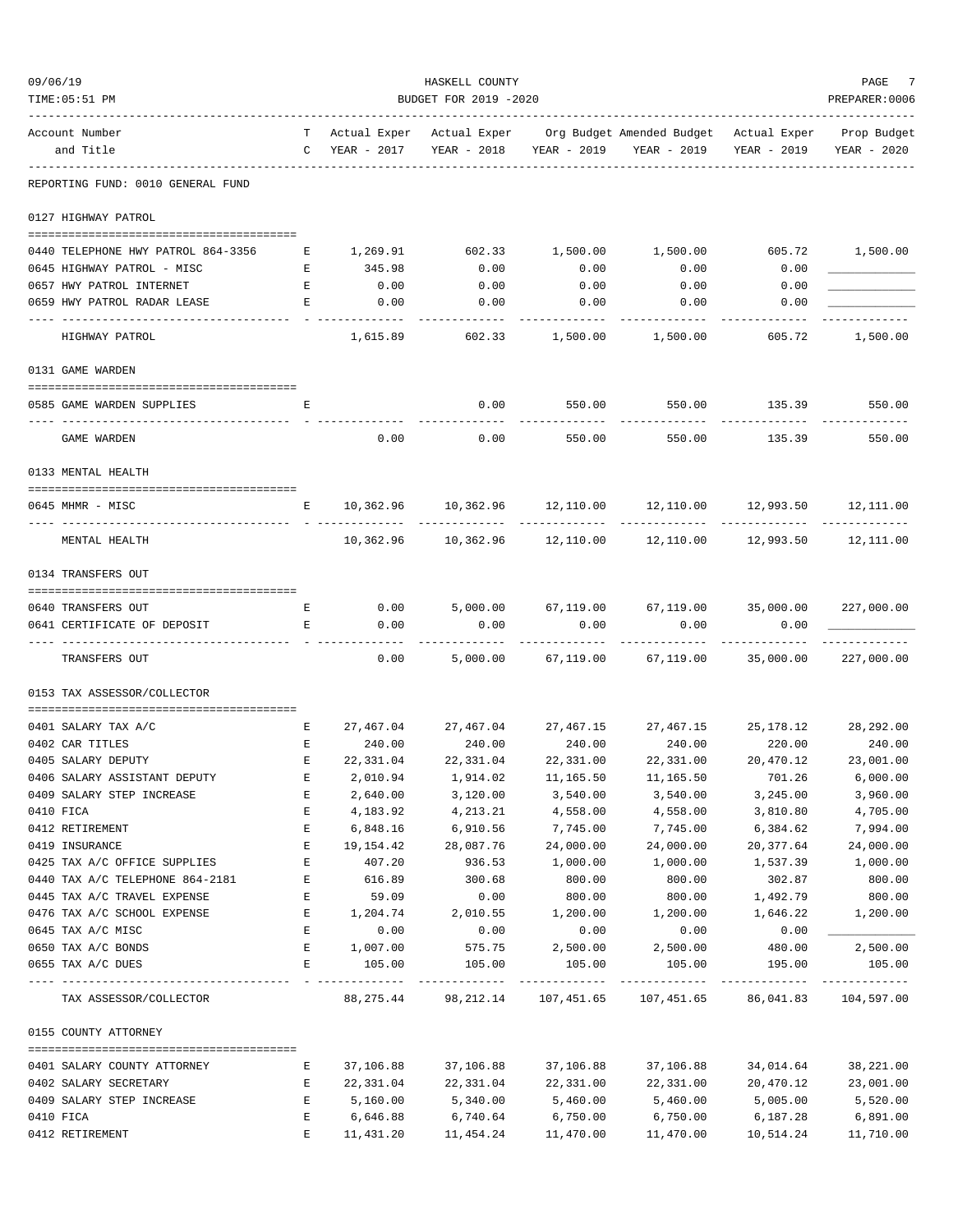REPORTING FUND: 0010 GENERAL FUND

| Account Number and Title | TC | Actual Exper YEAR - 2017 | Actual Exper YEAR - 2018 | Org Budget YEAR - 2019 | Amended Budget YEAR - 2019 | Actual Exper YEAR - 2019 | Prop Budget YEAR - 2020 |
|---|---|---|---|---|---|---|---|
| **0127 HIGHWAY PATROL** | | | | | | | |
| 0440 TELEPHONE HWY PATROL 864-3356 | E | 1,269.91 | 602.33 | 1,500.00 | 1,500.00 | 605.72 | 1,500.00 |
| 0645 HIGHWAY PATROL - MISC | E | 345.98 | 0.00 | 0.00 | 0.00 | 0.00 | ____________ |
| 0657 HWY PATROL INTERNET | E | 0.00 | 0.00 | 0.00 | 0.00 | 0.00 | ____________ |
| 0659 HWY PATROL RADAR LEASE | E | 0.00 | 0.00 | 0.00 | 0.00 | 0.00 | ____________ |
| HIGHWAY PATROL | | 1,615.89 | 602.33 | 1,500.00 | 1,500.00 | 605.72 | 1,500.00 |
| **0131 GAME WARDEN** | | | | | | | |
| 0585 GAME WARDEN SUPPLIES | E | | 0.00 | 550.00 | 550.00 | 135.39 | 550.00 |
| GAME WARDEN | | 0.00 | 0.00 | 550.00 | 550.00 | 135.39 | 550.00 |
| **0133 MENTAL HEALTH** | | | | | | | |
| 0645 MHMR - MISC | E | 10,362.96 | 10,362.96 | 12,110.00 | 12,110.00 | 12,993.50 | 12,111.00 |
| MENTAL HEALTH | | 10,362.96 | 10,362.96 | 12,110.00 | 12,110.00 | 12,993.50 | 12,111.00 |
| **0134 TRANSFERS OUT** | | | | | | | |
| 0640 TRANSFERS OUT | E | 0.00 | 5,000.00 | 67,119.00 | 67,119.00 | 35,000.00 | 227,000.00 |
| 0641 CERTIFICATE OF DEPOSIT | E | 0.00 | 0.00 | 0.00 | 0.00 | 0.00 | ____________ |
| TRANSFERS OUT | | 0.00 | 5,000.00 | 67,119.00 | 67,119.00 | 35,000.00 | 227,000.00 |
| **0153 TAX ASSESSOR/COLLECTOR** | | | | | | | |
| 0401 SALARY TAX A/C | E | 27,467.04 | 27,467.04 | 27,467.15 | 27,467.15 | 25,178.12 | 28,292.00 |
| 0402 CAR TITLES | E | 240.00 | 240.00 | 240.00 | 240.00 | 220.00 | 240.00 |
| 0405 SALARY DEPUTY | E | 22,331.04 | 22,331.04 | 22,331.00 | 22,331.00 | 20,470.12 | 23,001.00 |
| 0406 SALARY ASSISTANT DEPUTY | E | 2,010.94 | 1,914.02 | 11,165.50 | 11,165.50 | 701.26 | 6,000.00 |
| 0409 SALARY STEP INCREASE | E | 2,640.00 | 3,120.00 | 3,540.00 | 3,540.00 | 3,245.00 | 3,960.00 |
| 0410 FICA | E | 4,183.92 | 4,213.21 | 4,558.00 | 4,558.00 | 3,810.80 | 4,705.00 |
| 0412 RETIREMENT | E | 6,848.16 | 6,910.56 | 7,745.00 | 7,745.00 | 6,384.62 | 7,994.00 |
| 0419 INSURANCE | E | 19,154.42 | 28,087.76 | 24,000.00 | 24,000.00 | 20,377.64 | 24,000.00 |
| 0425 TAX A/C OFFICE SUPPLIES | E | 407.20 | 936.53 | 1,000.00 | 1,000.00 | 1,537.39 | 1,000.00 |
| 0440 TAX A/C TELEPHONE 864-2181 | E | 616.89 | 300.68 | 800.00 | 800.00 | 302.87 | 800.00 |
| 0445 TAX A/C TRAVEL EXPENSE | E | 59.09 | 0.00 | 800.00 | 800.00 | 1,492.79 | 800.00 |
| 0476 TAX A/C SCHOOL EXPENSE | E | 1,204.74 | 2,010.55 | 1,200.00 | 1,200.00 | 1,646.22 | 1,200.00 |
| 0645 TAX A/C MISC | E | 0.00 | 0.00 | 0.00 | 0.00 | 0.00 | ____________ |
| 0650 TAX A/C BONDS | E | 1,007.00 | 575.75 | 2,500.00 | 2,500.00 | 480.00 | 2,500.00 |
| 0655 TAX A/C DUES | E | 105.00 | 105.00 | 105.00 | 105.00 | 195.00 | 105.00 |
| TAX ASSESSOR/COLLECTOR | | 88,275.44 | 98,212.14 | 107,451.65 | 107,451.65 | 86,041.83 | 104,597.00 |
| **0155 COUNTY ATTORNEY** | | | | | | | |
| 0401 SALARY COUNTY ATTORNEY | E | 37,106.88 | 37,106.88 | 37,106.88 | 37,106.88 | 34,014.64 | 38,221.00 |
| 0402 SALARY SECRETARY | E | 22,331.04 | 22,331.04 | 22,331.00 | 22,331.00 | 20,470.12 | 23,001.00 |
| 0409 SALARY STEP INCREASE | E | 5,160.00 | 5,340.00 | 5,460.00 | 5,460.00 | 5,005.00 | 5,520.00 |
| 0410 FICA | E | 6,646.88 | 6,740.64 | 6,750.00 | 6,750.00 | 6,187.28 | 6,891.00 |
| 0412 RETIREMENT | E | 11,431.20 | 11,454.24 | 11,470.00 | 11,470.00 | 10,514.24 | 11,710.00 |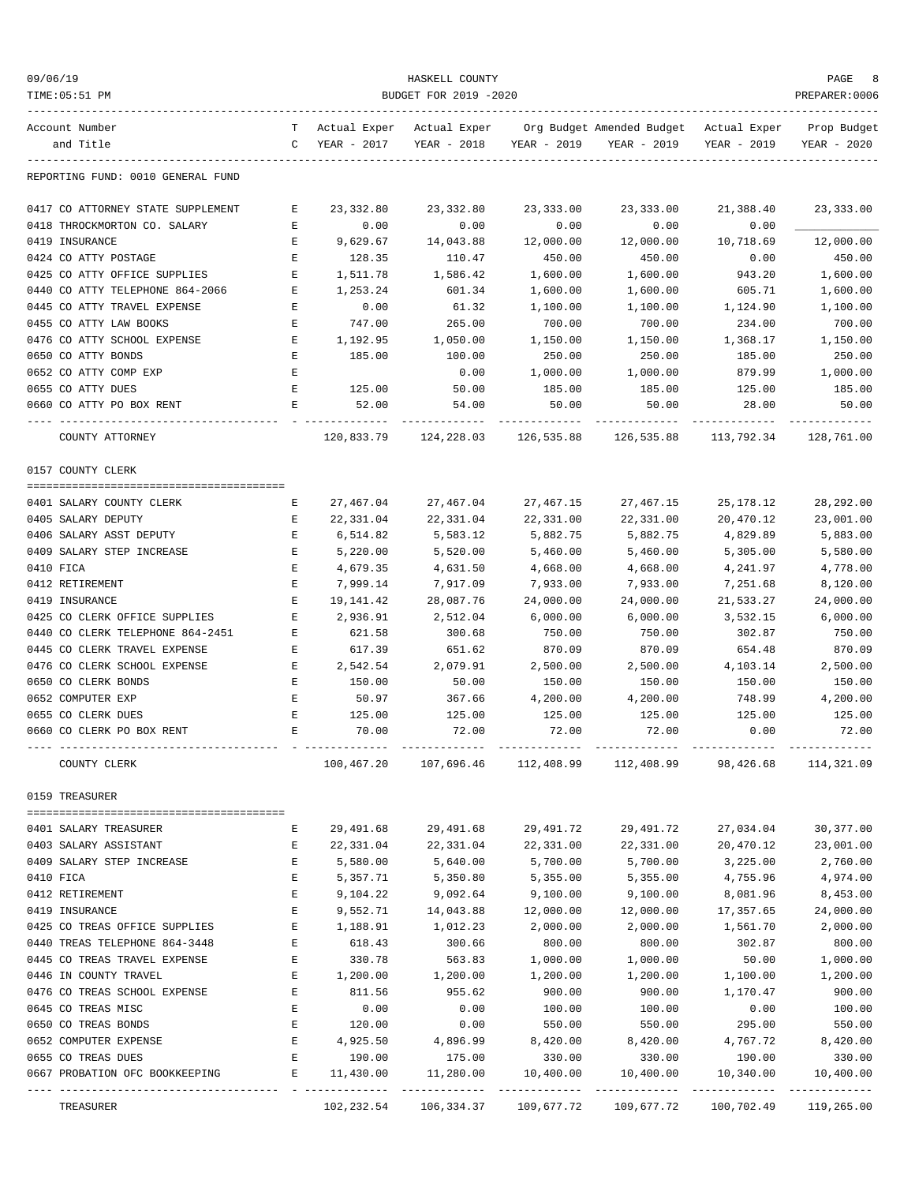| Account Number and Title | T C | Actual Exper YEAR - 2017 | Actual Exper YEAR - 2018 | Org Budget YEAR - 2019 | Amended Budget YEAR - 2019 | Actual Exper YEAR - 2019 | Prop Budget YEAR - 2020 |
|---|---|---|---|---|---|---|---|
| REPORTING FUND: 0010 GENERAL FUND | | | | | | | |
| 0417 CO ATTORNEY STATE SUPPLEMENT | E | 23,332.80 | 23,332.80 | 23,333.00 | 23,333.00 | 21,388.40 | 23,333.00 |
| 0418 THROCKMORTON CO. SALARY | E | 0.00 | 0.00 | 0.00 | 0.00 | 0.00 | ___________ |
| 0419 INSURANCE | E | 9,629.67 | 14,043.88 | 12,000.00 | 12,000.00 | 10,718.69 | 12,000.00 |
| 0424 CO ATTY POSTAGE | E | 128.35 | 110.47 | 450.00 | 450.00 | 0.00 | 450.00 |
| 0425 CO ATTY OFFICE SUPPLIES | E | 1,511.78 | 1,586.42 | 1,600.00 | 1,600.00 | 943.20 | 1,600.00 |
| 0440 CO ATTY TELEPHONE 864-2066 | E | 1,253.24 | 601.34 | 1,600.00 | 1,600.00 | 605.71 | 1,600.00 |
| 0445 CO ATTY TRAVEL EXPENSE | E | 0.00 | 61.32 | 1,100.00 | 1,100.00 | 1,124.90 | 1,100.00 |
| 0455 CO ATTY LAW BOOKS | E | 747.00 | 265.00 | 700.00 | 700.00 | 234.00 | 700.00 |
| 0476 CO ATTY SCHOOL EXPENSE | E | 1,192.95 | 1,050.00 | 1,150.00 | 1,150.00 | 1,368.17 | 1,150.00 |
| 0650 CO ATTY BONDS | E | 185.00 | 100.00 | 250.00 | 250.00 | 185.00 | 250.00 |
| 0652 CO ATTY COMP EXP | E | | 0.00 | 1,000.00 | 1,000.00 | 879.99 | 1,000.00 |
| 0655 CO ATTY DUES | E | 125.00 | 50.00 | 185.00 | 185.00 | 125.00 | 185.00 |
| 0660 CO ATTY PO BOX RENT | E | 52.00 | 54.00 | 50.00 | 50.00 | 28.00 | 50.00 |
| COUNTY ATTORNEY | | 120,833.79 | 124,228.03 | 126,535.88 | 126,535.88 | 113,792.34 | 128,761.00 |
| **0157 COUNTY CLERK** | | | | | | | |
| 0401 SALARY COUNTY CLERK | E | 27,467.04 | 27,467.04 | 27,467.15 | 27,467.15 | 25,178.12 | 28,292.00 |
| 0405 SALARY DEPUTY | E | 22,331.04 | 22,331.04 | 22,331.00 | 22,331.00 | 20,470.12 | 23,001.00 |
| 0406 SALARY ASST DEPUTY | E | 6,514.82 | 5,583.12 | 5,882.75 | 5,882.75 | 4,829.89 | 5,883.00 |
| 0409 SALARY STEP INCREASE | E | 5,220.00 | 5,520.00 | 5,460.00 | 5,460.00 | 5,305.00 | 5,580.00 |
| 0410 FICA | E | 4,679.35 | 4,631.50 | 4,668.00 | 4,668.00 | 4,241.97 | 4,778.00 |
| 0412 RETIREMENT | E | 7,999.14 | 7,917.09 | 7,933.00 | 7,933.00 | 7,251.68 | 8,120.00 |
| 0419 INSURANCE | E | 19,141.42 | 28,087.76 | 24,000.00 | 24,000.00 | 21,533.27 | 24,000.00 |
| 0425 CO CLERK OFFICE SUPPLIES | E | 2,936.91 | 2,512.04 | 6,000.00 | 6,000.00 | 3,532.15 | 6,000.00 |
| 0440 CO CLERK TELEPHONE 864-2451 | E | 621.58 | 300.68 | 750.00 | 750.00 | 302.87 | 750.00 |
| 0445 CO CLERK TRAVEL EXPENSE | E | 617.39 | 651.62 | 870.09 | 870.09 | 654.48 | 870.09 |
| 0476 CO CLERK SCHOOL EXPENSE | E | 2,542.54 | 2,079.91 | 2,500.00 | 2,500.00 | 4,103.14 | 2,500.00 |
| 0650 CO CLERK BONDS | E | 150.00 | 50.00 | 150.00 | 150.00 | 150.00 | 150.00 |
| 0652 COMPUTER EXP | E | 50.97 | 367.66 | 4,200.00 | 4,200.00 | 748.99 | 4,200.00 |
| 0655 CO CLERK DUES | E | 125.00 | 125.00 | 125.00 | 125.00 | 125.00 | 125.00 |
| 0660 CO CLERK PO BOX RENT | E | 70.00 | 72.00 | 72.00 | 72.00 | 0.00 | 72.00 |
| COUNTY CLERK | | 100,467.20 | 107,696.46 | 112,408.99 | 112,408.99 | 98,426.68 | 114,321.09 |
| **0159 TREASURER** | | | | | | | |
| 0401 SALARY TREASURER | E | 29,491.68 | 29,491.68 | 29,491.72 | 29,491.72 | 27,034.04 | 30,377.00 |
| 0403 SALARY ASSISTANT | E | 22,331.04 | 22,331.04 | 22,331.00 | 22,331.00 | 20,470.12 | 23,001.00 |
| 0409 SALARY STEP INCREASE | E | 5,580.00 | 5,640.00 | 5,700.00 | 5,700.00 | 3,225.00 | 2,760.00 |
| 0410 FICA | E | 5,357.71 | 5,350.80 | 5,355.00 | 5,355.00 | 4,755.96 | 4,974.00 |
| 0412 RETIREMENT | E | 9,104.22 | 9,092.64 | 9,100.00 | 9,100.00 | 8,081.96 | 8,453.00 |
| 0419 INSURANCE | E | 9,552.71 | 14,043.88 | 12,000.00 | 12,000.00 | 17,357.65 | 24,000.00 |
| 0425 CO TREAS OFFICE SUPPLIES | E | 1,188.91 | 1,012.23 | 2,000.00 | 2,000.00 | 1,561.70 | 2,000.00 |
| 0440 TREAS TELEPHONE 864-3448 | E | 618.43 | 300.66 | 800.00 | 800.00 | 302.87 | 800.00 |
| 0445 CO TREAS TRAVEL EXPENSE | E | 330.78 | 563.83 | 1,000.00 | 1,000.00 | 50.00 | 1,000.00 |
| 0446 IN COUNTY TRAVEL | E | 1,200.00 | 1,200.00 | 1,200.00 | 1,200.00 | 1,100.00 | 1,200.00 |
| 0476 CO TREAS SCHOOL EXPENSE | E | 811.56 | 955.62 | 900.00 | 900.00 | 1,170.47 | 900.00 |
| 0645 CO TREAS MISC | E | 0.00 | 0.00 | 100.00 | 100.00 | 0.00 | 100.00 |
| 0650 CO TREAS BONDS | E | 120.00 | 0.00 | 550.00 | 550.00 | 295.00 | 550.00 |
| 0652 COMPUTER EXPENSE | E | 4,925.50 | 4,896.99 | 8,420.00 | 8,420.00 | 4,767.72 | 8,420.00 |
| 0655 CO TREAS DUES | E | 190.00 | 175.00 | 330.00 | 330.00 | 190.00 | 330.00 |
| 0667 PROBATION OFC BOOKKEEPING | E | 11,430.00 | 11,280.00 | 10,400.00 | 10,400.00 | 10,340.00 | 10,400.00 |
| TREASURER | | 102,232.54 | 106,334.37 | 109,677.72 | 109,677.72 | 100,702.49 | 119,265.00 |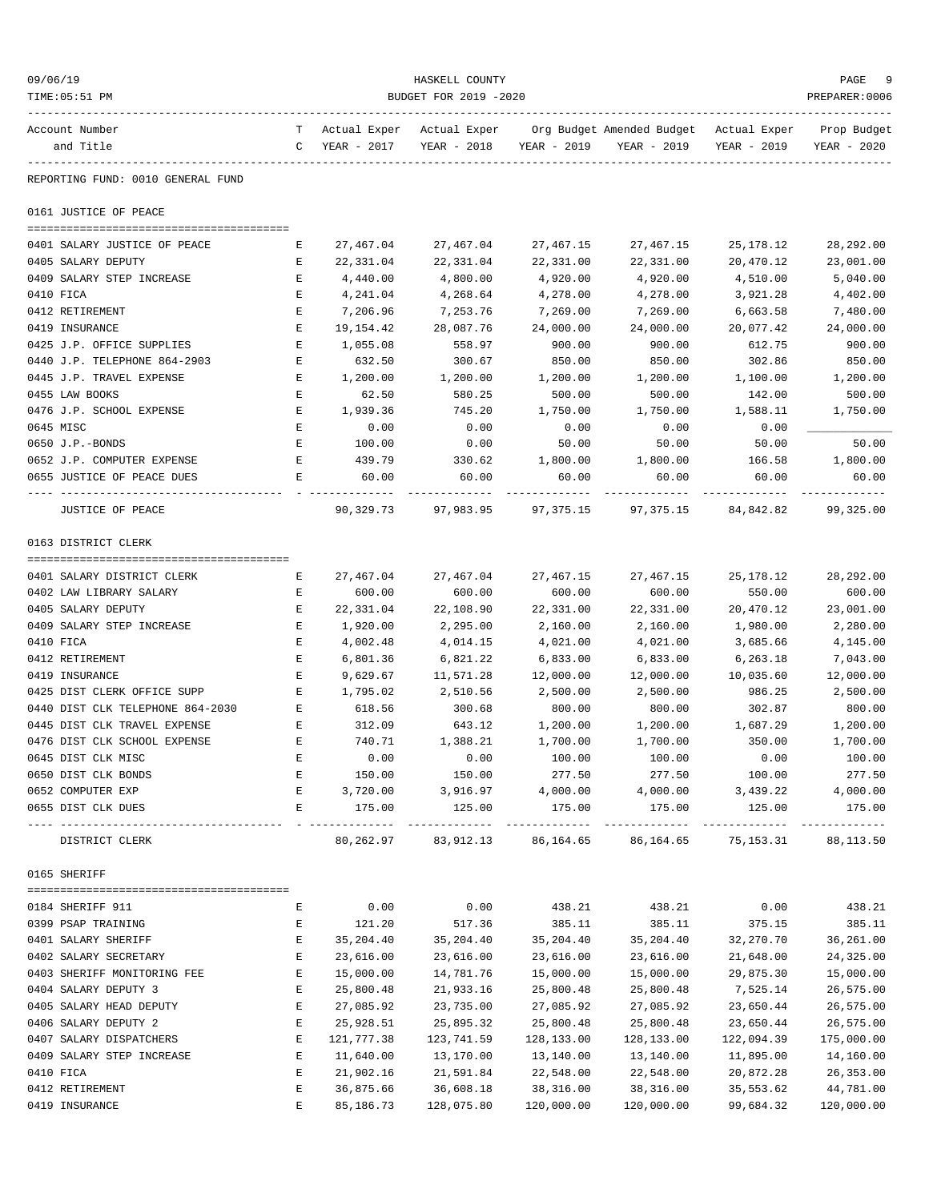REPORTING FUND: 0010 GENERAL FUND

## 0161 JUSTICE OF PEACE

| Account Number and Title | TC | Actual Exper YEAR - 2017 | Actual Exper YEAR - 2018 | Org Budget YEAR - 2019 | Amended Budget YEAR - 2019 | Actual Exper YEAR - 2019 | Prop Budget YEAR - 2020 |
|---|---|---|---|---|---|---|---|
| 0401 SALARY JUSTICE OF PEACE | E | 27,467.04 | 27,467.04 | 27,467.15 | 27,467.15 | 25,178.12 | 28,292.00 |
| 0405 SALARY DEPUTY | E | 22,331.04 | 22,331.04 | 22,331.00 | 22,331.00 | 20,470.12 | 23,001.00 |
| 0409 SALARY STEP INCREASE | E | 4,440.00 | 4,800.00 | 4,920.00 | 4,920.00 | 4,510.00 | 5,040.00 |
| 0410 FICA | E | 4,241.04 | 4,268.64 | 4,278.00 | 4,278.00 | 3,921.28 | 4,402.00 |
| 0412 RETIREMENT | E | 7,206.96 | 7,253.76 | 7,269.00 | 7,269.00 | 6,663.58 | 7,480.00 |
| 0419 INSURANCE | E | 19,154.42 | 28,087.76 | 24,000.00 | 24,000.00 | 20,077.42 | 24,000.00 |
| 0425 J.P. OFFICE SUPPLIES | E | 1,055.08 | 558.97 | 900.00 | 900.00 | 612.75 | 900.00 |
| 0440 J.P. TELEPHONE 864-2903 | E | 632.50 | 300.67 | 850.00 | 850.00 | 302.86 | 850.00 |
| 0445 J.P. TRAVEL EXPENSE | E | 1,200.00 | 1,200.00 | 1,200.00 | 1,200.00 | 1,100.00 | 1,200.00 |
| 0455 LAW BOOKS | E | 62.50 | 580.25 | 500.00 | 500.00 | 142.00 | 500.00 |
| 0476 J.P. SCHOOL EXPENSE | E | 1,939.36 | 745.20 | 1,750.00 | 1,750.00 | 1,588.11 | 1,750.00 |
| 0645 MISC | E | 0.00 | 0.00 | 0.00 | 0.00 | 0.00 | ____________ |
| 0650 J.P.-BONDS | E | 100.00 | 0.00 | 50.00 | 50.00 | 50.00 | 50.00 |
| 0652 J.P. COMPUTER EXPENSE | E | 439.79 | 330.62 | 1,800.00 | 1,800.00 | 166.58 | 1,800.00 |
| 0655 JUSTICE OF PEACE DUES | E | 60.00 | 60.00 | 60.00 | 60.00 | 60.00 | 60.00 |
| JUSTICE OF PEACE | | 90,329.73 | 97,983.95 | 97,375.15 | 97,375.15 | 84,842.82 | 99,325.00 |

## 0163 DISTRICT CLERK

| Account Number and Title | TC | Actual Exper YEAR - 2017 | Actual Exper YEAR - 2018 | Org Budget YEAR - 2019 | Amended Budget YEAR - 2019 | Actual Exper YEAR - 2019 | Prop Budget YEAR - 2020 |
|---|---|---|---|---|---|---|---|
| 0401 SALARY DISTRICT CLERK | E | 27,467.04 | 27,467.04 | 27,467.15 | 27,467.15 | 25,178.12 | 28,292.00 |
| 0402 LAW LIBRARY SALARY | E | 600.00 | 600.00 | 600.00 | 600.00 | 550.00 | 600.00 |
| 0405 SALARY DEPUTY | E | 22,331.04 | 22,108.90 | 22,331.00 | 22,331.00 | 20,470.12 | 23,001.00 |
| 0409 SALARY STEP INCREASE | E | 1,920.00 | 2,295.00 | 2,160.00 | 2,160.00 | 1,980.00 | 2,280.00 |
| 0410 FICA | E | 4,002.48 | 4,014.15 | 4,021.00 | 4,021.00 | 3,685.66 | 4,145.00 |
| 0412 RETIREMENT | E | 6,801.36 | 6,821.22 | 6,833.00 | 6,833.00 | 6,263.18 | 7,043.00 |
| 0419 INSURANCE | E | 9,629.67 | 11,571.28 | 12,000.00 | 12,000.00 | 10,035.60 | 12,000.00 |
| 0425 DIST CLERK OFFICE SUPP | E | 1,795.02 | 2,510.56 | 2,500.00 | 2,500.00 | 986.25 | 2,500.00 |
| 0440 DIST CLK TELEPHONE 864-2030 | E | 618.56 | 300.68 | 800.00 | 800.00 | 302.87 | 800.00 |
| 0445 DIST CLK TRAVEL EXPENSE | E | 312.09 | 643.12 | 1,200.00 | 1,200.00 | 1,687.29 | 1,200.00 |
| 0476 DIST CLK SCHOOL EXPENSE | E | 740.71 | 1,388.21 | 1,700.00 | 1,700.00 | 350.00 | 1,700.00 |
| 0645 DIST CLK MISC | E | 0.00 | 0.00 | 100.00 | 100.00 | 0.00 | 100.00 |
| 0650 DIST CLK BONDS | E | 150.00 | 150.00 | 277.50 | 277.50 | 100.00 | 277.50 |
| 0652 COMPUTER EXP | E | 3,720.00 | 3,916.97 | 4,000.00 | 4,000.00 | 3,439.22 | 4,000.00 |
| 0655 DIST CLK DUES | E | 175.00 | 125.00 | 175.00 | 175.00 | 125.00 | 175.00 |
| DISTRICT CLERK | | 80,262.97 | 83,912.13 | 86,164.65 | 86,164.65 | 75,153.31 | 88,113.50 |

## 0165 SHERIFF

| Account Number and Title | TC | Actual Exper YEAR - 2017 | Actual Exper YEAR - 2018 | Org Budget YEAR - 2019 | Amended Budget YEAR - 2019 | Actual Exper YEAR - 2019 | Prop Budget YEAR - 2020 |
|---|---|---|---|---|---|---|---|
| 0184 SHERIFF 911 | E | 0.00 | 0.00 | 438.21 | 438.21 | 0.00 | 438.21 |
| 0399 PSAP TRAINING | E | 121.20 | 517.36 | 385.11 | 385.11 | 375.15 | 385.11 |
| 0401 SALARY SHERIFF | E | 35,204.40 | 35,204.40 | 35,204.40 | 35,204.40 | 32,270.70 | 36,261.00 |
| 0402 SALARY SECRETARY | E | 23,616.00 | 23,616.00 | 23,616.00 | 23,616.00 | 21,648.00 | 24,325.00 |
| 0403 SHERIFF MONITORING FEE | E | 15,000.00 | 14,781.76 | 15,000.00 | 15,000.00 | 29,875.30 | 15,000.00 |
| 0404 SALARY DEPUTY 3 | E | 25,800.48 | 21,933.16 | 25,800.48 | 25,800.48 | 7,525.14 | 26,575.00 |
| 0405 SALARY HEAD DEPUTY | E | 27,085.92 | 23,735.00 | 27,085.92 | 27,085.92 | 23,650.44 | 26,575.00 |
| 0406 SALARY DEPUTY 2 | E | 25,928.51 | 25,895.32 | 25,800.48 | 25,800.48 | 23,650.44 | 26,575.00 |
| 0407 SALARY DISPATCHERS | E | 121,777.38 | 123,741.59 | 128,133.00 | 128,133.00 | 122,094.39 | 175,000.00 |
| 0409 SALARY STEP INCREASE | E | 11,640.00 | 13,170.00 | 13,140.00 | 13,140.00 | 11,895.00 | 14,160.00 |
| 0410 FICA | E | 21,902.16 | 21,591.84 | 22,548.00 | 22,548.00 | 20,872.28 | 26,353.00 |
| 0412 RETIREMENT | E | 36,875.66 | 36,608.18 | 38,316.00 | 38,316.00 | 35,553.62 | 44,781.00 |
| 0419 INSURANCE | E | 85,186.73 | 128,075.80 | 120,000.00 | 120,000.00 | 99,684.32 | 120,000.00 |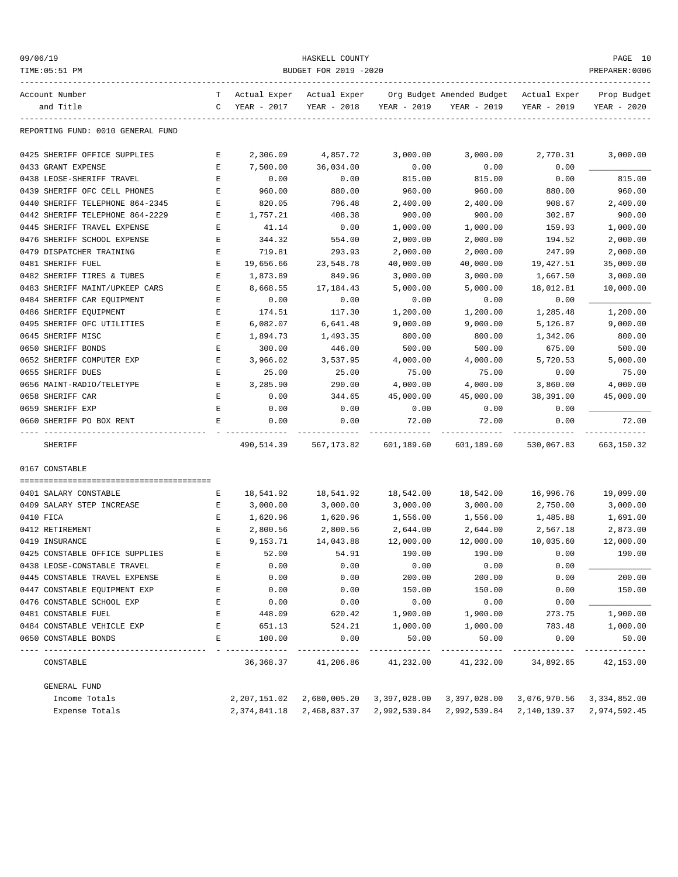HASKELL COUNTY
BUDGET FOR 2019 -2020

| Account Number and Title | T C | Actual Exper YEAR - 2017 | Actual Exper YEAR - 2018 | Org Budget YEAR - 2019 | Amended Budget YEAR - 2019 | Actual Exper YEAR - 2019 | Prop Budget YEAR - 2020 |
|---|---|---|---|---|---|---|---|
| **REPORTING FUND: 0010 GENERAL FUND** | | | | | | | |
| 0425 SHERIFF OFFICE SUPPLIES | E | 2,306.09 | 4,857.72 | 3,000.00 | 3,000.00 | 2,770.31 | 3,000.00 |
| 0433 GRANT EXPENSE | E | 7,500.00 | 36,034.00 | 0.00 | 0.00 | 0.00 | |
| 0438 LEOSE-SHERIFF TRAVEL | E | 0.00 | 0.00 | 815.00 | 815.00 | 0.00 | 815.00 |
| 0439 SHERIFF OFC CELL PHONES | E | 960.00 | 880.00 | 960.00 | 960.00 | 880.00 | 960.00 |
| 0440 SHERIFF TELEPHONE 864-2345 | E | 820.05 | 796.48 | 2,400.00 | 2,400.00 | 908.67 | 2,400.00 |
| 0442 SHERIFF TELEPHONE 864-2229 | E | 1,757.21 | 408.38 | 900.00 | 900.00 | 302.87 | 900.00 |
| 0445 SHERIFF TRAVEL EXPENSE | E | 41.14 | 0.00 | 1,000.00 | 1,000.00 | 159.93 | 1,000.00 |
| 0476 SHERIFF SCHOOL EXPENSE | E | 344.32 | 554.00 | 2,000.00 | 2,000.00 | 194.52 | 2,000.00 |
| 0479 DISPATCHER TRAINING | E | 719.81 | 293.93 | 2,000.00 | 2,000.00 | 247.99 | 2,000.00 |
| 0481 SHERIFF FUEL | E | 19,656.66 | 23,548.78 | 40,000.00 | 40,000.00 | 19,427.51 | 35,000.00 |
| 0482 SHERIFF TIRES & TUBES | E | 1,873.89 | 849.96 | 3,000.00 | 3,000.00 | 1,667.50 | 3,000.00 |
| 0483 SHERIFF MAINT/UPKEEP CARS | E | 8,668.55 | 17,184.43 | 5,000.00 | 5,000.00 | 18,012.81 | 10,000.00 |
| 0484 SHERIFF CAR EQUIPMENT | E | 0.00 | 0.00 | 0.00 | 0.00 | 0.00 | |
| 0486 SHERIFF EQUIPMENT | E | 174.51 | 117.30 | 1,200.00 | 1,200.00 | 1,285.48 | 1,200.00 |
| 0495 SHERIFF OFC UTILITIES | E | 6,082.07 | 6,641.48 | 9,000.00 | 9,000.00 | 5,126.87 | 9,000.00 |
| 0645 SHERIFF MISC | E | 1,894.73 | 1,493.35 | 800.00 | 800.00 | 1,342.06 | 800.00 |
| 0650 SHERIFF BONDS | E | 300.00 | 446.00 | 500.00 | 500.00 | 675.00 | 500.00 |
| 0652 SHERIFF COMPUTER EXP | E | 3,966.02 | 3,537.95 | 4,000.00 | 4,000.00 | 5,720.53 | 5,000.00 |
| 0655 SHERIFF DUES | E | 25.00 | 25.00 | 75.00 | 75.00 | 0.00 | 75.00 |
| 0656 MAINT-RADIO/TELETYPE | E | 3,285.90 | 290.00 | 4,000.00 | 4,000.00 | 3,860.00 | 4,000.00 |
| 0658 SHERIFF CAR | E | 0.00 | 344.65 | 45,000.00 | 45,000.00 | 38,391.00 | 45,000.00 |
| 0659 SHERIFF EXP | E | 0.00 | 0.00 | 0.00 | 0.00 | 0.00 | |
| 0660 SHERIFF PO BOX RENT | E | 0.00 | 0.00 | 72.00 | 72.00 | 0.00 | 72.00 |
| SHERIFF | | 490,514.39 | 567,173.82 | 601,189.60 | 601,189.60 | 530,067.83 | 663,150.32 |
| **0167 CONSTABLE** | | | | | | | |
| 0401 SALARY CONSTABLE | E | 18,541.92 | 18,541.92 | 18,542.00 | 18,542.00 | 16,996.76 | 19,099.00 |
| 0409 SALARY STEP INCREASE | E | 3,000.00 | 3,000.00 | 3,000.00 | 3,000.00 | 2,750.00 | 3,000.00 |
| 0410 FICA | E | 1,620.96 | 1,620.96 | 1,556.00 | 1,556.00 | 1,485.88 | 1,691.00 |
| 0412 RETIREMENT | E | 2,800.56 | 2,800.56 | 2,644.00 | 2,644.00 | 2,567.18 | 2,873.00 |
| 0419 INSURANCE | E | 9,153.71 | 14,043.88 | 12,000.00 | 12,000.00 | 10,035.60 | 12,000.00 |
| 0425 CONSTABLE OFFICE SUPPLIES | E | 52.00 | 54.91 | 190.00 | 190.00 | 0.00 | 190.00 |
| 0438 LEOSE-CONSTABLE TRAVEL | E | 0.00 | 0.00 | 0.00 | 0.00 | 0.00 | |
| 0445 CONSTABLE TRAVEL EXPENSE | E | 0.00 | 0.00 | 200.00 | 200.00 | 0.00 | 200.00 |
| 0447 CONSTABLE EQUIPMENT EXP | E | 0.00 | 0.00 | 150.00 | 150.00 | 0.00 | 150.00 |
| 0476 CONSTABLE SCHOOL EXP | E | 0.00 | 0.00 | 0.00 | 0.00 | 0.00 | |
| 0481 CONSTABLE FUEL | E | 448.09 | 620.42 | 1,900.00 | 1,900.00 | 273.75 | 1,900.00 |
| 0484 CONSTABLE VEHICLE EXP | E | 651.13 | 524.21 | 1,000.00 | 1,000.00 | 783.48 | 1,000.00 |
| 0650 CONSTABLE BONDS | E | 100.00 | 0.00 | 50.00 | 50.00 | 0.00 | 50.00 |
| CONSTABLE | | 36,368.37 | 41,206.86 | 41,232.00 | 41,232.00 | 34,892.65 | 42,153.00 |
| **GENERAL FUND** | | | | | | | |
| Income Totals | | 2,207,151.02 | 2,680,005.20 | 3,397,028.00 | 3,397,028.00 | 3,076,970.56 | 3,334,852.00 |
| Expense Totals | | 2,374,841.18 | 2,468,837.37 | 2,992,539.84 | 2,992,539.84 | 2,140,139.37 | 2,974,592.45 |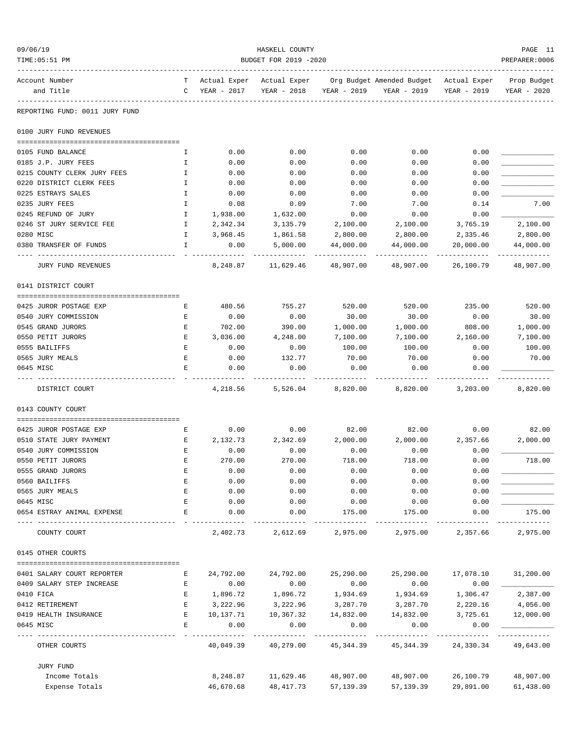HASKELL COUNTY
BUDGET FOR 2019 -2020

REPORTING FUND: 0011 JURY FUND

| Account Number and Title | TC | Actual Exper YEAR - 2017 | Actual Exper YEAR - 2018 | Org Budget YEAR - 2019 | Amended Budget YEAR - 2019 | Actual Exper YEAR - 2019 | Prop Budget YEAR - 2020 |
|---|---|---|---|---|---|---|---|
| **0100 JURY FUND REVENUES** | | | | | | | |
| 0105 FUND BALANCE | I | 0.00 | 0.00 | 0.00 | 0.00 | 0.00 | ____________ |
| 0185 J.P. JURY FEES | I | 0.00 | 0.00 | 0.00 | 0.00 | 0.00 | ____________ |
| 0215 COUNTY CLERK JURY FEES | I | 0.00 | 0.00 | 0.00 | 0.00 | 0.00 | ____________ |
| 0220 DISTRICT CLERK FEES | I | 0.00 | 0.00 | 0.00 | 0.00 | 0.00 | ____________ |
| 0225 ESTRAYS SALES | I | 0.00 | 0.00 | 0.00 | 0.00 | 0.00 | ____________ |
| 0235 JURY FEES | I | 0.08 | 0.09 | 7.00 | 7.00 | 0.14 | 7.00 |
| 0245 REFUND OF JURY | I | 1,938.00 | 1,632.00 | 0.00 | 0.00 | 0.00 | ____________ |
| 0246 ST JURY SERVICE FEE | I | 2,342.34 | 3,135.79 | 2,100.00 | 2,100.00 | 3,765.19 | 2,100.00 |
| 0280 MISC | I | 3,968.45 | 1,861.58 | 2,800.00 | 2,800.00 | 2,335.46 | 2,800.00 |
| 0380 TRANSFER OF FUNDS | I | 0.00 | 5,000.00 | 44,000.00 | 44,000.00 | 20,000.00 | 44,000.00 |
| JURY FUND REVENUES | | 8,248.87 | 11,629.46 | 48,907.00 | 48,907.00 | 26,100.79 | 48,907.00 |
| **0141 DISTRICT COURT** | | | | | | | |
| 0425 JUROR POSTAGE EXP | E | 480.56 | 755.27 | 520.00 | 520.00 | 235.00 | 520.00 |
| 0540 JURY COMMISSION | E | 0.00 | 0.00 | 30.00 | 30.00 | 0.00 | 30.00 |
| 0545 GRAND JURORS | E | 702.00 | 390.00 | 1,000.00 | 1,000.00 | 808.00 | 1,000.00 |
| 0550 PETIT JURORS | E | 3,036.00 | 4,248.00 | 7,100.00 | 7,100.00 | 2,160.00 | 7,100.00 |
| 0555 BAILIFFS | E | 0.00 | 0.00 | 100.00 | 100.00 | 0.00 | 100.00 |
| 0565 JURY MEALS | E | 0.00 | 132.77 | 70.00 | 70.00 | 0.00 | 70.00 |
| 0645 MISC | E | 0.00 | 0.00 | 0.00 | 0.00 | 0.00 | ____________ |
| DISTRICT COURT | | 4,218.56 | 5,526.04 | 8,820.00 | 8,820.00 | 3,203.00 | 8,820.00 |
| **0143 COUNTY COURT** | | | | | | | |
| 0425 JUROR POSTAGE EXP | E | 0.00 | 0.00 | 82.00 | 82.00 | 0.00 | 82.00 |
| 0510 STATE JURY PAYMENT | E | 2,132.73 | 2,342.69 | 2,000.00 | 2,000.00 | 2,357.66 | 2,000.00 |
| 0540 JURY COMMISSION | E | 0.00 | 0.00 | 0.00 | 0.00 | 0.00 | ____________ |
| 0550 PETIT JURORS | E | 270.00 | 270.00 | 718.00 | 718.00 | 0.00 | 718.00 |
| 0555 GRAND JURORS | E | 0.00 | 0.00 | 0.00 | 0.00 | 0.00 | ____________ |
| 0560 BAILIFFS | E | 0.00 | 0.00 | 0.00 | 0.00 | 0.00 | ____________ |
| 0565 JURY MEALS | E | 0.00 | 0.00 | 0.00 | 0.00 | 0.00 | ____________ |
| 0645 MISC | E | 0.00 | 0.00 | 0.00 | 0.00 | 0.00 | ____________ |
| 0654 ESTRAY ANIMAL EXPENSE | E | 0.00 | 0.00 | 175.00 | 175.00 | 0.00 | 175.00 |
| COUNTY COURT | | 2,402.73 | 2,612.69 | 2,975.00 | 2,975.00 | 2,357.66 | 2,975.00 |
| **0145 OTHER COURTS** | | | | | | | |
| 0401 SALARY COURT REPORTER | E | 24,792.00 | 24,792.00 | 25,290.00 | 25,290.00 | 17,078.10 | 31,200.00 |
| 0409 SALARY STEP INCREASE | E | 0.00 | 0.00 | 0.00 | 0.00 | 0.00 | ____________ |
| 0410 FICA | E | 1,896.72 | 1,896.72 | 1,934.69 | 1,934.69 | 1,306.47 | 2,387.00 |
| 0412 RETIREMENT | E | 3,222.96 | 3,222.96 | 3,287.70 | 3,287.70 | 2,220.16 | 4,056.00 |
| 0419 HEALTH INSURANCE | E | 10,137.71 | 10,367.32 | 14,832.00 | 14,832.00 | 3,725.61 | 12,000.00 |
| 0645 MISC | E | 0.00 | 0.00 | 0.00 | 0.00 | 0.00 | ____________ |
| OTHER COURTS | | 40,049.39 | 40,279.00 | 45,344.39 | 45,344.39 | 24,330.34 | 49,643.00 |
| **JURY FUND** | | | | | | | |
| Income Totals | | 8,248.87 | 11,629.46 | 48,907.00 | 48,907.00 | 26,100.79 | 48,907.00 |
| Expense Totals | | 46,670.68 | 48,417.73 | 57,139.39 | 57,139.39 | 29,891.00 | 61,438.00 |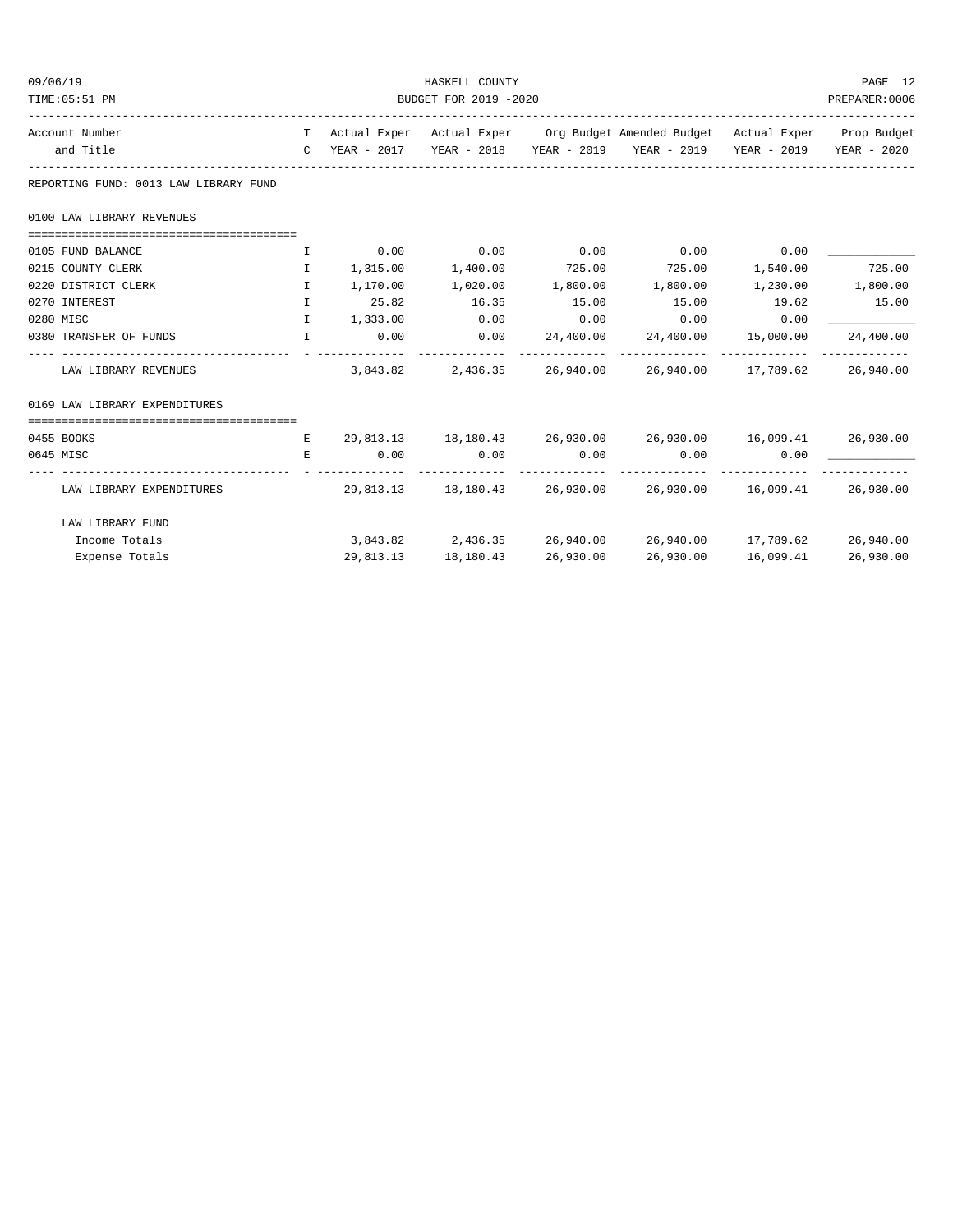HASKELL COUNTY

BUDGET FOR 2019 -2020

REPORTING FUND: 0013 LAW LIBRARY FUND

| Account Number and Title | TC | Actual Exper YEAR - 2017 | Actual Exper YEAR - 2018 | Org Budget YEAR - 2019 | Amended Budget YEAR - 2019 | Actual Exper YEAR - 2019 | Prop Budget YEAR - 2020 |
|---|---|---|---|---|---|---|---|
| **0100 LAW LIBRARY REVENUES** | | | | | | | |
| 0105 FUND BALANCE | I | 0.00 | 0.00 | 0.00 | 0.00 | 0.00 | ____________ |
| 0215 COUNTY CLERK | I | 1,315.00 | 1,400.00 | 725.00 | 725.00 | 1,540.00 | 725.00 |
| 0220 DISTRICT CLERK | I | 1,170.00 | 1,020.00 | 1,800.00 | 1,800.00 | 1,230.00 | 1,800.00 |
| 0270 INTEREST | I | 25.82 | 16.35 | 15.00 | 15.00 | 19.62 | 15.00 |
| 0280 MISC | I | 1,333.00 | 0.00 | 0.00 | 0.00 | 0.00 | ____________ |
| 0380 TRANSFER OF FUNDS | I | 0.00 | 0.00 | 24,400.00 | 24,400.00 | 15,000.00 | 24,400.00 |
| LAW LIBRARY REVENUES | | 3,843.82 | 2,436.35 | 26,940.00 | 26,940.00 | 17,789.62 | 26,940.00 |
| **0169 LAW LIBRARY EXPENDITURES** | | | | | | | |
| 0455 BOOKS | E | 29,813.13 | 18,180.43 | 26,930.00 | 26,930.00 | 16,099.41 | 26,930.00 |
| 0645 MISC | E | 0.00 | 0.00 | 0.00 | 0.00 | 0.00 | ____________ |
| LAW LIBRARY EXPENDITURES | | 29,813.13 | 18,180.43 | 26,930.00 | 26,930.00 | 16,099.41 | 26,930.00 |
| **LAW LIBRARY FUND** | | | | | | | |
| Income Totals | | 3,843.82 | 2,436.35 | 26,940.00 | 26,940.00 | 17,789.62 | 26,940.00 |
| Expense Totals | | 29,813.13 | 18,180.43 | 26,930.00 | 26,930.00 | 16,099.41 | 26,930.00 |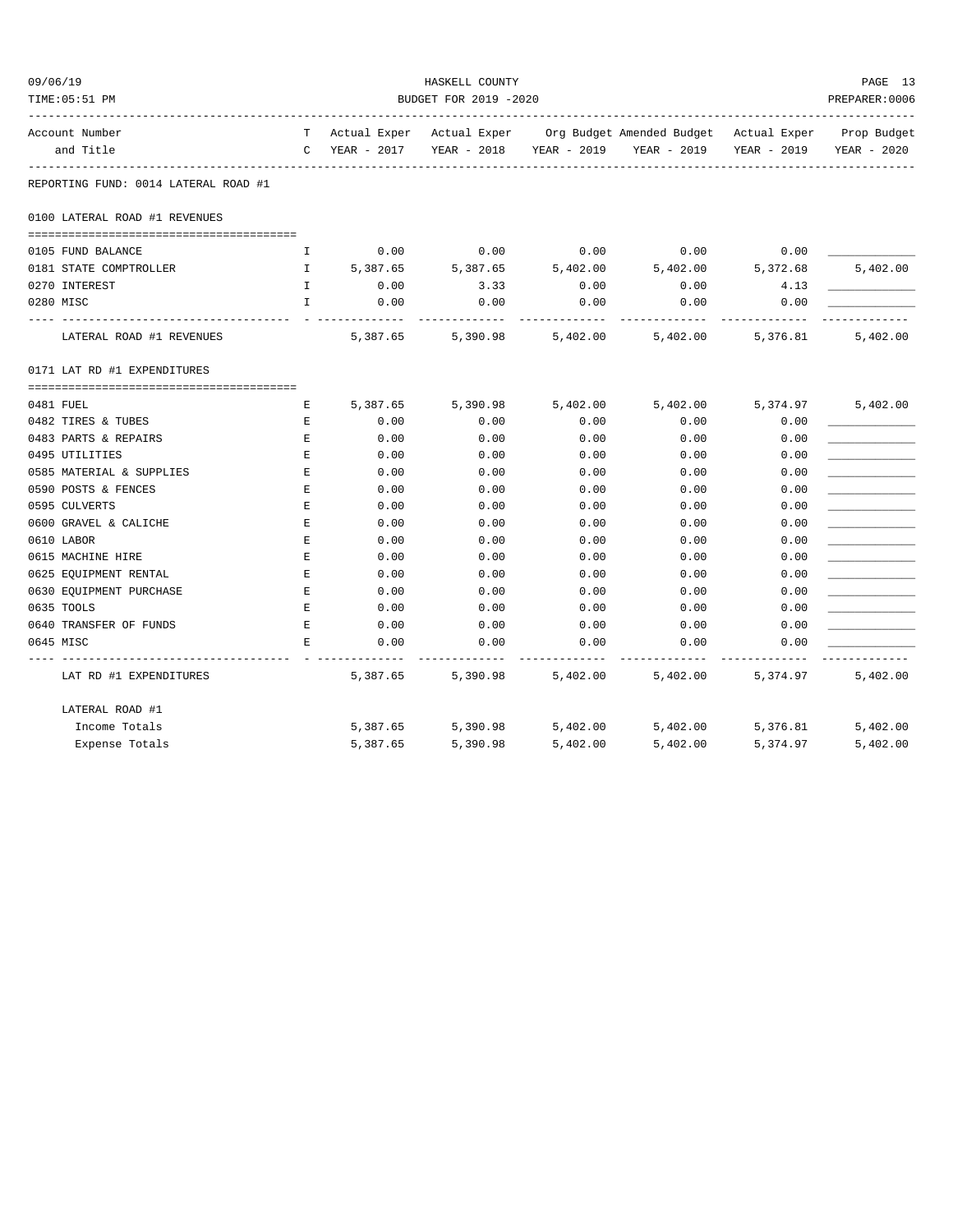HASKELL COUNTY
BUDGET FOR 2019 -2020

REPORTING FUND: 0014 LATERAL ROAD #1

| Account Number and Title | TC | Actual Exper YEAR - 2017 | Actual Exper YEAR - 2018 | Org Budget YEAR - 2019 | Amended Budget YEAR - 2019 | Actual Exper YEAR - 2019 | Prop Budget YEAR - 2020 |
|---|---|---|---|---|---|---|---|
| **0100 LATERAL ROAD #1 REVENUES** | | | | | | | |
| 0105 FUND BALANCE | I | 0.00 | 0.00 | 0.00 | 0.00 | 0.00 | ____________ |
| 0181 STATE COMPTROLLER | I | 5,387.65 | 5,387.65 | 5,402.00 | 5,402.00 | 5,372.68 | 5,402.00 |
| 0270 INTEREST | I | 0.00 | 3.33 | 0.00 | 0.00 | 4.13 | ____________ |
| 0280 MISC | I | 0.00 | 0.00 | 0.00 | 0.00 | 0.00 | ____________ |
| LATERAL ROAD #1 REVENUES | | 5,387.65 | 5,390.98 | 5,402.00 | 5,402.00 | 5,376.81 | 5,402.00 |
| **0171 LAT RD #1 EXPENDITURES** | | | | | | | |
| 0481 FUEL | E | 5,387.65 | 5,390.98 | 5,402.00 | 5,402.00 | 5,374.97 | 5,402.00 |
| 0482 TIRES & TUBES | E | 0.00 | 0.00 | 0.00 | 0.00 | 0.00 | ____________ |
| 0483 PARTS & REPAIRS | E | 0.00 | 0.00 | 0.00 | 0.00 | 0.00 | ____________ |
| 0495 UTILITIES | E | 0.00 | 0.00 | 0.00 | 0.00 | 0.00 | ____________ |
| 0585 MATERIAL & SUPPLIES | E | 0.00 | 0.00 | 0.00 | 0.00 | 0.00 | ____________ |
| 0590 POSTS & FENCES | E | 0.00 | 0.00 | 0.00 | 0.00 | 0.00 | ____________ |
| 0595 CULVERTS | E | 0.00 | 0.00 | 0.00 | 0.00 | 0.00 | ____________ |
| 0600 GRAVEL & CALICHE | E | 0.00 | 0.00 | 0.00 | 0.00 | 0.00 | ____________ |
| 0610 LABOR | E | 0.00 | 0.00 | 0.00 | 0.00 | 0.00 | ____________ |
| 0615 MACHINE HIRE | E | 0.00 | 0.00 | 0.00 | 0.00 | 0.00 | ____________ |
| 0625 EQUIPMENT RENTAL | E | 0.00 | 0.00 | 0.00 | 0.00 | 0.00 | ____________ |
| 0630 EQUIPMENT PURCHASE | E | 0.00 | 0.00 | 0.00 | 0.00 | 0.00 | ____________ |
| 0635 TOOLS | E | 0.00 | 0.00 | 0.00 | 0.00 | 0.00 | ____________ |
| 0640 TRANSFER OF FUNDS | E | 0.00 | 0.00 | 0.00 | 0.00 | 0.00 | ____________ |
| 0645 MISC | E | 0.00 | 0.00 | 0.00 | 0.00 | 0.00 | ____________ |
| LAT RD #1 EXPENDITURES | | 5,387.65 | 5,390.98 | 5,402.00 | 5,402.00 | 5,374.97 | 5,402.00 |
| **LATERAL ROAD #1** | | | | | | | |
| Income Totals | | 5,387.65 | 5,390.98 | 5,402.00 | 5,402.00 | 5,376.81 | 5,402.00 |
| Expense Totals | | 5,387.65 | 5,390.98 | 5,402.00 | 5,402.00 | 5,374.97 | 5,402.00 |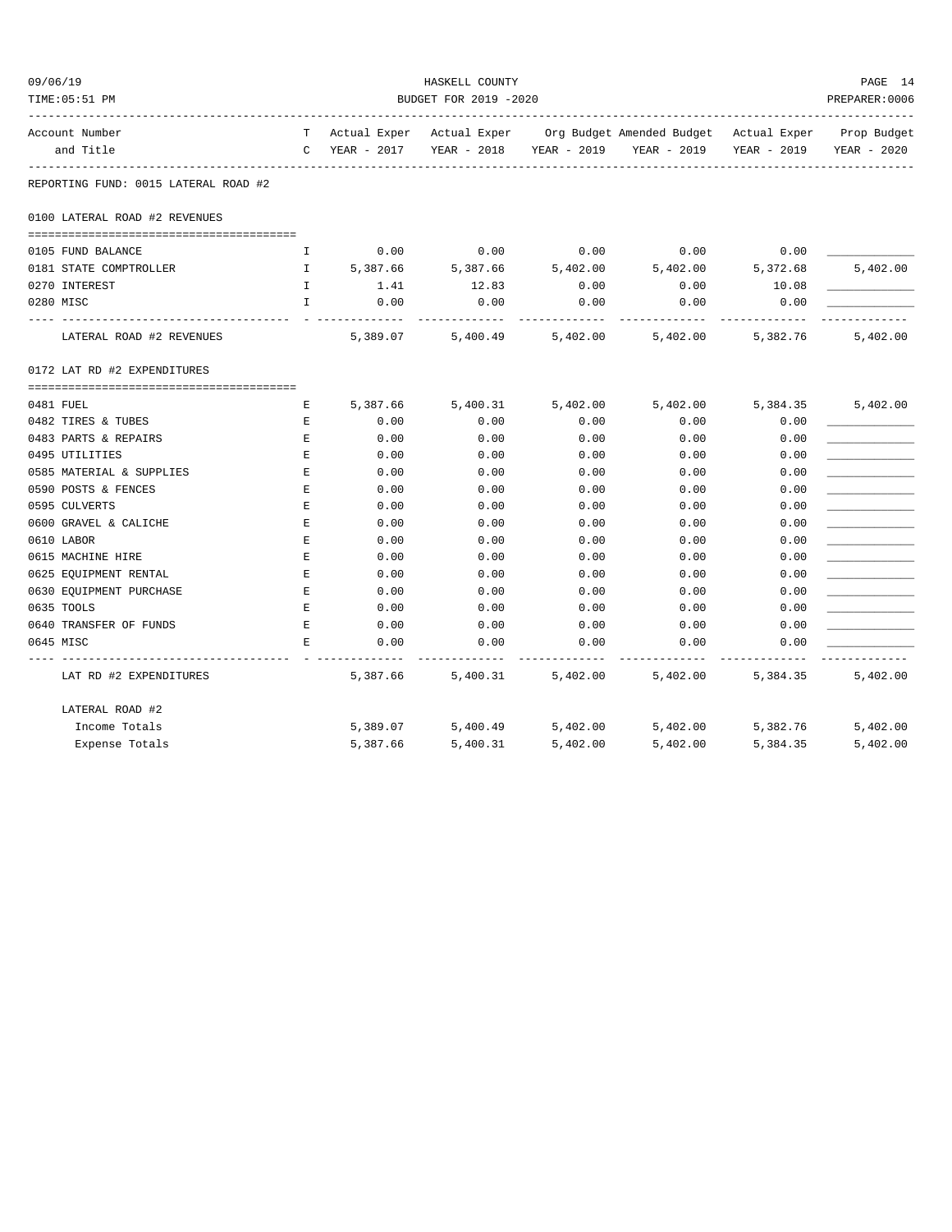HASKELL COUNTY
BUDGET FOR 2019 -2020

| Account Number and Title | T C | Actual Exper YEAR - 2017 | Actual Exper YEAR - 2018 | Org Budget YEAR - 2019 | Amended Budget YEAR - 2019 | Actual Exper YEAR - 2019 | Prop Budget YEAR - 2020 |
|---|---|---|---|---|---|---|---|
| REPORTING FUND: 0015 LATERAL ROAD #2 | | | | | | | |
| 0100 LATERAL ROAD #2 REVENUES | | | | | | | |
| 0105 FUND BALANCE | I | 0.00 | 0.00 | 0.00 | 0.00 | 0.00 | ____________ |
| 0181 STATE COMPTROLLER | I | 5,387.66 | 5,387.66 | 5,402.00 | 5,402.00 | 5,372.68 | 5,402.00 |
| 0270 INTEREST | I | 1.41 | 12.83 | 0.00 | 0.00 | 10.08 | ____________ |
| 0280 MISC | I | 0.00 | 0.00 | 0.00 | 0.00 | 0.00 | ____________ |
| LATERAL ROAD #2 REVENUES | | 5,389.07 | 5,400.49 | 5,402.00 | 5,402.00 | 5,382.76 | 5,402.00 |
| 0172 LAT RD #2 EXPENDITURES | | | | | | | |
| 0481 FUEL | E | 5,387.66 | 5,400.31 | 5,402.00 | 5,402.00 | 5,384.35 | 5,402.00 |
| 0482 TIRES & TUBES | E | 0.00 | 0.00 | 0.00 | 0.00 | 0.00 | ____________ |
| 0483 PARTS & REPAIRS | E | 0.00 | 0.00 | 0.00 | 0.00 | 0.00 | ____________ |
| 0495 UTILITIES | E | 0.00 | 0.00 | 0.00 | 0.00 | 0.00 | ____________ |
| 0585 MATERIAL & SUPPLIES | E | 0.00 | 0.00 | 0.00 | 0.00 | 0.00 | ____________ |
| 0590 POSTS & FENCES | E | 0.00 | 0.00 | 0.00 | 0.00 | 0.00 | ____________ |
| 0595 CULVERTS | E | 0.00 | 0.00 | 0.00 | 0.00 | 0.00 | ____________ |
| 0600 GRAVEL & CALICHE | E | 0.00 | 0.00 | 0.00 | 0.00 | 0.00 | ____________ |
| 0610 LABOR | E | 0.00 | 0.00 | 0.00 | 0.00 | 0.00 | ____________ |
| 0615 MACHINE HIRE | E | 0.00 | 0.00 | 0.00 | 0.00 | 0.00 | ____________ |
| 0625 EQUIPMENT RENTAL | E | 0.00 | 0.00 | 0.00 | 0.00 | 0.00 | ____________ |
| 0630 EQUIPMENT PURCHASE | E | 0.00 | 0.00 | 0.00 | 0.00 | 0.00 | ____________ |
| 0635 TOOLS | E | 0.00 | 0.00 | 0.00 | 0.00 | 0.00 | ____________ |
| 0640 TRANSFER OF FUNDS | E | 0.00 | 0.00 | 0.00 | 0.00 | 0.00 | ____________ |
| 0645 MISC | E | 0.00 | 0.00 | 0.00 | 0.00 | 0.00 | ____________ |
| LAT RD #2 EXPENDITURES | | 5,387.66 | 5,400.31 | 5,402.00 | 5,402.00 | 5,384.35 | 5,402.00 |
| LATERAL ROAD #2 | | | | | | | |
| Income Totals | | 5,389.07 | 5,400.49 | 5,402.00 | 5,402.00 | 5,382.76 | 5,402.00 |
| Expense Totals | | 5,387.66 | 5,400.31 | 5,402.00 | 5,402.00 | 5,384.35 | 5,402.00 |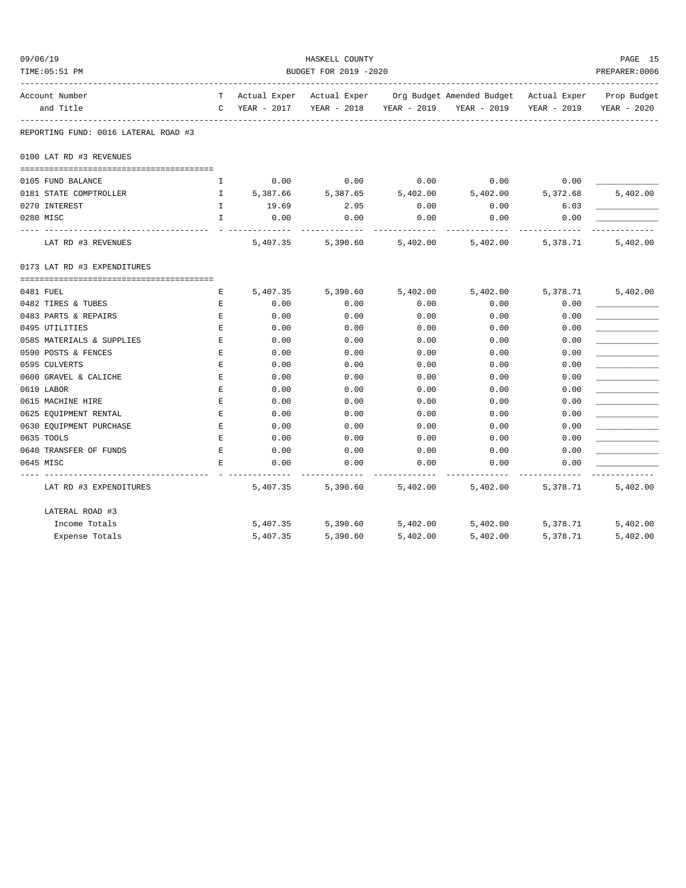REPORTING FUND: 0016 LATERAL ROAD #3

| Account Number and Title | TC | Actual Exper YEAR - 2017 | Actual Exper YEAR - 2018 | Org Budget YEAR - 2019 | Amended Budget YEAR - 2019 | Actual Exper YEAR - 2019 | Prop Budget YEAR - 2020 |
|---|---|---|---|---|---|---|---|
| **0100 LAT RD #3 REVENUES** | | | | | | | |
| 0105 FUND BALANCE | I | 0.00 | 0.00 | 0.00 | 0.00 | 0.00 | ____________ |
| 0181 STATE COMPTROLLER | I | 5,387.66 | 5,387.65 | 5,402.00 | 5,402.00 | 5,372.68 | 5,402.00 |
| 0270 INTEREST | I | 19.69 | 2.95 | 0.00 | 0.00 | 6.03 | ____________ |
| 0280 MISC | I | 0.00 | 0.00 | 0.00 | 0.00 | 0.00 | ____________ |
| LAT RD #3 REVENUES | | 5,407.35 | 5,390.60 | 5,402.00 | 5,402.00 | 5,378.71 | 5,402.00 |
| **0173 LAT RD #3 EXPENDITURES** | | | | | | | |
| 0481 FUEL | E | 5,407.35 | 5,390.60 | 5,402.00 | 5,402.00 | 5,378.71 | 5,402.00 |
| 0482 TIRES & TUBES | E | 0.00 | 0.00 | 0.00 | 0.00 | 0.00 | ____________ |
| 0483 PARTS & REPAIRS | E | 0.00 | 0.00 | 0.00 | 0.00 | 0.00 | ____________ |
| 0495 UTILITIES | E | 0.00 | 0.00 | 0.00 | 0.00 | 0.00 | ____________ |
| 0585 MATERIALS & SUPPLIES | E | 0.00 | 0.00 | 0.00 | 0.00 | 0.00 | ____________ |
| 0590 POSTS & FENCES | E | 0.00 | 0.00 | 0.00 | 0.00 | 0.00 | ____________ |
| 0595 CULVERTS | E | 0.00 | 0.00 | 0.00 | 0.00 | 0.00 | ____________ |
| 0600 GRAVEL & CALICHE | E | 0.00 | 0.00 | 0.00 | 0.00 | 0.00 | ____________ |
| 0610 LABOR | E | 0.00 | 0.00 | 0.00 | 0.00 | 0.00 | ____________ |
| 0615 MACHINE HIRE | E | 0.00 | 0.00 | 0.00 | 0.00 | 0.00 | ____________ |
| 0625 EQUIPMENT RENTAL | E | 0.00 | 0.00 | 0.00 | 0.00 | 0.00 | ____________ |
| 0630 EQUIPMENT PURCHASE | E | 0.00 | 0.00 | 0.00 | 0.00 | 0.00 | ____________ |
| 0635 TOOLS | E | 0.00 | 0.00 | 0.00 | 0.00 | 0.00 | ____________ |
| 0640 TRANSFER OF FUNDS | E | 0.00 | 0.00 | 0.00 | 0.00 | 0.00 | ____________ |
| 0645 MISC | E | 0.00 | 0.00 | 0.00 | 0.00 | 0.00 | ____________ |
| LAT RD #3 EXPENDITURES | | 5,407.35 | 5,390.60 | 5,402.00 | 5,402.00 | 5,378.71 | 5,402.00 |
| **LATERAL ROAD #3** | | | | | | | |
| Income Totals | | 5,407.35 | 5,390.60 | 5,402.00 | 5,402.00 | 5,378.71 | 5,402.00 |
| Expense Totals | | 5,407.35 | 5,390.60 | 5,402.00 | 5,402.00 | 5,378.71 | 5,402.00 |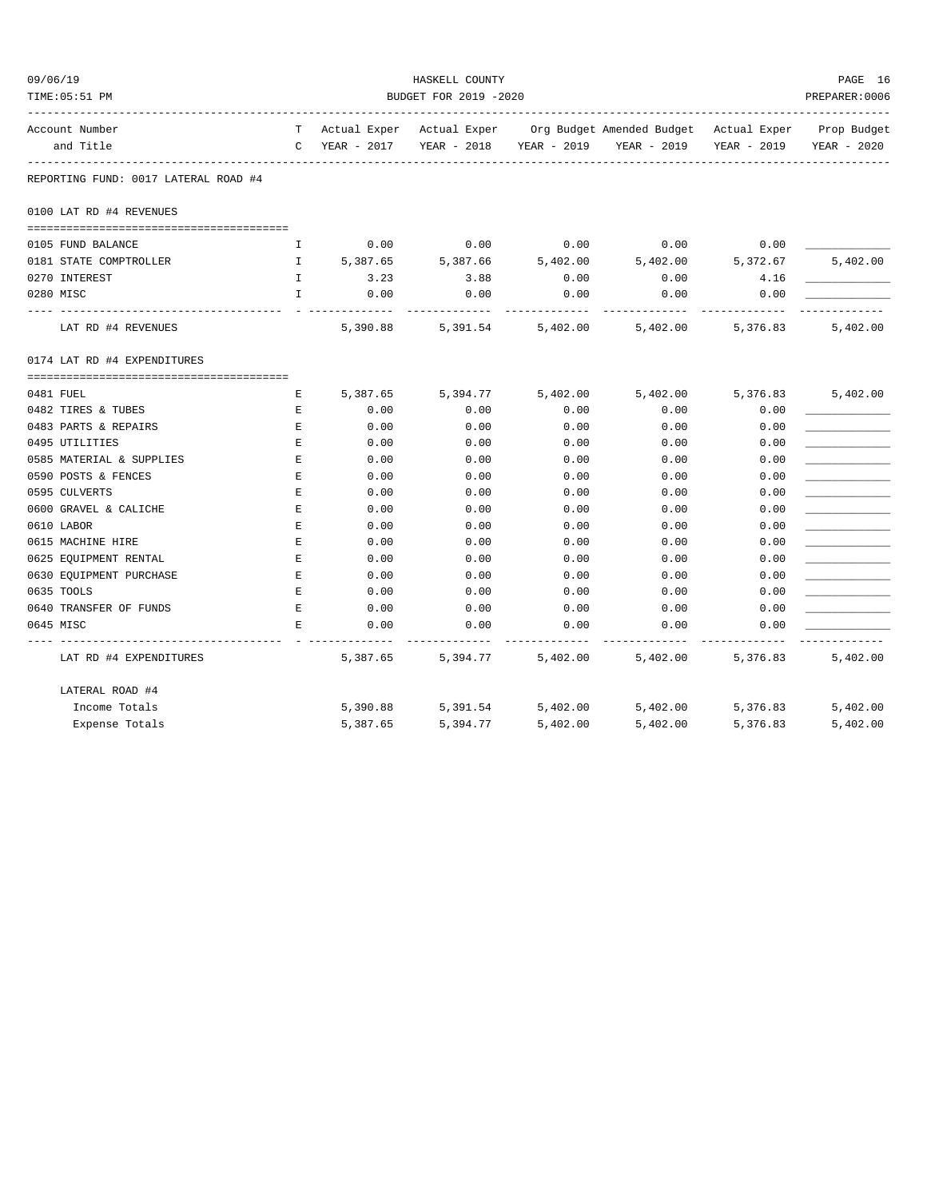HASKELL COUNTY

BUDGET FOR 2019 -2020

09/06/19
TIME:05:51 PM
PREPARER:0006

| Account Number and Title | T C | Actual Exper YEAR - 2017 | Actual Exper YEAR - 2018 | Org Budget YEAR - 2019 | Amended Budget YEAR - 2019 | Actual Exper YEAR - 2019 | Prop Budget YEAR - 2020 |
|---|---|---|---|---|---|---|---|
| REPORTING FUND: 0017 LATERAL ROAD #4 | | | | | | | |
| **0100 LAT RD #4 REVENUES** | | | | | | | |
| 0105 FUND BALANCE | I | 0.00 | 0.00 | 0.00 | 0.00 | 0.00 | ____________ |
| 0181 STATE COMPTROLLER | I | 5,387.65 | 5,387.66 | 5,402.00 | 5,402.00 | 5,372.67 | 5,402.00 |
| 0270 INTEREST | I | 3.23 | 3.88 | 0.00 | 0.00 | 4.16 | ____________ |
| 0280 MISC | I | 0.00 | 0.00 | 0.00 | 0.00 | 0.00 | ____________ |
| LAT RD #4 REVENUES | | 5,390.88 | 5,391.54 | 5,402.00 | 5,402.00 | 5,376.83 | 5,402.00 |
| **0174 LAT RD #4 EXPENDITURES** | | | | | | | |
| 0481 FUEL | E | 5,387.65 | 5,394.77 | 5,402.00 | 5,402.00 | 5,376.83 | 5,402.00 |
| 0482 TIRES & TUBES | E | 0.00 | 0.00 | 0.00 | 0.00 | 0.00 | ____________ |
| 0483 PARTS & REPAIRS | E | 0.00 | 0.00 | 0.00 | 0.00 | 0.00 | ____________ |
| 0495 UTILITIES | E | 0.00 | 0.00 | 0.00 | 0.00 | 0.00 | ____________ |
| 0585 MATERIAL & SUPPLIES | E | 0.00 | 0.00 | 0.00 | 0.00 | 0.00 | ____________ |
| 0590 POSTS & FENCES | E | 0.00 | 0.00 | 0.00 | 0.00 | 0.00 | ____________ |
| 0595 CULVERTS | E | 0.00 | 0.00 | 0.00 | 0.00 | 0.00 | ____________ |
| 0600 GRAVEL & CALICHE | E | 0.00 | 0.00 | 0.00 | 0.00 | 0.00 | ____________ |
| 0610 LABOR | E | 0.00 | 0.00 | 0.00 | 0.00 | 0.00 | ____________ |
| 0615 MACHINE HIRE | E | 0.00 | 0.00 | 0.00 | 0.00 | 0.00 | ____________ |
| 0625 EQUIPMENT RENTAL | E | 0.00 | 0.00 | 0.00 | 0.00 | 0.00 | ____________ |
| 0630 EQUIPMENT PURCHASE | E | 0.00 | 0.00 | 0.00 | 0.00 | 0.00 | ____________ |
| 0635 TOOLS | E | 0.00 | 0.00 | 0.00 | 0.00 | 0.00 | ____________ |
| 0640 TRANSFER OF FUNDS | E | 0.00 | 0.00 | 0.00 | 0.00 | 0.00 | ____________ |
| 0645 MISC | E | 0.00 | 0.00 | 0.00 | 0.00 | 0.00 | ____________ |
| LAT RD #4 EXPENDITURES | | 5,387.65 | 5,394.77 | 5,402.00 | 5,402.00 | 5,376.83 | 5,402.00 |
| **LATERAL ROAD #4** | | | | | | | |
| Income Totals | | 5,390.88 | 5,391.54 | 5,402.00 | 5,402.00 | 5,376.83 | 5,402.00 |
| Expense Totals | | 5,387.65 | 5,394.77 | 5,402.00 | 5,402.00 | 5,376.83 | 5,402.00 |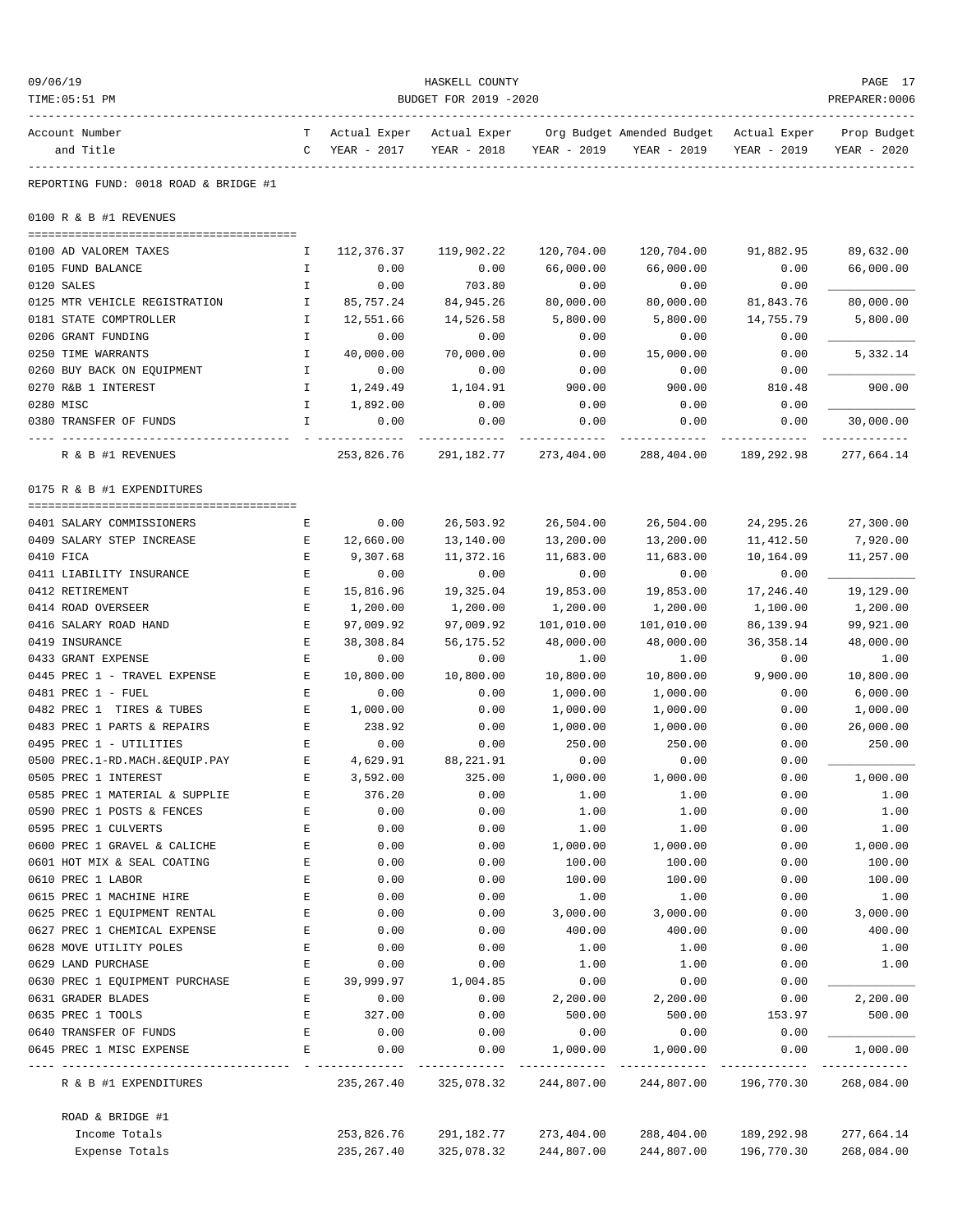HASKELL COUNTY

BUDGET FOR 2019 -2020

| Account Number and Title | TC | Actual Exper YEAR - 2017 | Actual Exper YEAR - 2018 | Org Budget YEAR - 2019 | Amended Budget YEAR - 2019 | Actual Exper YEAR - 2019 | Prop Budget YEAR - 2020 |
|---|---|---|---|---|---|---|---|
| **REPORTING FUND: 0018 ROAD & BRIDGE #1** | | | | | | | |
| **0100 R & B #1 REVENUES** | | | | | | | |
| 0100 AD VALOREM TAXES | I | 112,376.37 | 119,902.22 | 120,704.00 | 120,704.00 | 91,882.95 | 89,632.00 |
| 0105 FUND BALANCE | I | 0.00 | 0.00 | 66,000.00 | 66,000.00 | 0.00 | 66,000.00 |
| 0120 SALES | I | 0.00 | 703.80 | 0.00 | 0.00 | 0.00 | |
| 0125 MTR VEHICLE REGISTRATION | I | 85,757.24 | 84,945.26 | 80,000.00 | 80,000.00 | 81,843.76 | 80,000.00 |
| 0181 STATE COMPTROLLER | I | 12,551.66 | 14,526.58 | 5,800.00 | 5,800.00 | 14,755.79 | 5,800.00 |
| 0206 GRANT FUNDING | I | 0.00 | 0.00 | 0.00 | 0.00 | 0.00 | |
| 0250 TIME WARRANTS | I | 40,000.00 | 70,000.00 | 0.00 | 15,000.00 | 0.00 | 5,332.14 |
| 0260 BUY BACK ON EQUIPMENT | I | 0.00 | 0.00 | 0.00 | 0.00 | 0.00 | |
| 0270 R&B 1 INTEREST | I | 1,249.49 | 1,104.91 | 900.00 | 900.00 | 810.48 | 900.00 |
| 0280 MISC | I | 1,892.00 | 0.00 | 0.00 | 0.00 | 0.00 | |
| 0380 TRANSFER OF FUNDS | I | 0.00 | 0.00 | 0.00 | 0.00 | 0.00 | 30,000.00 |
| R & B #1 REVENUES | | 253,826.76 | 291,182.77 | 273,404.00 | 288,404.00 | 189,292.98 | 277,664.14 |
| **0175 R & B #1 EXPENDITURES** | | | | | | | |
| 0401 SALARY COMMISSIONERS | E | 0.00 | 26,503.92 | 26,504.00 | 26,504.00 | 24,295.26 | 27,300.00 |
| 0409 SALARY STEP INCREASE | E | 12,660.00 | 13,140.00 | 13,200.00 | 13,200.00 | 11,412.50 | 7,920.00 |
| 0410 FICA | E | 9,307.68 | 11,372.16 | 11,683.00 | 11,683.00 | 10,164.09 | 11,257.00 |
| 0411 LIABILITY INSURANCE | E | 0.00 | 0.00 | 0.00 | 0.00 | 0.00 | |
| 0412 RETIREMENT | E | 15,816.96 | 19,325.04 | 19,853.00 | 19,853.00 | 17,246.40 | 19,129.00 |
| 0414 ROAD OVERSEER | E | 1,200.00 | 1,200.00 | 1,200.00 | 1,200.00 | 1,100.00 | 1,200.00 |
| 0416 SALARY ROAD HAND | E | 97,009.92 | 97,009.92 | 101,010.00 | 101,010.00 | 86,139.94 | 99,921.00 |
| 0419 INSURANCE | E | 38,308.84 | 56,175.52 | 48,000.00 | 48,000.00 | 36,358.14 | 48,000.00 |
| 0433 GRANT EXPENSE | E | 0.00 | 0.00 | 1.00 | 1.00 | 0.00 | 1.00 |
| 0445 PREC 1 - TRAVEL EXPENSE | E | 10,800.00 | 10,800.00 | 10,800.00 | 10,800.00 | 9,900.00 | 10,800.00 |
| 0481 PREC 1 - FUEL | E | 0.00 | 0.00 | 1,000.00 | 1,000.00 | 0.00 | 6,000.00 |
| 0482 PREC 1 TIRES & TUBES | E | 1,000.00 | 0.00 | 1,000.00 | 1,000.00 | 0.00 | 1,000.00 |
| 0483 PREC 1 PARTS & REPAIRS | E | 238.92 | 0.00 | 1,000.00 | 1,000.00 | 0.00 | 26,000.00 |
| 0495 PREC 1 - UTILITIES | E | 0.00 | 0.00 | 250.00 | 250.00 | 0.00 | 250.00 |
| 0500 PREC.1-RD.MACH.&EQUIP.PAY | E | 4,629.91 | 88,221.91 | 0.00 | 0.00 | 0.00 | |
| 0505 PREC 1 INTEREST | E | 3,592.00 | 325.00 | 1,000.00 | 1,000.00 | 0.00 | 1,000.00 |
| 0585 PREC 1 MATERIAL & SUPPLIE | E | 376.20 | 0.00 | 1.00 | 1.00 | 0.00 | 1.00 |
| 0590 PREC 1 POSTS & FENCES | E | 0.00 | 0.00 | 1.00 | 1.00 | 0.00 | 1.00 |
| 0595 PREC 1 CULVERTS | E | 0.00 | 0.00 | 1.00 | 1.00 | 0.00 | 1.00 |
| 0600 PREC 1 GRAVEL & CALICHE | E | 0.00 | 0.00 | 1,000.00 | 1,000.00 | 0.00 | 1,000.00 |
| 0601 HOT MIX & SEAL COATING | E | 0.00 | 0.00 | 100.00 | 100.00 | 0.00 | 100.00 |
| 0610 PREC 1 LABOR | E | 0.00 | 0.00 | 100.00 | 100.00 | 0.00 | 100.00 |
| 0615 PREC 1 MACHINE HIRE | E | 0.00 | 0.00 | 1.00 | 1.00 | 0.00 | 1.00 |
| 0625 PREC 1 EQUIPMENT RENTAL | E | 0.00 | 0.00 | 3,000.00 | 3,000.00 | 0.00 | 3,000.00 |
| 0627 PREC 1 CHEMICAL EXPENSE | E | 0.00 | 0.00 | 400.00 | 400.00 | 0.00 | 400.00 |
| 0628 MOVE UTILITY POLES | E | 0.00 | 0.00 | 1.00 | 1.00 | 0.00 | 1.00 |
| 0629 LAND PURCHASE | E | 0.00 | 0.00 | 1.00 | 1.00 | 0.00 | 1.00 |
| 0630 PREC 1 EQUIPMENT PURCHASE | E | 39,999.97 | 1,004.85 | 0.00 | 0.00 | 0.00 | |
| 0631 GRADER BLADES | E | 0.00 | 0.00 | 2,200.00 | 2,200.00 | 0.00 | 2,200.00 |
| 0635 PREC 1 TOOLS | E | 327.00 | 0.00 | 500.00 | 500.00 | 153.97 | 500.00 |
| 0640 TRANSFER OF FUNDS | E | 0.00 | 0.00 | 0.00 | 0.00 | 0.00 | |
| 0645 PREC 1 MISC EXPENSE | E | 0.00 | 0.00 | 1,000.00 | 1,000.00 | 0.00 | 1,000.00 |
| R & B #1 EXPENDITURES | | 235,267.40 | 325,078.32 | 244,807.00 | 244,807.00 | 196,770.30 | 268,084.00 |
| **ROAD & BRIDGE #1** | | | | | | | |
| Income Totals | | 253,826.76 | 291,182.77 | 273,404.00 | 288,404.00 | 189,292.98 | 277,664.14 |
| Expense Totals | | 235,267.40 | 325,078.32 | 244,807.00 | 244,807.00 | 196,770.30 | 268,084.00 |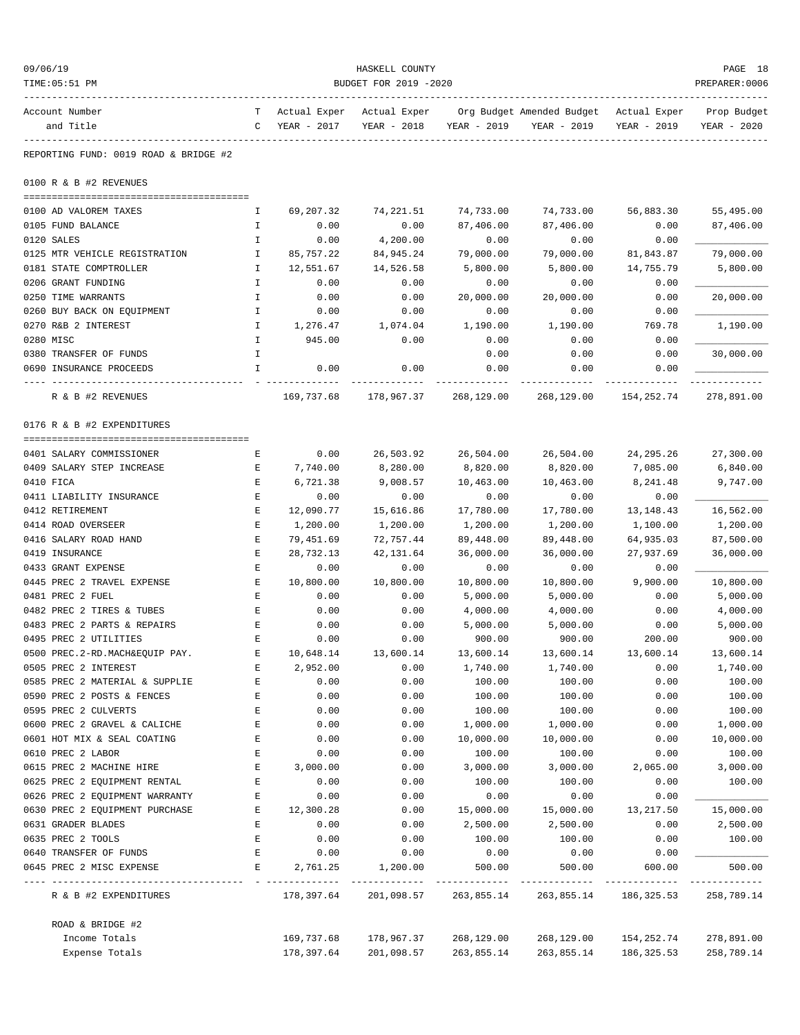HASKELL COUNTY

BUDGET FOR 2019 -2020

09/06/19
TIME:05:51 PM
PREPARER:0006

REPORTING FUND: 0019 ROAD & BRIDGE #2

## 0100 R & B #2 REVENUES

| Account Number and Title | TC | Actual Exper YEAR - 2017 | Actual Exper YEAR - 2018 | Org Budget YEAR - 2019 | Amended Budget YEAR - 2019 | Actual Exper YEAR - 2019 | Prop Budget YEAR - 2020 |
|---|---|---|---|---|---|---|---|
| 0100 AD VALOREM TAXES | I | 69,207.32 | 74,221.51 | 74,733.00 | 74,733.00 | 56,883.30 | 55,495.00 |
| 0105 FUND BALANCE | I | 0.00 | 0.00 | 87,406.00 | 87,406.00 | 0.00 | 87,406.00 |
| 0120 SALES | I | 0.00 | 4,200.00 | 0.00 | 0.00 | 0.00 | ____________ |
| 0125 MTR VEHICLE REGISTRATION | I | 85,757.22 | 84,945.24 | 79,000.00 | 79,000.00 | 81,843.87 | 79,000.00 |
| 0181 STATE COMPTROLLER | I | 12,551.67 | 14,526.58 | 5,800.00 | 5,800.00 | 14,755.79 | 5,800.00 |
| 0206 GRANT FUNDING | I | 0.00 | 0.00 | 0.00 | 0.00 | 0.00 | ____________ |
| 0250 TIME WARRANTS | I | 0.00 | 0.00 | 20,000.00 | 20,000.00 | 0.00 | 20,000.00 |
| 0260 BUY BACK ON EQUIPMENT | I | 0.00 | 0.00 | 0.00 | 0.00 | 0.00 | ____________ |
| 0270 R&B 2 INTEREST | I | 1,276.47 | 1,074.04 | 1,190.00 | 1,190.00 | 769.78 | 1,190.00 |
| 0280 MISC | I | 945.00 | 0.00 | 0.00 | 0.00 | 0.00 | ____________ |
| 0380 TRANSFER OF FUNDS | I | | | 0.00 | 0.00 | 0.00 | 30,000.00 |
| 0690 INSURANCE PROCEEDS | I | 0.00 | 0.00 | 0.00 | 0.00 | 0.00 | ____________ |
| R & B #2 REVENUES | | 169,737.68 | 178,967.37 | 268,129.00 | 268,129.00 | 154,252.74 | 278,891.00 |

## 0176 R & B #2 EXPENDITURES

| Account Number and Title | TC | Actual Exper YEAR - 2017 | Actual Exper YEAR - 2018 | Org Budget YEAR - 2019 | Amended Budget YEAR - 2019 | Actual Exper YEAR - 2019 | Prop Budget YEAR - 2020 |
|---|---|---|---|---|---|---|---|
| 0401 SALARY COMMISSIONER | E | 0.00 | 26,503.92 | 26,504.00 | 26,504.00 | 24,295.26 | 27,300.00 |
| 0409 SALARY STEP INCREASE | E | 7,740.00 | 8,280.00 | 8,820.00 | 8,820.00 | 7,085.00 | 6,840.00 |
| 0410 FICA | E | 6,721.38 | 9,008.57 | 10,463.00 | 10,463.00 | 8,241.48 | 9,747.00 |
| 0411 LIABILITY INSURANCE | E | 0.00 | 0.00 | 0.00 | 0.00 | 0.00 | ____________ |
| 0412 RETIREMENT | E | 12,090.77 | 15,616.86 | 17,780.00 | 17,780.00 | 13,148.43 | 16,562.00 |
| 0414 ROAD OVERSEER | E | 1,200.00 | 1,200.00 | 1,200.00 | 1,200.00 | 1,100.00 | 1,200.00 |
| 0416 SALARY ROAD HAND | E | 79,451.69 | 72,757.44 | 89,448.00 | 89,448.00 | 64,935.03 | 87,500.00 |
| 0419 INSURANCE | E | 28,732.13 | 42,131.64 | 36,000.00 | 36,000.00 | 27,937.69 | 36,000.00 |
| 0433 GRANT EXPENSE | E | 0.00 | 0.00 | 0.00 | 0.00 | 0.00 | ____________ |
| 0445 PREC 2 TRAVEL EXPENSE | E | 10,800.00 | 10,800.00 | 10,800.00 | 10,800.00 | 9,900.00 | 10,800.00 |
| 0481 PREC 2 FUEL | E | 0.00 | 0.00 | 5,000.00 | 5,000.00 | 0.00 | 5,000.00 |
| 0482 PREC 2 TIRES & TUBES | E | 0.00 | 0.00 | 4,000.00 | 4,000.00 | 0.00 | 4,000.00 |
| 0483 PREC 2 PARTS & REPAIRS | E | 0.00 | 0.00 | 5,000.00 | 5,000.00 | 0.00 | 5,000.00 |
| 0495 PREC 2 UTILITIES | E | 0.00 | 0.00 | 900.00 | 900.00 | 200.00 | 900.00 |
| 0500 PREC.2-RD.MACH&EQUIP PAY. | E | 10,648.14 | 13,600.14 | 13,600.14 | 13,600.14 | 13,600.14 | 13,600.14 |
| 0505 PREC 2 INTEREST | E | 2,952.00 | 0.00 | 1,740.00 | 1,740.00 | 0.00 | 1,740.00 |
| 0585 PREC 2 MATERIAL & SUPPLIE | E | 0.00 | 0.00 | 100.00 | 100.00 | 0.00 | 100.00 |
| 0590 PREC 2 POSTS & FENCES | E | 0.00 | 0.00 | 100.00 | 100.00 | 0.00 | 100.00 |
| 0595 PREC 2 CULVERTS | E | 0.00 | 0.00 | 100.00 | 100.00 | 0.00 | 100.00 |
| 0600 PREC 2 GRAVEL & CALICHE | E | 0.00 | 0.00 | 1,000.00 | 1,000.00 | 0.00 | 1,000.00 |
| 0601 HOT MIX & SEAL COATING | E | 0.00 | 0.00 | 10,000.00 | 10,000.00 | 0.00 | 10,000.00 |
| 0610 PREC 2 LABOR | E | 0.00 | 0.00 | 100.00 | 100.00 | 0.00 | 100.00 |
| 0615 PREC 2 MACHINE HIRE | E | 3,000.00 | 0.00 | 3,000.00 | 3,000.00 | 2,065.00 | 3,000.00 |
| 0625 PREC 2 EQUIPMENT RENTAL | E | 0.00 | 0.00 | 100.00 | 100.00 | 0.00 | 100.00 |
| 0626 PREC 2 EQUIPMENT WARRANTY | E | 0.00 | 0.00 | 0.00 | 0.00 | 0.00 | ____________ |
| 0630 PREC 2 EQUIPMENT PURCHASE | E | 12,300.28 | 0.00 | 15,000.00 | 15,000.00 | 13,217.50 | 15,000.00 |
| 0631 GRADER BLADES | E | 0.00 | 0.00 | 2,500.00 | 2,500.00 | 0.00 | 2,500.00 |
| 0635 PREC 2 TOOLS | E | 0.00 | 0.00 | 100.00 | 100.00 | 0.00 | 100.00 |
| 0640 TRANSFER OF FUNDS | E | 0.00 | 0.00 | 0.00 | 0.00 | 0.00 | ____________ |
| 0645 PREC 2 MISC EXPENSE | E | 2,761.25 | 1,200.00 | 500.00 | 500.00 | 600.00 | 500.00 |
| R & B #2 EXPENDITURES | | 178,397.64 | 201,098.57 | 263,855.14 | 263,855.14 | 186,325.53 | 258,789.14 |

| ROAD & BRIDGE #2 | | | | | | |
|---|---|---|---|---|---|---|
| Income Totals | 169,737.68 | 178,967.37 | 268,129.00 | 268,129.00 | 154,252.74 | 278,891.00 |
| Expense Totals | 178,397.64 | 201,098.57 | 263,855.14 | 263,855.14 | 186,325.53 | 258,789.14 |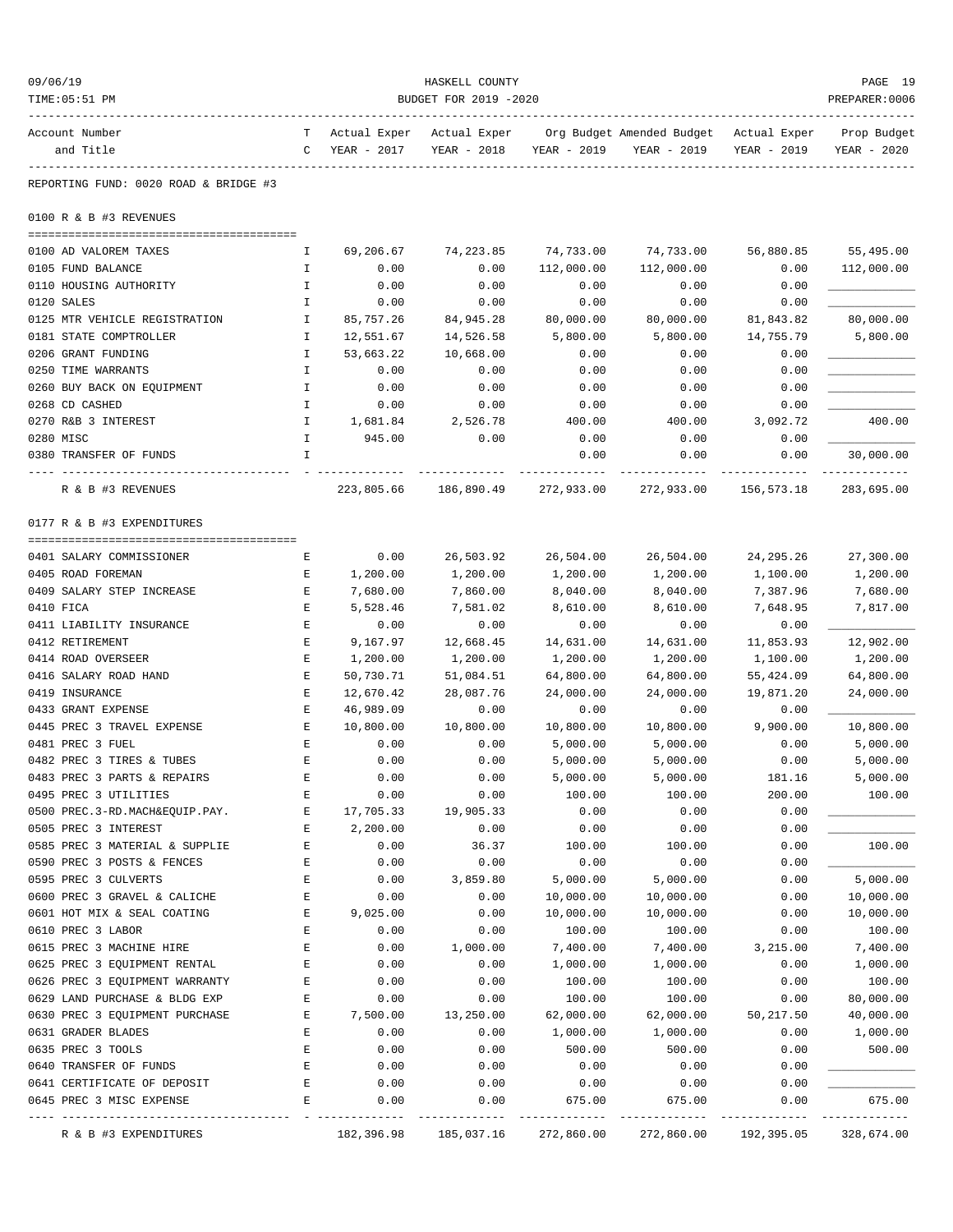HASKELL COUNTY

BUDGET FOR 2019 -2020

09/06/19
TIME:05:51 PM
PREPARER:0006

| Account Number and Title | T C | Actual Exper YEAR - 2017 | Actual Exper YEAR - 2018 | Org Budget YEAR - 2019 | Amended Budget YEAR - 2019 | Actual Exper YEAR - 2019 | Prop Budget YEAR - 2020 |
|---|---|---|---|---|---|---|---|
| **REPORTING FUND: 0020 ROAD & BRIDGE #3** | | | | | | | |
| **0100 R & B #3 REVENUES** | | | | | | | |
| 0100 AD VALOREM TAXES | I | 69,206.67 | 74,223.85 | 74,733.00 | 74,733.00 | 56,880.85 | 55,495.00 |
| 0105 FUND BALANCE | I | 0.00 | 0.00 | 112,000.00 | 112,000.00 | 0.00 | 112,000.00 |
| 0110 HOUSING AUTHORITY | I | 0.00 | 0.00 | 0.00 | 0.00 | 0.00 | |
| 0120 SALES | I | 0.00 | 0.00 | 0.00 | 0.00 | 0.00 | |
| 0125 MTR VEHICLE REGISTRATION | I | 85,757.26 | 84,945.28 | 80,000.00 | 80,000.00 | 81,843.82 | 80,000.00 |
| 0181 STATE COMPTROLLER | I | 12,551.67 | 14,526.58 | 5,800.00 | 5,800.00 | 14,755.79 | 5,800.00 |
| 0206 GRANT FUNDING | I | 53,663.22 | 10,668.00 | 0.00 | 0.00 | 0.00 | |
| 0250 TIME WARRANTS | I | 0.00 | 0.00 | 0.00 | 0.00 | 0.00 | |
| 0260 BUY BACK ON EQUIPMENT | I | 0.00 | 0.00 | 0.00 | 0.00 | 0.00 | |
| 0268 CD CASHED | I | 0.00 | 0.00 | 0.00 | 0.00 | 0.00 | |
| 0270 R&B 3 INTEREST | I | 1,681.84 | 2,526.78 | 400.00 | 400.00 | 3,092.72 | 400.00 |
| 0280 MISC | I | 945.00 | 0.00 | 0.00 | 0.00 | 0.00 | |
| 0380 TRANSFER OF FUNDS | I | | | 0.00 | 0.00 | 0.00 | 30,000.00 |
| R & B #3 REVENUES | | 223,805.66 | 186,890.49 | 272,933.00 | 272,933.00 | 156,573.18 | 283,695.00 |
| **0177 R & B #3 EXPENDITURES** | | | | | | | |
| 0401 SALARY COMMISSIONER | E | 0.00 | 26,503.92 | 26,504.00 | 26,504.00 | 24,295.26 | 27,300.00 |
| 0405 ROAD FOREMAN | E | 1,200.00 | 1,200.00 | 1,200.00 | 1,200.00 | 1,100.00 | 1,200.00 |
| 0409 SALARY STEP INCREASE | E | 7,680.00 | 7,860.00 | 8,040.00 | 8,040.00 | 7,387.96 | 7,680.00 |
| 0410 FICA | E | 5,528.46 | 7,581.02 | 8,610.00 | 8,610.00 | 7,648.95 | 7,817.00 |
| 0411 LIABILITY INSURANCE | E | 0.00 | 0.00 | 0.00 | 0.00 | 0.00 | |
| 0412 RETIREMENT | E | 9,167.97 | 12,668.45 | 14,631.00 | 14,631.00 | 11,853.93 | 12,902.00 |
| 0414 ROAD OVERSEER | E | 1,200.00 | 1,200.00 | 1,200.00 | 1,200.00 | 1,100.00 | 1,200.00 |
| 0416 SALARY ROAD HAND | E | 50,730.71 | 51,084.51 | 64,800.00 | 64,800.00 | 55,424.09 | 64,800.00 |
| 0419 INSURANCE | E | 12,670.42 | 28,087.76 | 24,000.00 | 24,000.00 | 19,871.20 | 24,000.00 |
| 0433 GRANT EXPENSE | E | 46,989.09 | 0.00 | 0.00 | 0.00 | 0.00 | |
| 0445 PREC 3 TRAVEL EXPENSE | E | 10,800.00 | 10,800.00 | 10,800.00 | 10,800.00 | 9,900.00 | 10,800.00 |
| 0481 PREC 3 FUEL | E | 0.00 | 0.00 | 5,000.00 | 5,000.00 | 0.00 | 5,000.00 |
| 0482 PREC 3 TIRES & TUBES | E | 0.00 | 0.00 | 5,000.00 | 5,000.00 | 0.00 | 5,000.00 |
| 0483 PREC 3 PARTS & REPAIRS | E | 0.00 | 0.00 | 5,000.00 | 5,000.00 | 181.16 | 5,000.00 |
| 0495 PREC 3 UTILITIES | E | 0.00 | 0.00 | 100.00 | 100.00 | 200.00 | 100.00 |
| 0500 PREC.3-RD.MACH&EQUIP.PAY. | E | 17,705.33 | 19,905.33 | 0.00 | 0.00 | 0.00 | |
| 0505 PREC 3 INTEREST | E | 2,200.00 | 0.00 | 0.00 | 0.00 | 0.00 | |
| 0585 PREC 3 MATERIAL & SUPPLIE | E | 0.00 | 36.37 | 100.00 | 100.00 | 0.00 | 100.00 |
| 0590 PREC 3 POSTS & FENCES | E | 0.00 | 0.00 | 0.00 | 0.00 | 0.00 | |
| 0595 PREC 3 CULVERTS | E | 0.00 | 3,859.80 | 5,000.00 | 5,000.00 | 0.00 | 5,000.00 |
| 0600 PREC 3 GRAVEL & CALICHE | E | 0.00 | 0.00 | 10,000.00 | 10,000.00 | 0.00 | 10,000.00 |
| 0601 HOT MIX & SEAL COATING | E | 9,025.00 | 0.00 | 10,000.00 | 10,000.00 | 0.00 | 10,000.00 |
| 0610 PREC 3 LABOR | E | 0.00 | 0.00 | 100.00 | 100.00 | 0.00 | 100.00 |
| 0615 PREC 3 MACHINE HIRE | E | 0.00 | 1,000.00 | 7,400.00 | 7,400.00 | 3,215.00 | 7,400.00 |
| 0625 PREC 3 EQUIPMENT RENTAL | E | 0.00 | 0.00 | 1,000.00 | 1,000.00 | 0.00 | 1,000.00 |
| 0626 PREC 3 EQUIPMENT WARRANTY | E | 0.00 | 0.00 | 100.00 | 100.00 | 0.00 | 100.00 |
| 0629 LAND PURCHASE & BLDG EXP | E | 0.00 | 0.00 | 100.00 | 100.00 | 0.00 | 80,000.00 |
| 0630 PREC 3 EQUIPMENT PURCHASE | E | 7,500.00 | 13,250.00 | 62,000.00 | 62,000.00 | 50,217.50 | 40,000.00 |
| 0631 GRADER BLADES | E | 0.00 | 0.00 | 1,000.00 | 1,000.00 | 0.00 | 1,000.00 |
| 0635 PREC 3 TOOLS | E | 0.00 | 0.00 | 500.00 | 500.00 | 0.00 | 500.00 |
| 0640 TRANSFER OF FUNDS | E | 0.00 | 0.00 | 0.00 | 0.00 | 0.00 | |
| 0641 CERTIFICATE OF DEPOSIT | E | 0.00 | 0.00 | 0.00 | 0.00 | 0.00 | |
| 0645 PREC 3 MISC EXPENSE | E | 0.00 | 0.00 | 675.00 | 675.00 | 0.00 | 675.00 |
| R & B #3 EXPENDITURES | | 182,396.98 | 185,037.16 | 272,860.00 | 272,860.00 | 192,395.05 | 328,674.00 |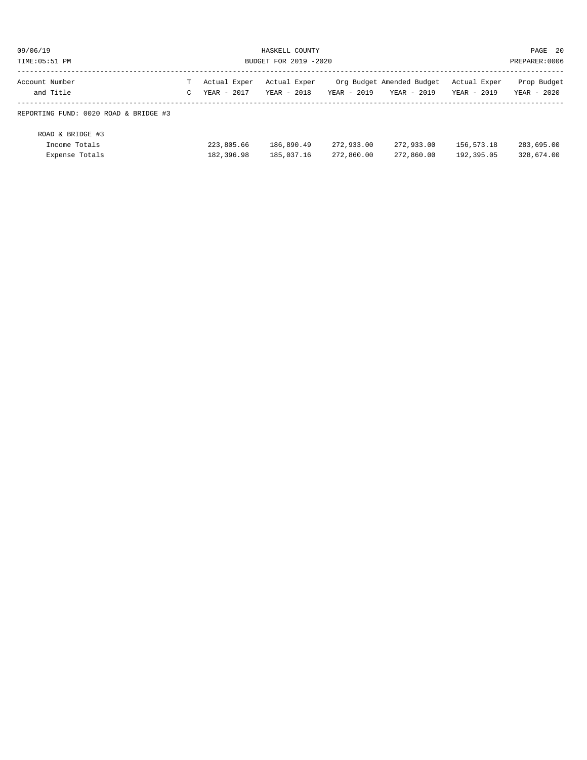| Account Number and Title | T C | Actual Exper YEAR - 2017 | Actual Exper YEAR - 2018 | Org Budget YEAR - 2019 | Amended Budget YEAR - 2019 | Actual Exper YEAR - 2019 | Prop Budget YEAR - 2020 |
|---|---|---|---|---|---|---|---|
| REPORTING FUND: 0020 ROAD & BRIDGE #3 | | | | | | | |
| ROAD & BRIDGE #3 | | | | | | | |
| Income Totals | | 223,805.66 | 186,890.49 | 272,933.00 | 272,933.00 | 156,573.18 | 283,695.00 |
| Expense Totals | | 182,396.98 | 185,037.16 | 272,860.00 | 272,860.00 | 192,395.05 | 328,674.00 |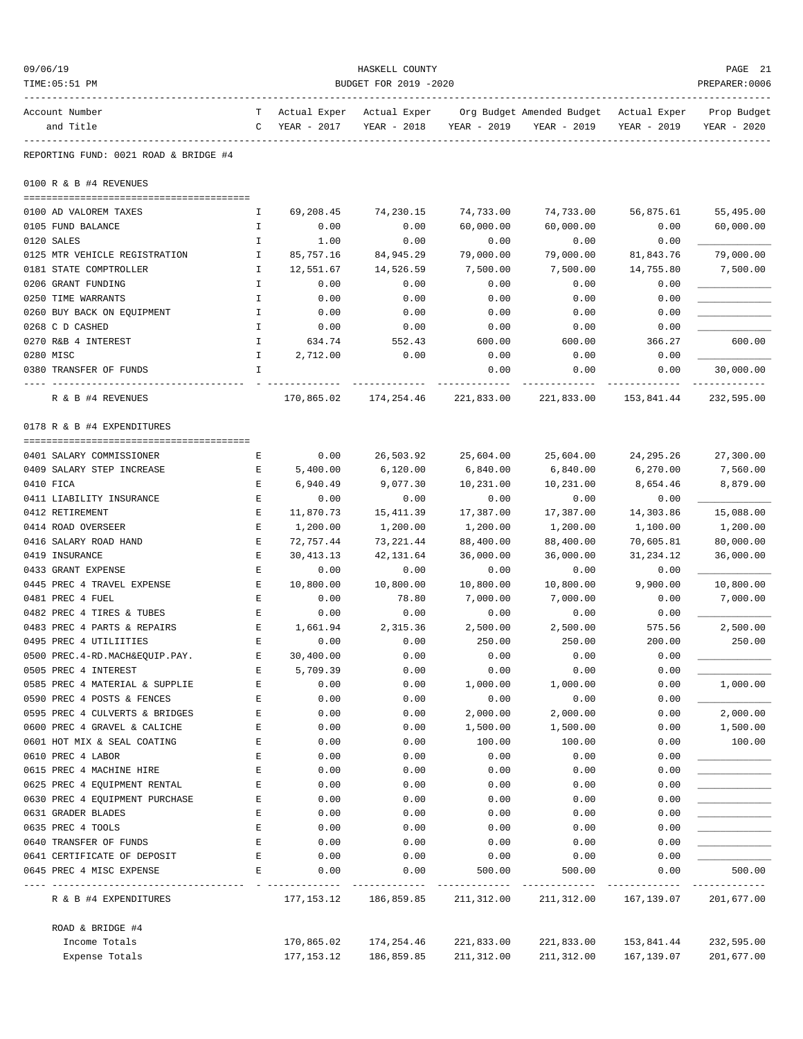HASKELL COUNTY

BUDGET FOR 2019 -2020

09/06/19
TIME:05:51 PM
PREPARER:0006

REPORTING FUND: 0021 ROAD & BRIDGE #4

## 0100 R & B #4 REVENUES

| Account Number and Title | TC | Actual Exper YEAR - 2017 | Actual Exper YEAR - 2018 | Org Budget YEAR - 2019 | Amended Budget YEAR - 2019 | Actual Exper YEAR - 2019 | Prop Budget YEAR - 2020 |
|---|---|---|---|---|---|---|---|
| 0100 AD VALOREM TAXES | I | 69,208.45 | 74,230.15 | 74,733.00 | 74,733.00 | 56,875.61 | 55,495.00 |
| 0105 FUND BALANCE | I | 0.00 | 0.00 | 60,000.00 | 60,000.00 | 0.00 | 60,000.00 |
| 0120 SALES | I | 1.00 | 0.00 | 0.00 | 0.00 | 0.00 | ____________ |
| 0125 MTR VEHICLE REGISTRATION | I | 85,757.16 | 84,945.29 | 79,000.00 | 79,000.00 | 81,843.76 | 79,000.00 |
| 0181 STATE COMPTROLLER | I | 12,551.67 | 14,526.59 | 7,500.00 | 7,500.00 | 14,755.80 | 7,500.00 |
| 0206 GRANT FUNDING | I | 0.00 | 0.00 | 0.00 | 0.00 | 0.00 | ____________ |
| 0250 TIME WARRANTS | I | 0.00 | 0.00 | 0.00 | 0.00 | 0.00 | ____________ |
| 0260 BUY BACK ON EQUIPMENT | I | 0.00 | 0.00 | 0.00 | 0.00 | 0.00 | ____________ |
| 0268 C D CASHED | I | 0.00 | 0.00 | 0.00 | 0.00 | 0.00 | ____________ |
| 0270 R&B 4 INTEREST | I | 634.74 | 552.43 | 600.00 | 600.00 | 366.27 | 600.00 |
| 0280 MISC | I | 2,712.00 | 0.00 | 0.00 | 0.00 | 0.00 | ____________ |
| 0380 TRANSFER OF FUNDS | I | | | 0.00 | 0.00 | 0.00 | 30,000.00 |
| R & B #4 REVENUES | | 170,865.02 | 174,254.46 | 221,833.00 | 221,833.00 | 153,841.44 | 232,595.00 |

## 0178 R & B #4 EXPENDITURES

| Account Number and Title | TC | Actual Exper YEAR - 2017 | Actual Exper YEAR - 2018 | Org Budget YEAR - 2019 | Amended Budget YEAR - 2019 | Actual Exper YEAR - 2019 | Prop Budget YEAR - 2020 |
|---|---|---|---|---|---|---|---|
| 0401 SALARY COMMISSIONER | E | 0.00 | 26,503.92 | 25,604.00 | 25,604.00 | 24,295.26 | 27,300.00 |
| 0409 SALARY STEP INCREASE | E | 5,400.00 | 6,120.00 | 6,840.00 | 6,840.00 | 6,270.00 | 7,560.00 |
| 0410 FICA | E | 6,940.49 | 9,077.30 | 10,231.00 | 10,231.00 | 8,654.46 | 8,879.00 |
| 0411 LIABILITY INSURANCE | E | 0.00 | 0.00 | 0.00 | 0.00 | 0.00 | ____________ |
| 0412 RETIREMENT | E | 11,870.73 | 15,411.39 | 17,387.00 | 17,387.00 | 14,303.86 | 15,088.00 |
| 0414 ROAD OVERSEER | E | 1,200.00 | 1,200.00 | 1,200.00 | 1,200.00 | 1,100.00 | 1,200.00 |
| 0416 SALARY ROAD HAND | E | 72,757.44 | 73,221.44 | 88,400.00 | 88,400.00 | 70,605.81 | 80,000.00 |
| 0419 INSURANCE | E | 30,413.13 | 42,131.64 | 36,000.00 | 36,000.00 | 31,234.12 | 36,000.00 |
| 0433 GRANT EXPENSE | E | 0.00 | 0.00 | 0.00 | 0.00 | 0.00 | ____________ |
| 0445 PREC 4 TRAVEL EXPENSE | E | 10,800.00 | 10,800.00 | 10,800.00 | 10,800.00 | 9,900.00 | 10,800.00 |
| 0481 PREC 4 FUEL | E | 0.00 | 78.80 | 7,000.00 | 7,000.00 | 0.00 | 7,000.00 |
| 0482 PREC 4 TIRES & TUBES | E | 0.00 | 0.00 | 0.00 | 0.00 | 0.00 | ____________ |
| 0483 PREC 4 PARTS & REPAIRS | E | 1,661.94 | 2,315.36 | 2,500.00 | 2,500.00 | 575.56 | 2,500.00 |
| 0495 PREC 4 UTILIITIES | E | 0.00 | 0.00 | 250.00 | 250.00 | 200.00 | 250.00 |
| 0500 PREC.4-RD.MACH&EQUIP.PAY. | E | 30,400.00 | 0.00 | 0.00 | 0.00 | 0.00 | ____________ |
| 0505 PREC 4 INTEREST | E | 5,709.39 | 0.00 | 0.00 | 0.00 | 0.00 | ____________ |
| 0585 PREC 4 MATERIAL & SUPPLIE | E | 0.00 | 0.00 | 1,000.00 | 1,000.00 | 0.00 | 1,000.00 |
| 0590 PREC 4 POSTS & FENCES | E | 0.00 | 0.00 | 0.00 | 0.00 | 0.00 | ____________ |
| 0595 PREC 4 CULVERTS & BRIDGES | E | 0.00 | 0.00 | 2,000.00 | 2,000.00 | 0.00 | 2,000.00 |
| 0600 PREC 4 GRAVEL & CALICHE | E | 0.00 | 0.00 | 1,500.00 | 1,500.00 | 0.00 | 1,500.00 |
| 0601 HOT MIX & SEAL COATING | E | 0.00 | 0.00 | 100.00 | 100.00 | 0.00 | 100.00 |
| 0610 PREC 4 LABOR | E | 0.00 | 0.00 | 0.00 | 0.00 | 0.00 | ____________ |
| 0615 PREC 4 MACHINE HIRE | E | 0.00 | 0.00 | 0.00 | 0.00 | 0.00 | ____________ |
| 0625 PREC 4 EQUIPMENT RENTAL | E | 0.00 | 0.00 | 0.00 | 0.00 | 0.00 | ____________ |
| 0630 PREC 4 EQUIPMENT PURCHASE | E | 0.00 | 0.00 | 0.00 | 0.00 | 0.00 | ____________ |
| 0631 GRADER BLADES | E | 0.00 | 0.00 | 0.00 | 0.00 | 0.00 | ____________ |
| 0635 PREC 4 TOOLS | E | 0.00 | 0.00 | 0.00 | 0.00 | 0.00 | ____________ |
| 0640 TRANSFER OF FUNDS | E | 0.00 | 0.00 | 0.00 | 0.00 | 0.00 | ____________ |
| 0641 CERTIFICATE OF DEPOSIT | E | 0.00 | 0.00 | 0.00 | 0.00 | 0.00 | ____________ |
| 0645 PREC 4 MISC EXPENSE | E | 0.00 | 0.00 | 500.00 | 500.00 | 0.00 | 500.00 |
| R & B #4 EXPENDITURES | | 177,153.12 | 186,859.85 | 211,312.00 | 211,312.00 | 167,139.07 | 201,677.00 |

## ROAD & BRIDGE #4

| | Actual Exper YEAR - 2017 | Actual Exper YEAR - 2018 | Org Budget YEAR - 2019 | Amended Budget YEAR - 2019 | Actual Exper YEAR - 2019 | Prop Budget YEAR - 2020 |
|---|---|---|---|---|---|---|
| Income Totals | 170,865.02 | 174,254.46 | 221,833.00 | 221,833.00 | 153,841.44 | 232,595.00 |
| Expense Totals | 177,153.12 | 186,859.85 | 211,312.00 | 211,312.00 | 167,139.07 | 201,677.00 |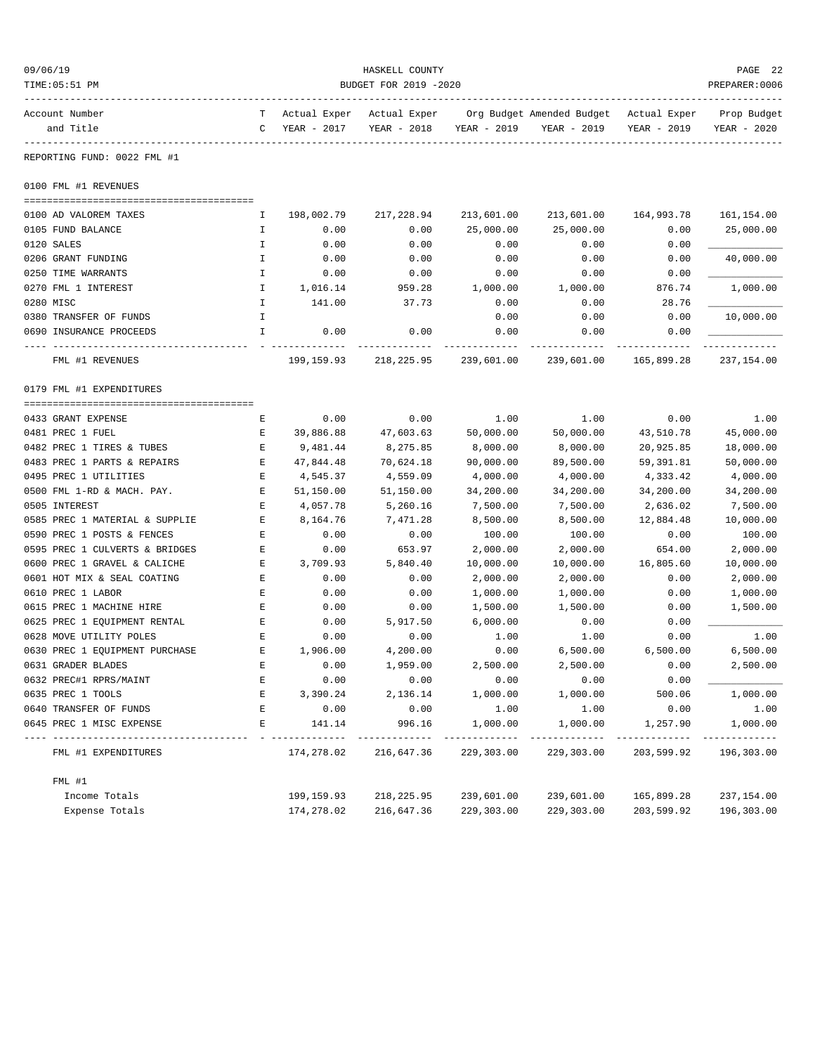HASKELL COUNTY

BUDGET FOR 2019 -2020

REPORTING FUND: 0022 FML #1

| Account Number and Title | T C | Actual Exper YEAR - 2017 | Actual Exper YEAR - 2018 | Org Budget YEAR - 2019 | Amended Budget YEAR - 2019 | Actual Exper YEAR - 2019 | Prop Budget YEAR - 2020 |
|---|---|---|---|---|---|---|---|
| **0100 FML #1 REVENUES** | | | | | | | |
| 0100 AD VALOREM TAXES | I | 198,002.79 | 217,228.94 | 213,601.00 | 213,601.00 | 164,993.78 | 161,154.00 |
| 0105 FUND BALANCE | I | 0.00 | 0.00 | 25,000.00 | 25,000.00 | 0.00 | 25,000.00 |
| 0120 SALES | I | 0.00 | 0.00 | 0.00 | 0.00 | 0.00 | ____________ |
| 0206 GRANT FUNDING | I | 0.00 | 0.00 | 0.00 | 0.00 | 0.00 | 40,000.00 |
| 0250 TIME WARRANTS | I | 0.00 | 0.00 | 0.00 | 0.00 | 0.00 | ____________ |
| 0270 FML 1 INTEREST | I | 1,016.14 | 959.28 | 1,000.00 | 1,000.00 | 876.74 | 1,000.00 |
| 0280 MISC | I | 141.00 | 37.73 | 0.00 | 0.00 | 28.76 | ____________ |
| 0380 TRANSFER OF FUNDS | I | | | 0.00 | 0.00 | 0.00 | 10,000.00 |
| 0690 INSURANCE PROCEEDS | I | 0.00 | 0.00 | 0.00 | 0.00 | 0.00 | ____________ |
| FML #1 REVENUES | | 199,159.93 | 218,225.95 | 239,601.00 | 239,601.00 | 165,899.28 | 237,154.00 |
| **0179 FML #1 EXPENDITURES** | | | | | | | |
| 0433 GRANT EXPENSE | E | 0.00 | 0.00 | 1.00 | 1.00 | 0.00 | 1.00 |
| 0481 PREC 1 FUEL | E | 39,886.88 | 47,603.63 | 50,000.00 | 50,000.00 | 43,510.78 | 45,000.00 |
| 0482 PREC 1 TIRES & TUBES | E | 9,481.44 | 8,275.85 | 8,000.00 | 8,000.00 | 20,925.85 | 18,000.00 |
| 0483 PREC 1 PARTS & REPAIRS | E | 47,844.48 | 70,624.18 | 90,000.00 | 89,500.00 | 59,391.81 | 50,000.00 |
| 0495 PREC 1 UTILITIES | E | 4,545.37 | 4,559.09 | 4,000.00 | 4,000.00 | 4,333.42 | 4,000.00 |
| 0500 FML 1-RD & MACH. PAY. | E | 51,150.00 | 51,150.00 | 34,200.00 | 34,200.00 | 34,200.00 | 34,200.00 |
| 0505 INTEREST | E | 4,057.78 | 5,260.16 | 7,500.00 | 7,500.00 | 2,636.02 | 7,500.00 |
| 0585 PREC 1 MATERIAL & SUPPLIE | E | 8,164.76 | 7,471.28 | 8,500.00 | 8,500.00 | 12,884.48 | 10,000.00 |
| 0590 PREC 1 POSTS & FENCES | E | 0.00 | 0.00 | 100.00 | 100.00 | 0.00 | 100.00 |
| 0595 PREC 1 CULVERTS & BRIDGES | E | 0.00 | 653.97 | 2,000.00 | 2,000.00 | 654.00 | 2,000.00 |
| 0600 PREC 1 GRAVEL & CALICHE | E | 3,709.93 | 5,840.40 | 10,000.00 | 10,000.00 | 16,805.60 | 10,000.00 |
| 0601 HOT MIX & SEAL COATING | E | 0.00 | 0.00 | 2,000.00 | 2,000.00 | 0.00 | 2,000.00 |
| 0610 PREC 1 LABOR | E | 0.00 | 0.00 | 1,000.00 | 1,000.00 | 0.00 | 1,000.00 |
| 0615 PREC 1 MACHINE HIRE | E | 0.00 | 0.00 | 1,500.00 | 1,500.00 | 0.00 | 1,500.00 |
| 0625 PREC 1 EQUIPMENT RENTAL | E | 0.00 | 5,917.50 | 6,000.00 | 0.00 | 0.00 | ____________ |
| 0628 MOVE UTILITY POLES | E | 0.00 | 0.00 | 1.00 | 1.00 | 0.00 | 1.00 |
| 0630 PREC 1 EQUIPMENT PURCHASE | E | 1,906.00 | 4,200.00 | 0.00 | 6,500.00 | 6,500.00 | 6,500.00 |
| 0631 GRADER BLADES | E | 0.00 | 1,959.00 | 2,500.00 | 2,500.00 | 0.00 | 2,500.00 |
| 0632 PREC#1 RPRS/MAINT | E | 0.00 | 0.00 | 0.00 | 0.00 | 0.00 | ____________ |
| 0635 PREC 1 TOOLS | E | 3,390.24 | 2,136.14 | 1,000.00 | 1,000.00 | 500.06 | 1,000.00 |
| 0640 TRANSFER OF FUNDS | E | 0.00 | 0.00 | 1.00 | 1.00 | 0.00 | 1.00 |
| 0645 PREC 1 MISC EXPENSE | E | 141.14 | 996.16 | 1,000.00 | 1,000.00 | 1,257.90 | 1,000.00 |
| FML #1 EXPENDITURES | | 174,278.02 | 216,647.36 | 229,303.00 | 229,303.00 | 203,599.92 | 196,303.00 |
| **FML #1** | | | | | | | |
| Income Totals | | 199,159.93 | 218,225.95 | 239,601.00 | 239,601.00 | 165,899.28 | 237,154.00 |
| Expense Totals | | 174,278.02 | 216,647.36 | 229,303.00 | 229,303.00 | 203,599.92 | 196,303.00 |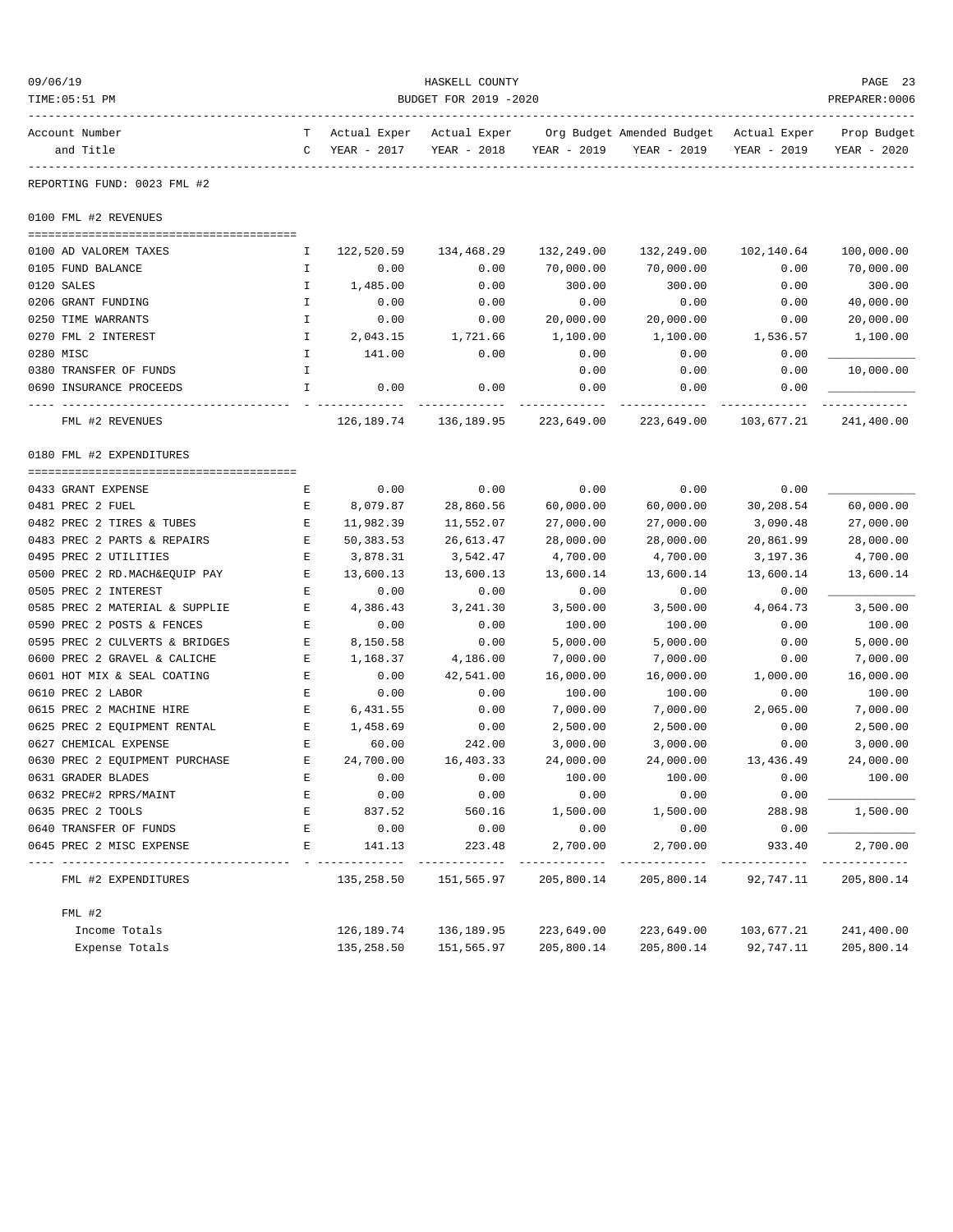HASKELL COUNTY

BUDGET FOR 2019 -2020

REPORTING FUND: 0023 FML #2

## 0100 FML #2 REVENUES

| Account Number and Title | TC | Actual Exper YEAR - 2017 | Actual Exper YEAR - 2018 | Org Budget YEAR - 2019 | Amended Budget YEAR - 2019 | Actual Exper YEAR - 2019 | Prop Budget YEAR - 2020 |
|---|---|---|---|---|---|---|---|
| 0100 AD VALOREM TAXES | I | 122,520.59 | 134,468.29 | 132,249.00 | 132,249.00 | 102,140.64 | 100,000.00 |
| 0105 FUND BALANCE | I | 0.00 | 0.00 | 70,000.00 | 70,000.00 | 0.00 | 70,000.00 |
| 0120 SALES | I | 1,485.00 | 0.00 | 300.00 | 300.00 | 0.00 | 300.00 |
| 0206 GRANT FUNDING | I | 0.00 | 0.00 | 0.00 | 0.00 | 0.00 | 40,000.00 |
| 0250 TIME WARRANTS | I | 0.00 | 0.00 | 20,000.00 | 20,000.00 | 0.00 | 20,000.00 |
| 0270 FML 2 INTEREST | I | 2,043.15 | 1,721.66 | 1,100.00 | 1,100.00 | 1,536.57 | 1,100.00 |
| 0280 MISC | I | 141.00 | 0.00 | 0.00 | 0.00 | 0.00 | |
| 0380 TRANSFER OF FUNDS | I | | | 0.00 | 0.00 | 0.00 | 10,000.00 |
| 0690 INSURANCE PROCEEDS | I | 0.00 | 0.00 | 0.00 | 0.00 | 0.00 | |
| FML #2 REVENUES | | 126,189.74 | 136,189.95 | 223,649.00 | 223,649.00 | 103,677.21 | 241,400.00 |

## 0180 FML #2 EXPENDITURES

| Account Number and Title | TC | Actual Exper YEAR - 2017 | Actual Exper YEAR - 2018 | Org Budget YEAR - 2019 | Amended Budget YEAR - 2019 | Actual Exper YEAR - 2019 | Prop Budget YEAR - 2020 |
|---|---|---|---|---|---|---|---|
| 0433 GRANT EXPENSE | E | 0.00 | 0.00 | 0.00 | 0.00 | 0.00 | |
| 0481 PREC 2 FUEL | E | 8,079.87 | 28,860.56 | 60,000.00 | 60,000.00 | 30,208.54 | 60,000.00 |
| 0482 PREC 2 TIRES & TUBES | E | 11,982.39 | 11,552.07 | 27,000.00 | 27,000.00 | 3,090.48 | 27,000.00 |
| 0483 PREC 2 PARTS & REPAIRS | E | 50,383.53 | 26,613.47 | 28,000.00 | 28,000.00 | 20,861.99 | 28,000.00 |
| 0495 PREC 2 UTILITIES | E | 3,878.31 | 3,542.47 | 4,700.00 | 4,700.00 | 3,197.36 | 4,700.00 |
| 0500 PREC 2 RD.MACH&EQUIP PAY | E | 13,600.13 | 13,600.13 | 13,600.14 | 13,600.14 | 13,600.14 | 13,600.14 |
| 0505 PREC 2 INTEREST | E | 0.00 | 0.00 | 0.00 | 0.00 | 0.00 | |
| 0585 PREC 2 MATERIAL & SUPPLIE | E | 4,386.43 | 3,241.30 | 3,500.00 | 3,500.00 | 4,064.73 | 3,500.00 |
| 0590 PREC 2 POSTS & FENCES | E | 0.00 | 0.00 | 100.00 | 100.00 | 0.00 | 100.00 |
| 0595 PREC 2 CULVERTS & BRIDGES | E | 8,150.58 | 0.00 | 5,000.00 | 5,000.00 | 0.00 | 5,000.00 |
| 0600 PREC 2 GRAVEL & CALICHE | E | 1,168.37 | 4,186.00 | 7,000.00 | 7,000.00 | 0.00 | 7,000.00 |
| 0601 HOT MIX & SEAL COATING | E | 0.00 | 42,541.00 | 16,000.00 | 16,000.00 | 1,000.00 | 16,000.00 |
| 0610 PREC 2 LABOR | E | 0.00 | 0.00 | 100.00 | 100.00 | 0.00 | 100.00 |
| 0615 PREC 2 MACHINE HIRE | E | 6,431.55 | 0.00 | 7,000.00 | 7,000.00 | 2,065.00 | 7,000.00 |
| 0625 PREC 2 EQUIPMENT RENTAL | E | 1,458.69 | 0.00 | 2,500.00 | 2,500.00 | 0.00 | 2,500.00 |
| 0627 CHEMICAL EXPENSE | E | 60.00 | 242.00 | 3,000.00 | 3,000.00 | 0.00 | 3,000.00 |
| 0630 PREC 2 EQUIPMENT PURCHASE | E | 24,700.00 | 16,403.33 | 24,000.00 | 24,000.00 | 13,436.49 | 24,000.00 |
| 0631 GRADER BLADES | E | 0.00 | 0.00 | 100.00 | 100.00 | 0.00 | 100.00 |
| 0632 PREC#2 RPRS/MAINT | E | 0.00 | 0.00 | 0.00 | 0.00 | 0.00 | |
| 0635 PREC 2 TOOLS | E | 837.52 | 560.16 | 1,500.00 | 1,500.00 | 288.98 | 1,500.00 |
| 0640 TRANSFER OF FUNDS | E | 0.00 | 0.00 | 0.00 | 0.00 | 0.00 | |
| 0645 PREC 2 MISC EXPENSE | E | 141.13 | 223.48 | 2,700.00 | 2,700.00 | 933.40 | 2,700.00 |
| FML #2 EXPENDITURES | | 135,258.50 | 151,565.97 | 205,800.14 | 205,800.14 | 92,747.11 | 205,800.14 |

## FML #2

| | Actual Exper YEAR - 2017 | Actual Exper YEAR - 2018 | Org Budget YEAR - 2019 | Amended Budget YEAR - 2019 | Actual Exper YEAR - 2019 | Prop Budget YEAR - 2020 |
|---|---|---|---|---|---|---|
| Income Totals | 126,189.74 | 136,189.95 | 223,649.00 | 223,649.00 | 103,677.21 | 241,400.00 |
| Expense Totals | 135,258.50 | 151,565.97 | 205,800.14 | 205,800.14 | 92,747.11 | 205,800.14 |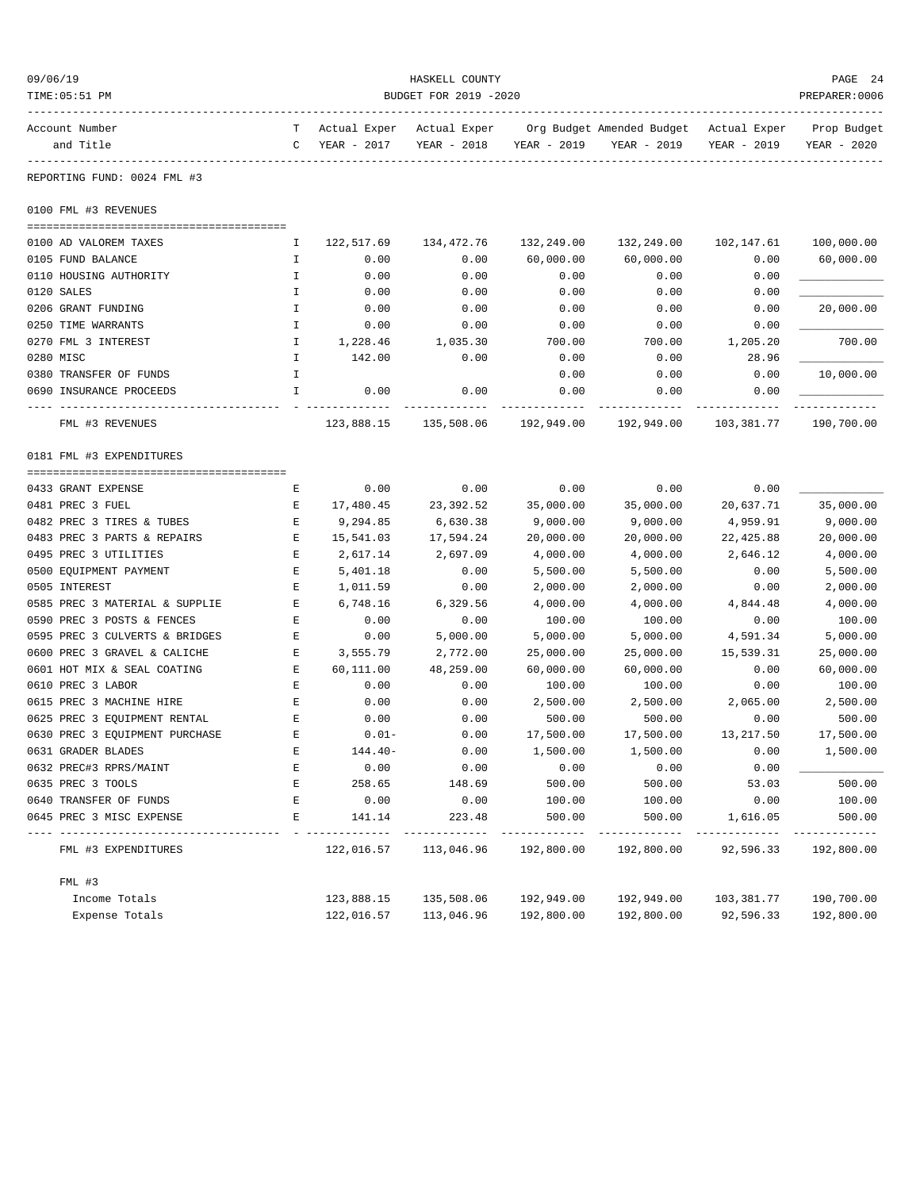HASKELL COUNTY

BUDGET FOR 2019 -2020

REPORTING FUND: 0024 FML #3

| Account Number and Title | TC | Actual Exper YEAR - 2017 | Actual Exper YEAR - 2018 | Org Budget YEAR - 2019 | Amended Budget YEAR - 2019 | Actual Exper YEAR - 2019 | Prop Budget YEAR - 2020 |
|---|---|---|---|---|---|---|---|
| **0100 FML #3 REVENUES** | | | | | | | |
| 0100 AD VALOREM TAXES | I | 122,517.69 | 134,472.76 | 132,249.00 | 132,249.00 | 102,147.61 | 100,000.00 |
| 0105 FUND BALANCE | I | 0.00 | 0.00 | 60,000.00 | 60,000.00 | 0.00 | 60,000.00 |
| 0110 HOUSING AUTHORITY | I | 0.00 | 0.00 | 0.00 | 0.00 | 0.00 | ____________ |
| 0120 SALES | I | 0.00 | 0.00 | 0.00 | 0.00 | 0.00 | ____________ |
| 0206 GRANT FUNDING | I | 0.00 | 0.00 | 0.00 | 0.00 | 0.00 | 20,000.00 |
| 0250 TIME WARRANTS | I | 0.00 | 0.00 | 0.00 | 0.00 | 0.00 | ____________ |
| 0270 FML 3 INTEREST | I | 1,228.46 | 1,035.30 | 700.00 | 700.00 | 1,205.20 | 700.00 |
| 0280 MISC | I | 142.00 | 0.00 | 0.00 | 0.00 | 28.96 | ____________ |
| 0380 TRANSFER OF FUNDS | I | | | 0.00 | 0.00 | 0.00 | 10,000.00 |
| 0690 INSURANCE PROCEEDS | I | 0.00 | 0.00 | 0.00 | 0.00 | 0.00 | ____________ |
| FML #3 REVENUES | | 123,888.15 | 135,508.06 | 192,949.00 | 192,949.00 | 103,381.77 | 190,700.00 |
| **0181 FML #3 EXPENDITURES** | | | | | | | |
| 0433 GRANT EXPENSE | E | 0.00 | 0.00 | 0.00 | 0.00 | 0.00 | ____________ |
| 0481 PREC 3 FUEL | E | 17,480.45 | 23,392.52 | 35,000.00 | 35,000.00 | 20,637.71 | 35,000.00 |
| 0482 PREC 3 TIRES & TUBES | E | 9,294.85 | 6,630.38 | 9,000.00 | 9,000.00 | 4,959.91 | 9,000.00 |
| 0483 PREC 3 PARTS & REPAIRS | E | 15,541.03 | 17,594.24 | 20,000.00 | 20,000.00 | 22,425.88 | 20,000.00 |
| 0495 PREC 3 UTILITIES | E | 2,617.14 | 2,697.09 | 4,000.00 | 4,000.00 | 2,646.12 | 4,000.00 |
| 0500 EQUIPMENT PAYMENT | E | 5,401.18 | 0.00 | 5,500.00 | 5,500.00 | 0.00 | 5,500.00 |
| 0505 INTEREST | E | 1,011.59 | 0.00 | 2,000.00 | 2,000.00 | 0.00 | 2,000.00 |
| 0585 PREC 3 MATERIAL & SUPPLIE | E | 6,748.16 | 6,329.56 | 4,000.00 | 4,000.00 | 4,844.48 | 4,000.00 |
| 0590 PREC 3 POSTS & FENCES | E | 0.00 | 0.00 | 100.00 | 100.00 | 0.00 | 100.00 |
| 0595 PREC 3 CULVERTS & BRIDGES | E | 0.00 | 5,000.00 | 5,000.00 | 5,000.00 | 4,591.34 | 5,000.00 |
| 0600 PREC 3 GRAVEL & CALICHE | E | 3,555.79 | 2,772.00 | 25,000.00 | 25,000.00 | 15,539.31 | 25,000.00 |
| 0601 HOT MIX & SEAL COATING | E | 60,111.00 | 48,259.00 | 60,000.00 | 60,000.00 | 0.00 | 60,000.00 |
| 0610 PREC 3 LABOR | E | 0.00 | 0.00 | 100.00 | 100.00 | 0.00 | 100.00 |
| 0615 PREC 3 MACHINE HIRE | E | 0.00 | 0.00 | 2,500.00 | 2,500.00 | 2,065.00 | 2,500.00 |
| 0625 PREC 3 EQUIPMENT RENTAL | E | 0.00 | 0.00 | 500.00 | 500.00 | 0.00 | 500.00 |
| 0630 PREC 3 EQUIPMENT PURCHASE | E | 0.01- | 0.00 | 17,500.00 | 17,500.00 | 13,217.50 | 17,500.00 |
| 0631 GRADER BLADES | E | 144.40- | 0.00 | 1,500.00 | 1,500.00 | 0.00 | 1,500.00 |
| 0632 PREC#3 RPRS/MAINT | E | 0.00 | 0.00 | 0.00 | 0.00 | 0.00 | ____________ |
| 0635 PREC 3 TOOLS | E | 258.65 | 148.69 | 500.00 | 500.00 | 53.03 | 500.00 |
| 0640 TRANSFER OF FUNDS | E | 0.00 | 0.00 | 100.00 | 100.00 | 0.00 | 100.00 |
| 0645 PREC 3 MISC EXPENSE | E | 141.14 | 223.48 | 500.00 | 500.00 | 1,616.05 | 500.00 |
| FML #3 EXPENDITURES | | 122,016.57 | 113,046.96 | 192,800.00 | 192,800.00 | 92,596.33 | 192,800.00 |
| **FML #3** | | | | | | | |
| Income Totals | | 123,888.15 | 135,508.06 | 192,949.00 | 192,949.00 | 103,381.77 | 190,700.00 |
| Expense Totals | | 122,016.57 | 113,046.96 | 192,800.00 | 192,800.00 | 92,596.33 | 192,800.00 |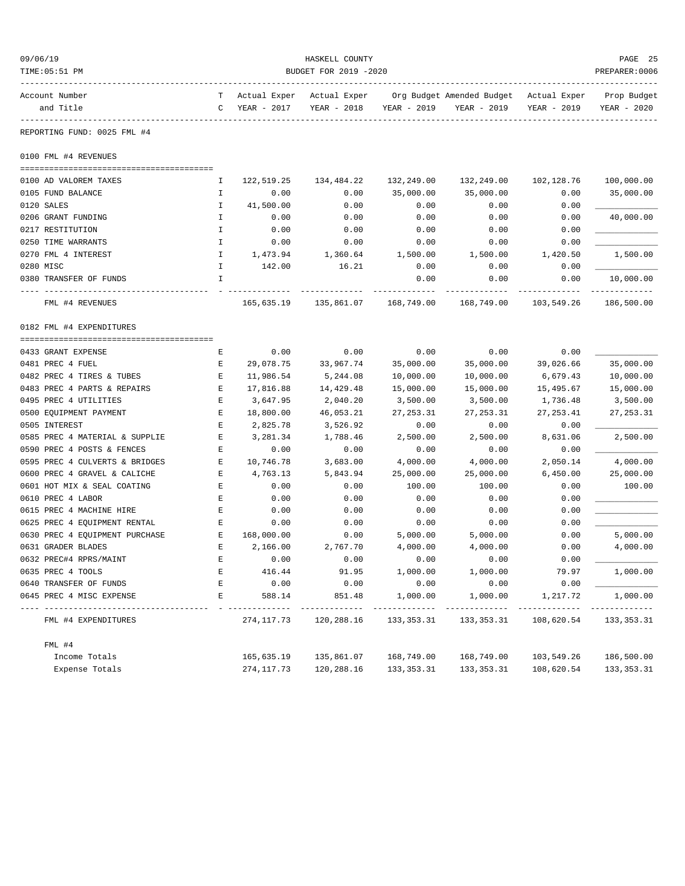REPORTING FUND: 0025 FML #4

| Account Number and Title | TC | Actual Exper YEAR - 2017 | Actual Exper YEAR - 2018 | Org Budget YEAR - 2019 | Amended Budget YEAR - 2019 | Actual Exper YEAR - 2019 | Prop Budget YEAR - 2020 |
|---|---|---|---|---|---|---|---|
| **0100 FML #4 REVENUES** | | | | | | | |
| 0100 AD VALOREM TAXES | I | 122,519.25 | 134,484.22 | 132,249.00 | 132,249.00 | 102,128.76 | 100,000.00 |
| 0105 FUND BALANCE | I | 0.00 | 0.00 | 35,000.00 | 35,000.00 | 0.00 | 35,000.00 |
| 0120 SALES | I | 41,500.00 | 0.00 | 0.00 | 0.00 | 0.00 | |
| 0206 GRANT FUNDING | I | 0.00 | 0.00 | 0.00 | 0.00 | 0.00 | 40,000.00 |
| 0217 RESTITUTION | I | 0.00 | 0.00 | 0.00 | 0.00 | 0.00 | |
| 0250 TIME WARRANTS | I | 0.00 | 0.00 | 0.00 | 0.00 | 0.00 | |
| 0270 FML 4 INTEREST | I | 1,473.94 | 1,360.64 | 1,500.00 | 1,500.00 | 1,420.50 | 1,500.00 |
| 0280 MISC | I | 142.00 | 16.21 | 0.00 | 0.00 | 0.00 | |
| 0380 TRANSFER OF FUNDS | I | | | 0.00 | 0.00 | 0.00 | 10,000.00 |
| FML #4 REVENUES | | 165,635.19 | 135,861.07 | 168,749.00 | 168,749.00 | 103,549.26 | 186,500.00 |
| **0182 FML #4 EXPENDITURES** | | | | | | | |
| 0433 GRANT EXPENSE | E | 0.00 | 0.00 | 0.00 | 0.00 | 0.00 | |
| 0481 PREC 4 FUEL | E | 29,078.75 | 33,967.74 | 35,000.00 | 35,000.00 | 39,026.66 | 35,000.00 |
| 0482 PREC 4 TIRES & TUBES | E | 11,986.54 | 5,244.08 | 10,000.00 | 10,000.00 | 6,679.43 | 10,000.00 |
| 0483 PREC 4 PARTS & REPAIRS | E | 17,816.88 | 14,429.48 | 15,000.00 | 15,000.00 | 15,495.67 | 15,000.00 |
| 0495 PREC 4 UTILITIES | E | 3,647.95 | 2,040.20 | 3,500.00 | 3,500.00 | 1,736.48 | 3,500.00 |
| 0500 EQUIPMENT PAYMENT | E | 18,800.00 | 46,053.21 | 27,253.31 | 27,253.31 | 27,253.41 | 27,253.31 |
| 0505 INTEREST | E | 2,825.78 | 3,526.92 | 0.00 | 0.00 | 0.00 | |
| 0585 PREC 4 MATERIAL & SUPPLIE | E | 3,281.34 | 1,788.46 | 2,500.00 | 2,500.00 | 8,631.06 | 2,500.00 |
| 0590 PREC 4 POSTS & FENCES | E | 0.00 | 0.00 | 0.00 | 0.00 | 0.00 | |
| 0595 PREC 4 CULVERTS & BRIDGES | E | 10,746.78 | 3,683.00 | 4,000.00 | 4,000.00 | 2,050.14 | 4,000.00 |
| 0600 PREC 4 GRAVEL & CALICHE | E | 4,763.13 | 5,843.94 | 25,000.00 | 25,000.00 | 6,450.00 | 25,000.00 |
| 0601 HOT MIX & SEAL COATING | E | 0.00 | 0.00 | 100.00 | 100.00 | 0.00 | 100.00 |
| 0610 PREC 4 LABOR | E | 0.00 | 0.00 | 0.00 | 0.00 | 0.00 | |
| 0615 PREC 4 MACHINE HIRE | E | 0.00 | 0.00 | 0.00 | 0.00 | 0.00 | |
| 0625 PREC 4 EQUIPMENT RENTAL | E | 0.00 | 0.00 | 0.00 | 0.00 | 0.00 | |
| 0630 PREC 4 EQUIPMENT PURCHASE | E | 168,000.00 | 0.00 | 5,000.00 | 5,000.00 | 0.00 | 5,000.00 |
| 0631 GRADER BLADES | E | 2,166.00 | 2,767.70 | 4,000.00 | 4,000.00 | 0.00 | 4,000.00 |
| 0632 PREC#4 RPRS/MAINT | E | 0.00 | 0.00 | 0.00 | 0.00 | 0.00 | |
| 0635 PREC 4 TOOLS | E | 416.44 | 91.95 | 1,000.00 | 1,000.00 | 79.97 | 1,000.00 |
| 0640 TRANSFER OF FUNDS | E | 0.00 | 0.00 | 0.00 | 0.00 | 0.00 | |
| 0645 PREC 4 MISC EXPENSE | E | 588.14 | 851.48 | 1,000.00 | 1,000.00 | 1,217.72 | 1,000.00 |
| FML #4 EXPENDITURES | | 274,117.73 | 120,288.16 | 133,353.31 | 133,353.31 | 108,620.54 | 133,353.31 |
| **FML #4** | | | | | | | |
| Income Totals | | 165,635.19 | 135,861.07 | 168,749.00 | 168,749.00 | 103,549.26 | 186,500.00 |
| Expense Totals | | 274,117.73 | 120,288.16 | 133,353.31 | 133,353.31 | 108,620.54 | 133,353.31 |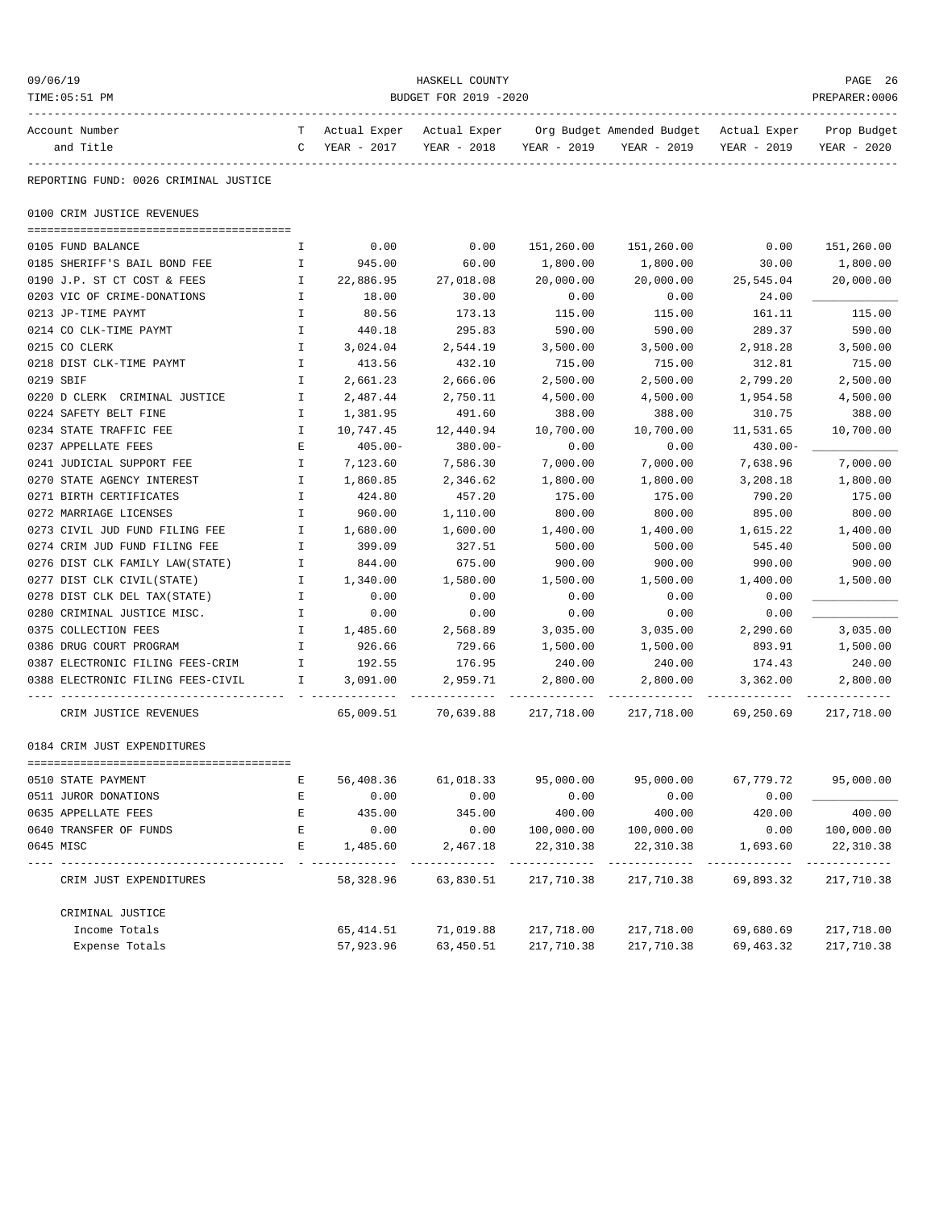HASKELL COUNTY
BUDGET FOR 2019 -2020

REPORTING FUND: 0026 CRIMINAL JUSTICE

## 0100 CRIM JUSTICE REVENUES

| Account Number and Title | TC | Actual Exper YEAR - 2017 | Actual Exper YEAR - 2018 | Org Budget YEAR - 2019 | Amended Budget YEAR - 2019 | Actual Exper YEAR - 2019 | Prop Budget YEAR - 2020 |
|---|---|---|---|---|---|---|---|
| 0105 FUND BALANCE | I | 0.00 | 0.00 | 151,260.00 | 151,260.00 | 0.00 | 151,260.00 |
| 0185 SHERIFF'S BAIL BOND FEE | I | 945.00 | 60.00 | 1,800.00 | 1,800.00 | 30.00 | 1,800.00 |
| 0190 J.P. ST CT COST & FEES | I | 22,886.95 | 27,018.08 | 20,000.00 | 20,000.00 | 25,545.04 | 20,000.00 |
| 0203 VIC OF CRIME-DONATIONS | I | 18.00 | 30.00 | 0.00 | 0.00 | 24.00 | ____________ |
| 0213 JP-TIME PAYMT | I | 80.56 | 173.13 | 115.00 | 115.00 | 161.11 | 115.00 |
| 0214 CO CLK-TIME PAYMT | I | 440.18 | 295.83 | 590.00 | 590.00 | 289.37 | 590.00 |
| 0215 CO CLERK | I | 3,024.04 | 2,544.19 | 3,500.00 | 3,500.00 | 2,918.28 | 3,500.00 |
| 0218 DIST CLK-TIME PAYMT | I | 413.56 | 432.10 | 715.00 | 715.00 | 312.81 | 715.00 |
| 0219 SBIF | I | 2,661.23 | 2,666.06 | 2,500.00 | 2,500.00 | 2,799.20 | 2,500.00 |
| 0220 D CLERK CRIMINAL JUSTICE | I | 2,487.44 | 2,750.11 | 4,500.00 | 4,500.00 | 1,954.58 | 4,500.00 |
| 0224 SAFETY BELT FINE | I | 1,381.95 | 491.60 | 388.00 | 388.00 | 310.75 | 388.00 |
| 0234 STATE TRAFFIC FEE | I | 10,747.45 | 12,440.94 | 10,700.00 | 10,700.00 | 11,531.65 | 10,700.00 |
| 0237 APPELLATE FEES | E | 405.00- | 380.00- | 0.00 | 0.00 | 430.00- | ____________ |
| 0241 JUDICIAL SUPPORT FEE | I | 7,123.60 | 7,586.30 | 7,000.00 | 7,000.00 | 7,638.96 | 7,000.00 |
| 0270 STATE AGENCY INTEREST | I | 1,860.85 | 2,346.62 | 1,800.00 | 1,800.00 | 3,208.18 | 1,800.00 |
| 0271 BIRTH CERTIFICATES | I | 424.80 | 457.20 | 175.00 | 175.00 | 790.20 | 175.00 |
| 0272 MARRIAGE LICENSES | I | 960.00 | 1,110.00 | 800.00 | 800.00 | 895.00 | 800.00 |
| 0273 CIVIL JUD FUND FILING FEE | I | 1,680.00 | 1,600.00 | 1,400.00 | 1,400.00 | 1,615.22 | 1,400.00 |
| 0274 CRIM JUD FUND FILING FEE | I | 399.09 | 327.51 | 500.00 | 500.00 | 545.40 | 500.00 |
| 0276 DIST CLK FAMILY LAW(STATE) | I | 844.00 | 675.00 | 900.00 | 900.00 | 990.00 | 900.00 |
| 0277 DIST CLK CIVIL(STATE) | I | 1,340.00 | 1,580.00 | 1,500.00 | 1,500.00 | 1,400.00 | 1,500.00 |
| 0278 DIST CLK DEL TAX(STATE) | I | 0.00 | 0.00 | 0.00 | 0.00 | 0.00 | ____________ |
| 0280 CRIMINAL JUSTICE MISC. | I | 0.00 | 0.00 | 0.00 | 0.00 | 0.00 | ____________ |
| 0375 COLLECTION FEES | I | 1,485.60 | 2,568.89 | 3,035.00 | 3,035.00 | 2,290.60 | 3,035.00 |
| 0386 DRUG COURT PROGRAM | I | 926.66 | 729.66 | 1,500.00 | 1,500.00 | 893.91 | 1,500.00 |
| 0387 ELECTRONIC FILING FEES-CRIM | I | 192.55 | 176.95 | 240.00 | 240.00 | 174.43 | 240.00 |
| 0388 ELECTRONIC FILING FEES-CIVIL | I | 3,091.00 | 2,959.71 | 2,800.00 | 2,800.00 | 3,362.00 | 2,800.00 |
| CRIM JUSTICE REVENUES | | 65,009.51 | 70,639.88 | 217,718.00 | 217,718.00 | 69,250.69 | 217,718.00 |

## 0184 CRIM JUST EXPENDITURES

| Account Number and Title | TC | Actual Exper YEAR - 2017 | Actual Exper YEAR - 2018 | Org Budget YEAR - 2019 | Amended Budget YEAR - 2019 | Actual Exper YEAR - 2019 | Prop Budget YEAR - 2020 |
|---|---|---|---|---|---|---|---|
| 0510 STATE PAYMENT | E | 56,408.36 | 61,018.33 | 95,000.00 | 95,000.00 | 67,779.72 | 95,000.00 |
| 0511 JUROR DONATIONS | E | 0.00 | 0.00 | 0.00 | 0.00 | 0.00 | ____________ |
| 0635 APPELLATE FEES | E | 435.00 | 345.00 | 400.00 | 400.00 | 420.00 | 400.00 |
| 0640 TRANSFER OF FUNDS | E | 0.00 | 0.00 | 100,000.00 | 100,000.00 | 0.00 | 100,000.00 |
| 0645 MISC | E | 1,485.60 | 2,467.18 | 22,310.38 | 22,310.38 | 1,693.60 | 22,310.38 |
| CRIM JUST EXPENDITURES | | 58,328.96 | 63,830.51 | 217,710.38 | 217,710.38 | 69,893.32 | 217,710.38 |

| CRIMINAL JUSTICE | | Actual Exper YEAR - 2017 | Actual Exper YEAR - 2018 | Org Budget YEAR - 2019 | Amended Budget YEAR - 2019 | Actual Exper YEAR - 2019 | Prop Budget YEAR - 2020 |
|---|---|---|---|---|---|---|---|
| Income Totals | | 65,414.51 | 71,019.88 | 217,718.00 | 217,718.00 | 69,680.69 | 217,718.00 |
| Expense Totals | | 57,923.96 | 63,450.51 | 217,710.38 | 217,710.38 | 69,463.32 | 217,710.38 |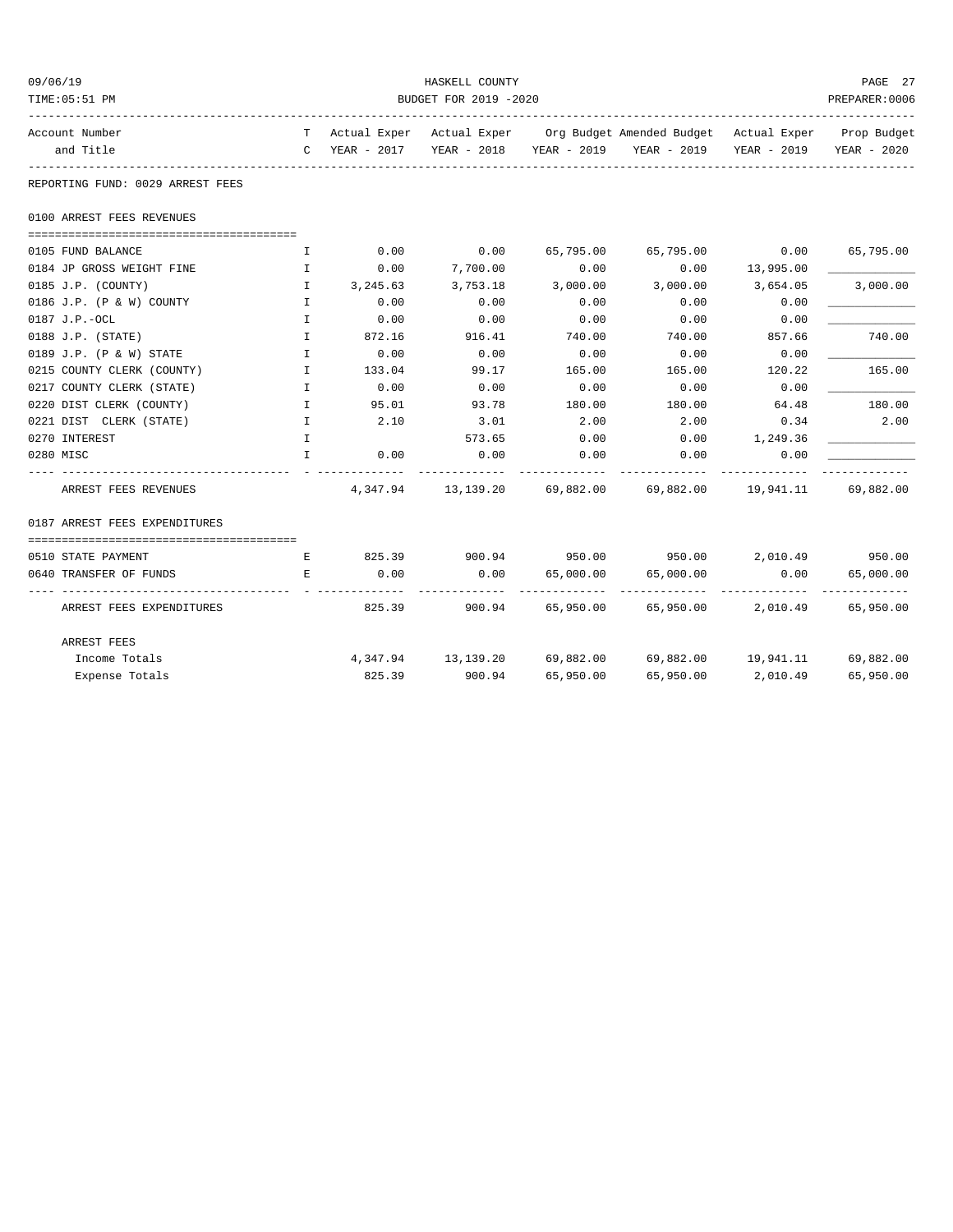REPORTING FUND: 0029 ARREST FEES

| Account Number and Title | TC | Actual Exper YEAR - 2017 | Actual Exper YEAR - 2018 | Org Budget YEAR - 2019 | Amended Budget YEAR - 2019 | Actual Exper YEAR - 2019 | Prop Budget YEAR - 2020 |
|---|---|---|---|---|---|---|---|
| **0100 ARREST FEES REVENUES** | | | | | | | |
| 0105 FUND BALANCE | I | 0.00 | 0.00 | 65,795.00 | 65,795.00 | 0.00 | 65,795.00 |
| 0184 JP GROSS WEIGHT FINE | I | 0.00 | 7,700.00 | 0.00 | 0.00 | 13,995.00 | ____________ |
| 0185 J.P. (COUNTY) | I | 3,245.63 | 3,753.18 | 3,000.00 | 3,000.00 | 3,654.05 | 3,000.00 |
| 0186 J.P. (P & W) COUNTY | I | 0.00 | 0.00 | 0.00 | 0.00 | 0.00 | ____________ |
| 0187 J.P.-OCL | I | 0.00 | 0.00 | 0.00 | 0.00 | 0.00 | ____________ |
| 0188 J.P. (STATE) | I | 872.16 | 916.41 | 740.00 | 740.00 | 857.66 | 740.00 |
| 0189 J.P. (P & W) STATE | I | 0.00 | 0.00 | 0.00 | 0.00 | 0.00 | ____________ |
| 0215 COUNTY CLERK (COUNTY) | I | 133.04 | 99.17 | 165.00 | 165.00 | 120.22 | 165.00 |
| 0217 COUNTY CLERK (STATE) | I | 0.00 | 0.00 | 0.00 | 0.00 | 0.00 | ____________ |
| 0220 DIST CLERK (COUNTY) | I | 95.01 | 93.78 | 180.00 | 180.00 | 64.48 | 180.00 |
| 0221 DIST CLERK (STATE) | I | 2.10 | 3.01 | 2.00 | 2.00 | 0.34 | 2.00 |
| 0270 INTEREST | I | | 573.65 | 0.00 | 0.00 | 1,249.36 | ____________ |
| 0280 MISC | I | 0.00 | 0.00 | 0.00 | 0.00 | 0.00 | ____________ |
| ARREST FEES REVENUES | | 4,347.94 | 13,139.20 | 69,882.00 | 69,882.00 | 19,941.11 | 69,882.00 |
| **0187 ARREST FEES EXPENDITURES** | | | | | | | |
| 0510 STATE PAYMENT | E | 825.39 | 900.94 | 950.00 | 950.00 | 2,010.49 | 950.00 |
| 0640 TRANSFER OF FUNDS | E | 0.00 | 0.00 | 65,000.00 | 65,000.00 | 0.00 | 65,000.00 |
| ARREST FEES EXPENDITURES | | 825.39 | 900.94 | 65,950.00 | 65,950.00 | 2,010.49 | 65,950.00 |
| **ARREST FEES** | | | | | | | |
| Income Totals | | 4,347.94 | 13,139.20 | 69,882.00 | 69,882.00 | 19,941.11 | 69,882.00 |
| Expense Totals | | 825.39 | 900.94 | 65,950.00 | 65,950.00 | 2,010.49 | 65,950.00 |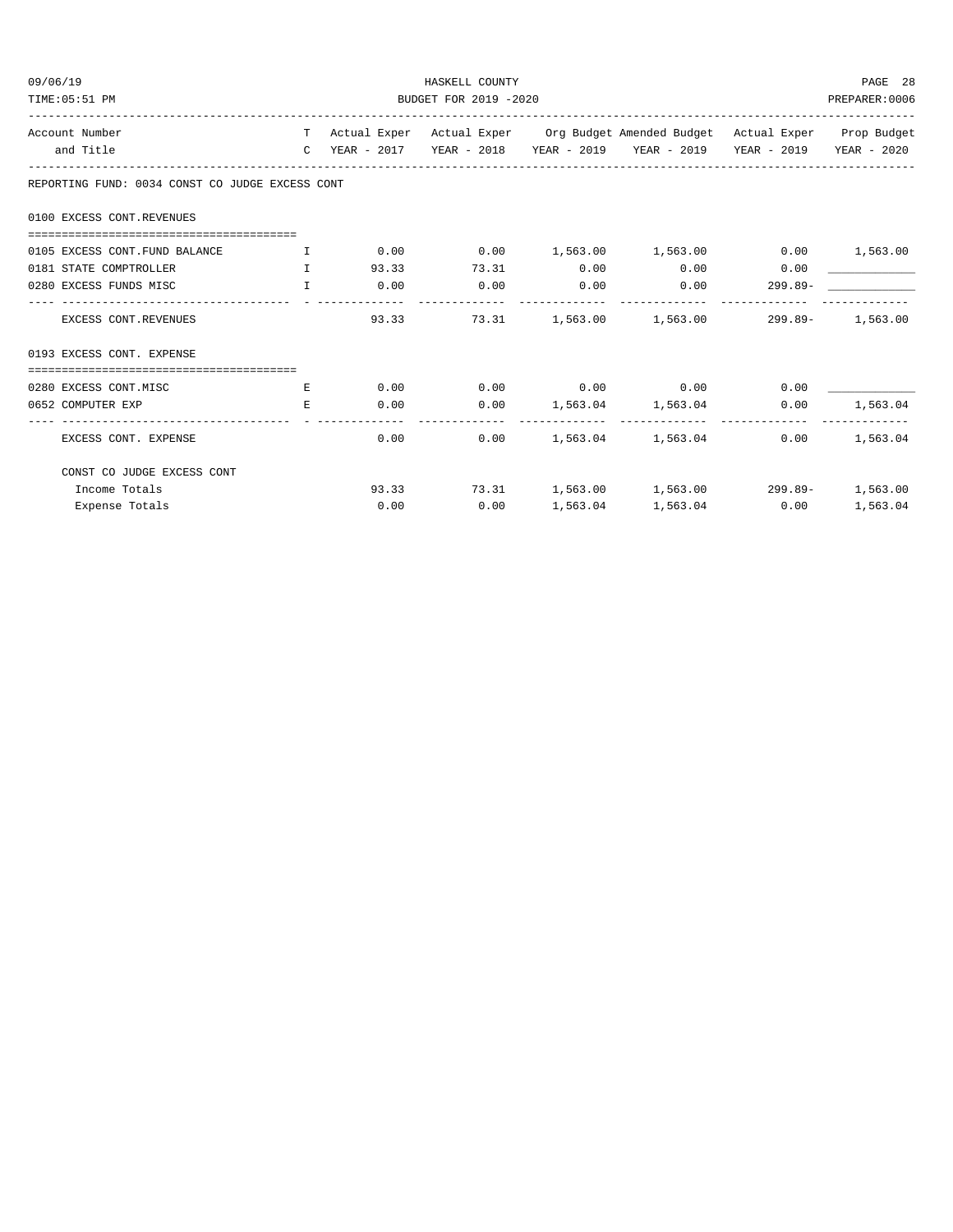REPORTING FUND: 0034 CONST CO JUDGE EXCESS CONT

| Account Number and Title | TC | Actual Exper YEAR - 2017 | Actual Exper YEAR - 2018 | Org Budget YEAR - 2019 | Amended Budget YEAR - 2019 | Actual Exper YEAR - 2019 | Prop Budget YEAR - 2020 |
|---|---|---|---|---|---|---|---|
| **0100 EXCESS CONT.REVENUES** | | | | | | | |
| 0105 EXCESS CONT.FUND BALANCE | I | 0.00 | 0.00 | 1,563.00 | 1,563.00 | 0.00 | 1,563.00 |
| 0181 STATE COMPTROLLER | I | 93.33 | 73.31 | 0.00 | 0.00 | 0.00 | ____________ |
| 0280 EXCESS FUNDS MISC | I | 0.00 | 0.00 | 0.00 | 0.00 | 299.89- | ____________ |
| EXCESS CONT.REVENUES | | 93.33 | 73.31 | 1,563.00 | 1,563.00 | 299.89- | 1,563.00 |
| **0193 EXCESS CONT. EXPENSE** | | | | | | | |
| 0280 EXCESS CONT.MISC | E | 0.00 | 0.00 | 0.00 | 0.00 | 0.00 | ____________ |
| 0652 COMPUTER EXP | E | 0.00 | 0.00 | 1,563.04 | 1,563.04 | 0.00 | 1,563.04 |
| EXCESS CONT. EXPENSE | | 0.00 | 0.00 | 1,563.04 | 1,563.04 | 0.00 | 1,563.04 |
| **CONST CO JUDGE EXCESS CONT** | | | | | | | |
| Income Totals | | 93.33 | 73.31 | 1,563.00 | 1,563.00 | 299.89- | 1,563.00 |
| Expense Totals | | 0.00 | 0.00 | 1,563.04 | 1,563.04 | 0.00 | 1,563.04 |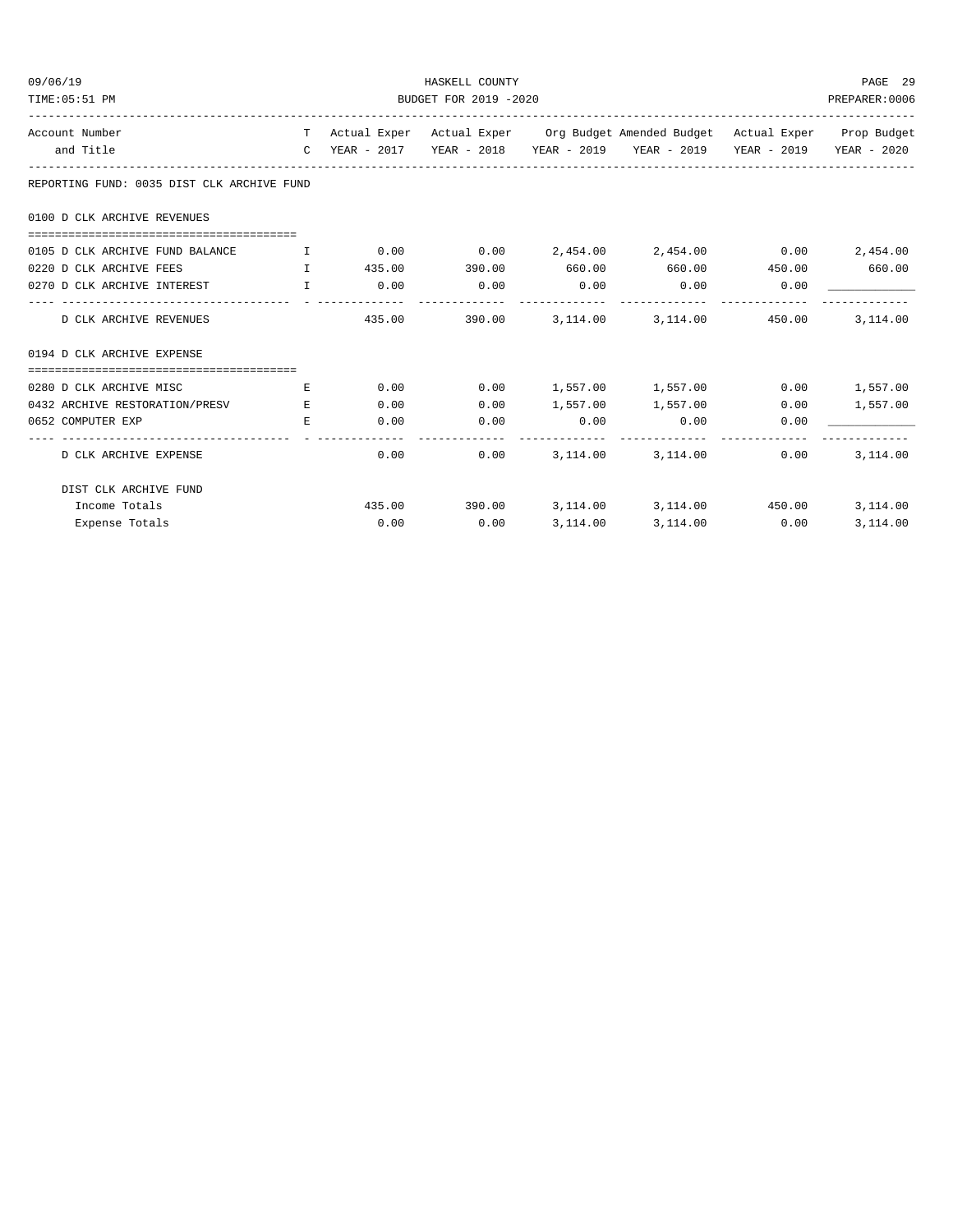REPORTING FUND: 0035 DIST CLK ARCHIVE FUND

| Account Number and Title | TC | Actual Exper YEAR - 2017 | Actual Exper YEAR - 2018 | Org Budget YEAR - 2019 | Amended Budget YEAR - 2019 | Actual Exper YEAR - 2019 | Prop Budget YEAR - 2020 |
|---|---|---|---|---|---|---|---|
| **0100 D CLK ARCHIVE REVENUES** | | | | | | | |
| 0105 D CLK ARCHIVE FUND BALANCE | I | 0.00 | 0.00 | 2,454.00 | 2,454.00 | 0.00 | 2,454.00 |
| 0220 D CLK ARCHIVE FEES | I | 435.00 | 390.00 | 660.00 | 660.00 | 450.00 | 660.00 |
| 0270 D CLK ARCHIVE INTEREST | I | 0.00 | 0.00 | 0.00 | 0.00 | 0.00 | |
| D CLK ARCHIVE REVENUES | | 435.00 | 390.00 | 3,114.00 | 3,114.00 | 450.00 | 3,114.00 |
| **0194 D CLK ARCHIVE EXPENSE** | | | | | | | |
| 0280 D CLK ARCHIVE MISC | E | 0.00 | 0.00 | 1,557.00 | 1,557.00 | 0.00 | 1,557.00 |
| 0432 ARCHIVE RESTORATION/PRESV | E | 0.00 | 0.00 | 1,557.00 | 1,557.00 | 0.00 | 1,557.00 |
| 0652 COMPUTER EXP | E | 0.00 | 0.00 | 0.00 | 0.00 | 0.00 | |
| D CLK ARCHIVE EXPENSE | | 0.00 | 0.00 | 3,114.00 | 3,114.00 | 0.00 | 3,114.00 |
| **DIST CLK ARCHIVE FUND** | | | | | | | |
| Income Totals | | 435.00 | 390.00 | 3,114.00 | 3,114.00 | 450.00 | 3,114.00 |
| Expense Totals | | 0.00 | 0.00 | 3,114.00 | 3,114.00 | 0.00 | 3,114.00 |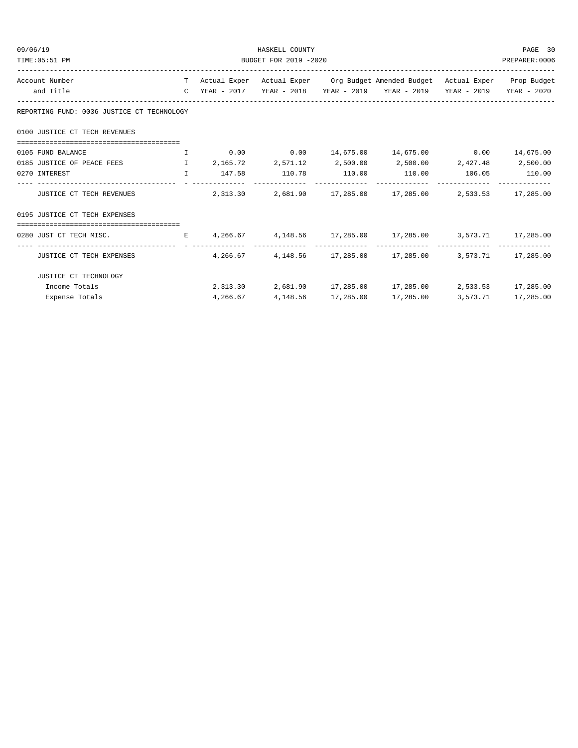REPORTING FUND: 0036 JUSTICE CT TECHNOLOGY

| Account Number and Title | TC | Actual Exper YEAR - 2017 | Actual Exper YEAR - 2018 | Org Budget YEAR - 2019 | Amended Budget YEAR - 2019 | Actual Exper YEAR - 2019 | Prop Budget YEAR - 2020 |
|---|---|---|---|---|---|---|---|
| **0100 JUSTICE CT TECH REVENUES** | | | | | | | |
| 0105 FUND BALANCE | I | 0.00 | 0.00 | 14,675.00 | 14,675.00 | 0.00 | 14,675.00 |
| 0185 JUSTICE OF PEACE FEES | I | 2,165.72 | 2,571.12 | 2,500.00 | 2,500.00 | 2,427.48 | 2,500.00 |
| 0270 INTEREST | I | 147.58 | 110.78 | 110.00 | 110.00 | 106.05 | 110.00 |
| JUSTICE CT TECH REVENUES | | 2,313.30 | 2,681.90 | 17,285.00 | 17,285.00 | 2,533.53 | 17,285.00 |
| **0195 JUSTICE CT TECH EXPENSES** | | | | | | | |
| 0280 JUST CT TECH MISC. | E | 4,266.67 | 4,148.56 | 17,285.00 | 17,285.00 | 3,573.71 | 17,285.00 |
| JUSTICE CT TECH EXPENSES | | 4,266.67 | 4,148.56 | 17,285.00 | 17,285.00 | 3,573.71 | 17,285.00 |
| **JUSTICE CT TECHNOLOGY** | | | | | | | |
| Income Totals | | 2,313.30 | 2,681.90 | 17,285.00 | 17,285.00 | 2,533.53 | 17,285.00 |
| Expense Totals | | 4,266.67 | 4,148.56 | 17,285.00 | 17,285.00 | 3,573.71 | 17,285.00 |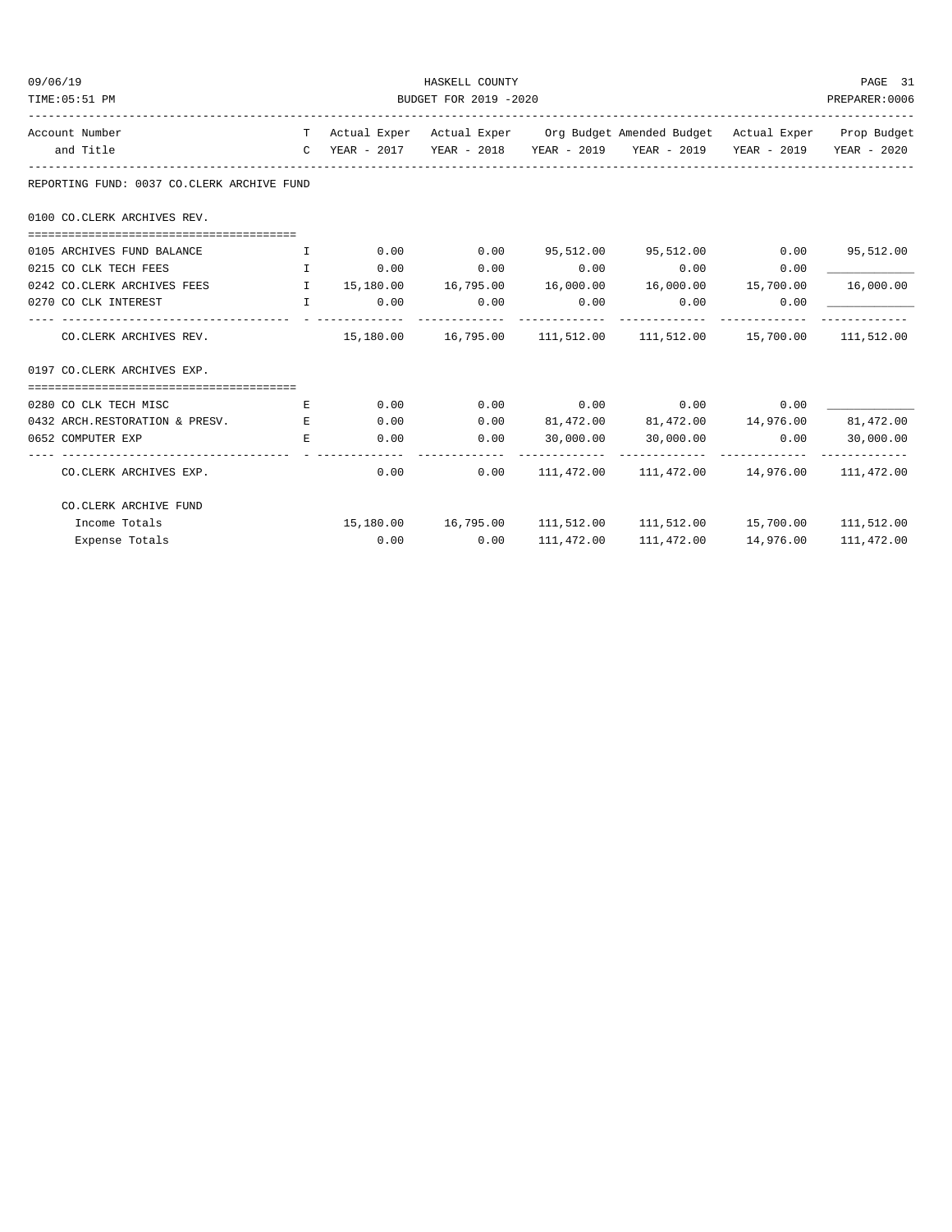REPORTING FUND: 0037 CO.CLERK ARCHIVE FUND

| Account Number and Title | TC | Actual Exper YEAR - 2017 | Actual Exper YEAR - 2018 | Org Budget YEAR - 2019 | Amended Budget YEAR - 2019 | Actual Exper YEAR - 2019 | Prop Budget YEAR - 2020 |
|---|---|---|---|---|---|---|---|
| **0100 CO.CLERK ARCHIVES REV.** | | | | | | | |
| 0105 ARCHIVES FUND BALANCE | I | 0.00 | 0.00 | 95,512.00 | 95,512.00 | 0.00 | 95,512.00 |
| 0215 CO CLK TECH FEES | I | 0.00 | 0.00 | 0.00 | 0.00 | 0.00 | ____________ |
| 0242 CO.CLERK ARCHIVES FEES | I | 15,180.00 | 16,795.00 | 16,000.00 | 16,000.00 | 15,700.00 | 16,000.00 |
| 0270 CO CLK INTEREST | I | 0.00 | 0.00 | 0.00 | 0.00 | 0.00 | ____________ |
| CO.CLERK ARCHIVES REV. | | 15,180.00 | 16,795.00 | 111,512.00 | 111,512.00 | 15,700.00 | 111,512.00 |
| **0197 CO.CLERK ARCHIVES EXP.** | | | | | | | |
| 0280 CO CLK TECH MISC | E | 0.00 | 0.00 | 0.00 | 0.00 | 0.00 | ____________ |
| 0432 ARCH.RESTORATION & PRESV. | E | 0.00 | 0.00 | 81,472.00 | 81,472.00 | 14,976.00 | 81,472.00 |
| 0652 COMPUTER EXP | E | 0.00 | 0.00 | 30,000.00 | 30,000.00 | 0.00 | 30,000.00 |
| CO.CLERK ARCHIVES EXP. | | 0.00 | 0.00 | 111,472.00 | 111,472.00 | 14,976.00 | 111,472.00 |
| **CO.CLERK ARCHIVE FUND** | | | | | | | |
| Income Totals | | 15,180.00 | 16,795.00 | 111,512.00 | 111,512.00 | 15,700.00 | 111,512.00 |
| Expense Totals | | 0.00 | 0.00 | 111,472.00 | 111,472.00 | 14,976.00 | 111,472.00 |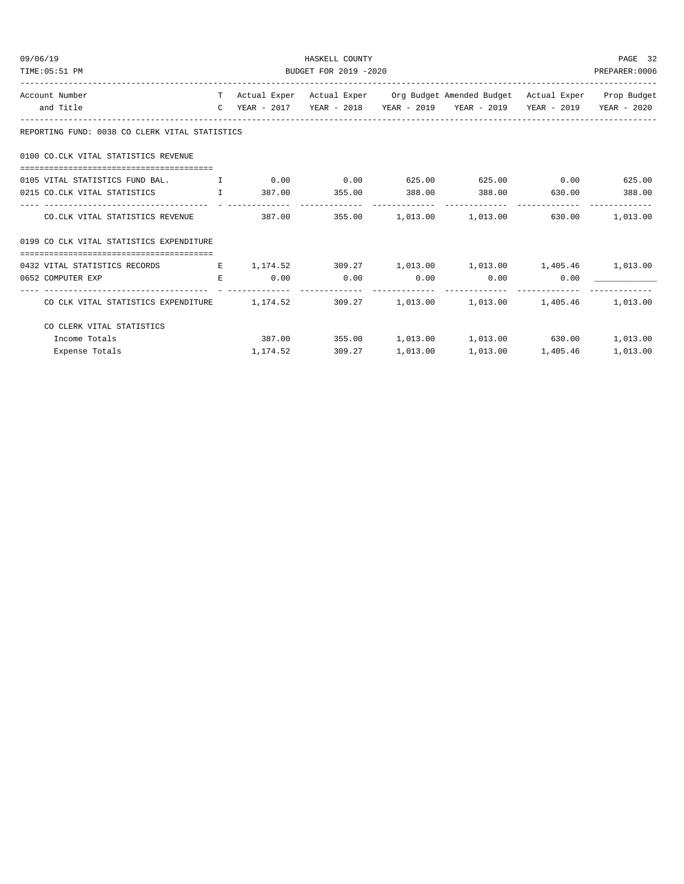REPORTING FUND: 0038 CO CLERK VITAL STATISTICS

| Account Number and Title | TC | Actual Exper YEAR - 2017 | Actual Exper YEAR - 2018 | Org Budget YEAR - 2019 | Amended Budget YEAR - 2019 | Actual Exper YEAR - 2019 | Prop Budget YEAR - 2020 |
|---|---|---|---|---|---|---|---|
| **0100 CO.CLK VITAL STATISTICS REVENUE** | | | | | | | |
| 0105 VITAL STATISTICS FUND BAL. | I | 0.00 | 0.00 | 625.00 | 625.00 | 0.00 | 625.00 |
| 0215 CO.CLK VITAL STATISTICS | I | 387.00 | 355.00 | 388.00 | 388.00 | 630.00 | 388.00 |
| CO.CLK VITAL STATISTICS REVENUE | | 387.00 | 355.00 | 1,013.00 | 1,013.00 | 630.00 | 1,013.00 |
| **0199 CO CLK VITAL STATISTICS EXPENDITURE** | | | | | | | |
| 0432 VITAL STATISTICS RECORDS | E | 1,174.52 | 309.27 | 1,013.00 | 1,013.00 | 1,405.46 | 1,013.00 |
| 0652 COMPUTER EXP | E | 0.00 | 0.00 | 0.00 | 0.00 | 0.00 | ____________ |
| CO CLK VITAL STATISTICS EXPENDITURE | | 1,174.52 | 309.27 | 1,013.00 | 1,013.00 | 1,405.46 | 1,013.00 |
| **CO CLERK VITAL STATISTICS** | | | | | | | |
| Income Totals | | 387.00 | 355.00 | 1,013.00 | 1,013.00 | 630.00 | 1,013.00 |
| Expense Totals | | 1,174.52 | 309.27 | 1,013.00 | 1,013.00 | 1,405.46 | 1,013.00 |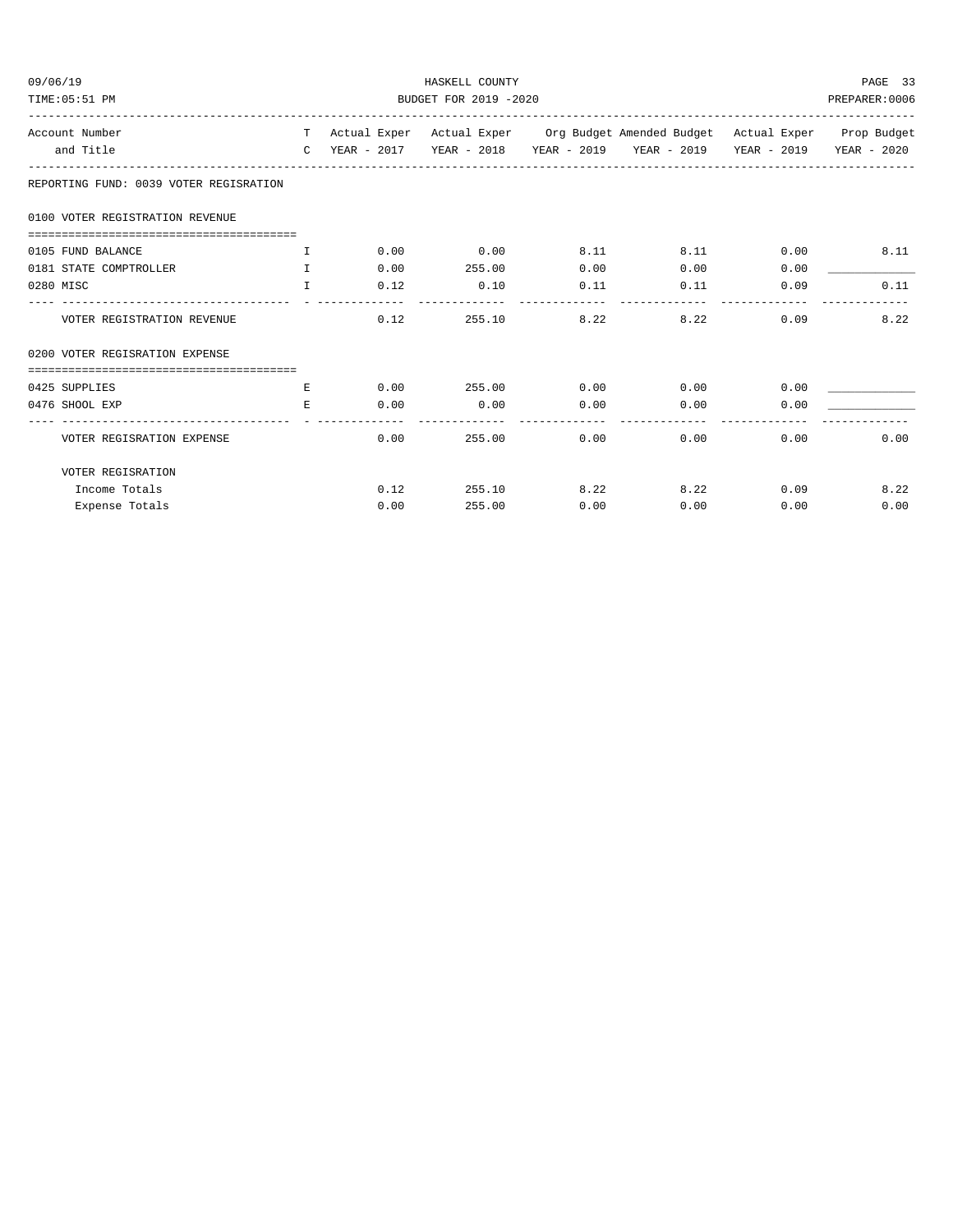REPORTING FUND: 0039 VOTER REGISRATION

| Account Number and Title | T C | Actual Exper YEAR - 2017 | Actual Exper YEAR - 2018 | Org Budget YEAR - 2019 | Amended Budget YEAR - 2019 | Actual Exper YEAR - 2019 | Prop Budget YEAR - 2020 |
|---|---|---|---|---|---|---|---|
| **0100 VOTER REGISTRATION REVENUE** | | | | | | | |
| 0105 FUND BALANCE | I | 0.00 | 0.00 | 8.11 | 8.11 | 0.00 | 8.11 |
| 0181 STATE COMPTROLLER | I | 0.00 | 255.00 | 0.00 | 0.00 | 0.00 | ____________ |
| 0280 MISC | I | 0.12 | 0.10 | 0.11 | 0.11 | 0.09 | 0.11 |
| VOTER REGISTRATION REVENUE | | 0.12 | 255.10 | 8.22 | 8.22 | 0.09 | 8.22 |
| **0200 VOTER REGISRATION EXPENSE** | | | | | | | |
| 0425 SUPPLIES | E | 0.00 | 255.00 | 0.00 | 0.00 | 0.00 | ____________ |
| 0476 SHOOL EXP | E | 0.00 | 0.00 | 0.00 | 0.00 | 0.00 | ____________ |
| VOTER REGISRATION EXPENSE | | 0.00 | 255.00 | 0.00 | 0.00 | 0.00 | 0.00 |
| **VOTER REGISRATION** | | | | | | | |
| Income Totals | | 0.12 | 255.10 | 8.22 | 8.22 | 0.09 | 8.22 |
| Expense Totals | | 0.00 | 255.00 | 0.00 | 0.00 | 0.00 | 0.00 |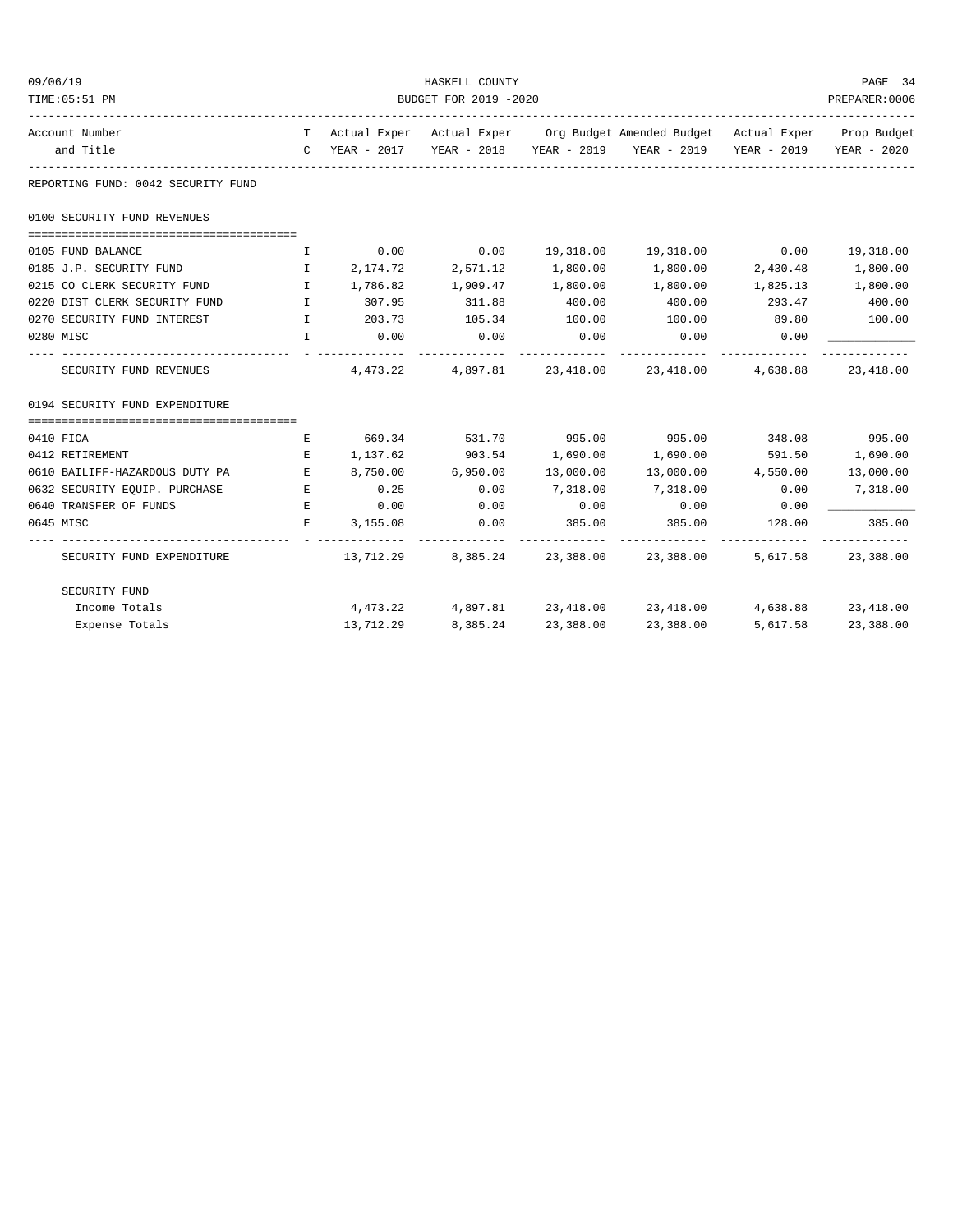## REPORTING FUND: 0042 SECURITY FUND

| Account Number and Title | TC | Actual Exper YEAR - 2017 | Actual Exper YEAR - 2018 | Org Budget YEAR - 2019 | Amended Budget YEAR - 2019 | Actual Exper YEAR - 2019 | Prop Budget YEAR - 2020 |
|---|---|---|---|---|---|---|---|
| **0100 SECURITY FUND REVENUES** | | | | | | | |
| 0105 FUND BALANCE | I | 0.00 | 0.00 | 19,318.00 | 19,318.00 | 0.00 | 19,318.00 |
| 0185 J.P. SECURITY FUND | I | 2,174.72 | 2,571.12 | 1,800.00 | 1,800.00 | 2,430.48 | 1,800.00 |
| 0215 CO CLERK SECURITY FUND | I | 1,786.82 | 1,909.47 | 1,800.00 | 1,800.00 | 1,825.13 | 1,800.00 |
| 0220 DIST CLERK SECURITY FUND | I | 307.95 | 311.88 | 400.00 | 400.00 | 293.47 | 400.00 |
| 0270 SECURITY FUND INTEREST | I | 203.73 | 105.34 | 100.00 | 100.00 | 89.80 | 100.00 |
| 0280 MISC | I | 0.00 | 0.00 | 0.00 | 0.00 | 0.00 | ____________ |
| SECURITY FUND REVENUES | | 4,473.22 | 4,897.81 | 23,418.00 | 23,418.00 | 4,638.88 | 23,418.00 |
| **0194 SECURITY FUND EXPENDITURE** | | | | | | | |
| 0410 FICA | E | 669.34 | 531.70 | 995.00 | 995.00 | 348.08 | 995.00 |
| 0412 RETIREMENT | E | 1,137.62 | 903.54 | 1,690.00 | 1,690.00 | 591.50 | 1,690.00 |
| 0610 BAILIFF-HAZARDOUS DUTY PA | E | 8,750.00 | 6,950.00 | 13,000.00 | 13,000.00 | 4,550.00 | 13,000.00 |
| 0632 SECURITY EQUIP. PURCHASE | E | 0.25 | 0.00 | 7,318.00 | 7,318.00 | 0.00 | 7,318.00 |
| 0640 TRANSFER OF FUNDS | E | 0.00 | 0.00 | 0.00 | 0.00 | 0.00 | ____________ |
| 0645 MISC | E | 3,155.08 | 0.00 | 385.00 | 385.00 | 128.00 | 385.00 |
| SECURITY FUND EXPENDITURE | | 13,712.29 | 8,385.24 | 23,388.00 | 23,388.00 | 5,617.58 | 23,388.00 |
| **SECURITY FUND** | | | | | | | |
| Income Totals | | 4,473.22 | 4,897.81 | 23,418.00 | 23,418.00 | 4,638.88 | 23,418.00 |
| Expense Totals | | 13,712.29 | 8,385.24 | 23,388.00 | 23,388.00 | 5,617.58 | 23,388.00 |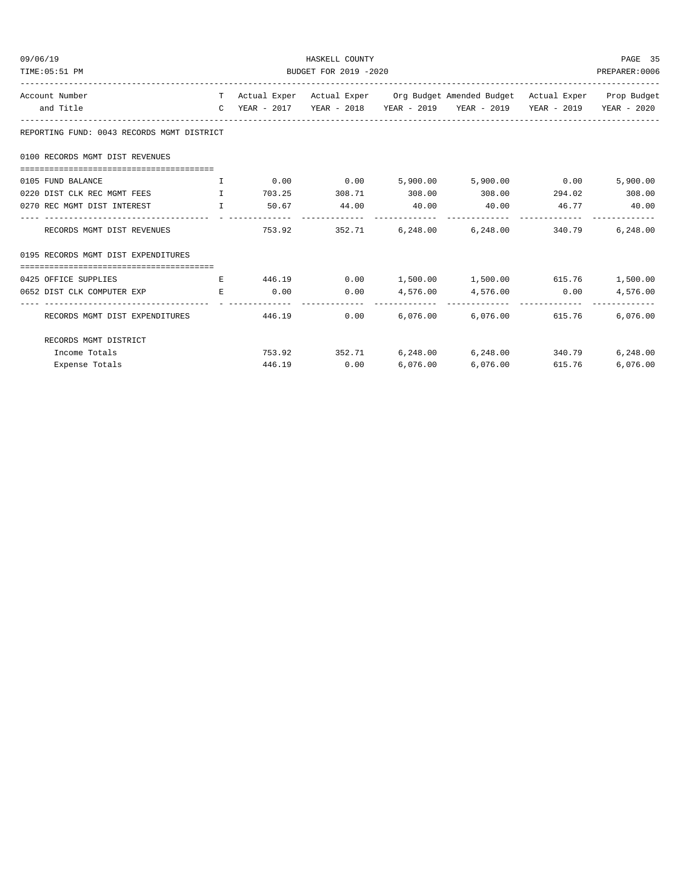| Account Number and Title | TC | Actual Exper YEAR - 2017 | Actual Exper YEAR - 2018 | Org Budget YEAR - 2019 | Amended Budget YEAR - 2019 | Actual Exper YEAR - 2019 | Prop Budget YEAR - 2020 |
|---|---|---|---|---|---|---|---|
| **REPORTING FUND: 0043 RECORDS MGMT DISTRICT** | | | | | | | |
| **0100 RECORDS MGMT DIST REVENUES** | | | | | | | |
| 0105 FUND BALANCE | I | 0.00 | 0.00 | 5,900.00 | 5,900.00 | 0.00 | 5,900.00 |
| 0220 DIST CLK REC MGMT FEES | I | 703.25 | 308.71 | 308.00 | 308.00 | 294.02 | 308.00 |
| 0270 REC MGMT DIST INTEREST | I | 50.67 | 44.00 | 40.00 | 40.00 | 46.77 | 40.00 |
| RECORDS MGMT DIST REVENUES | | 753.92 | 352.71 | 6,248.00 | 6,248.00 | 340.79 | 6,248.00 |
| **0195 RECORDS MGMT DIST EXPENDITURES** | | | | | | | |
| 0425 OFFICE SUPPLIES | E | 446.19 | 0.00 | 1,500.00 | 1,500.00 | 615.76 | 1,500.00 |
| 0652 DIST CLK COMPUTER EXP | E | 0.00 | 0.00 | 4,576.00 | 4,576.00 | 0.00 | 4,576.00 |
| RECORDS MGMT DIST EXPENDITURES | | 446.19 | 0.00 | 6,076.00 | 6,076.00 | 615.76 | 6,076.00 |
| **RECORDS MGMT DISTRICT** | | | | | | | |
| Income Totals | | 753.92 | 352.71 | 6,248.00 | 6,248.00 | 340.79 | 6,248.00 |
| Expense Totals | | 446.19 | 0.00 | 6,076.00 | 6,076.00 | 615.76 | 6,076.00 |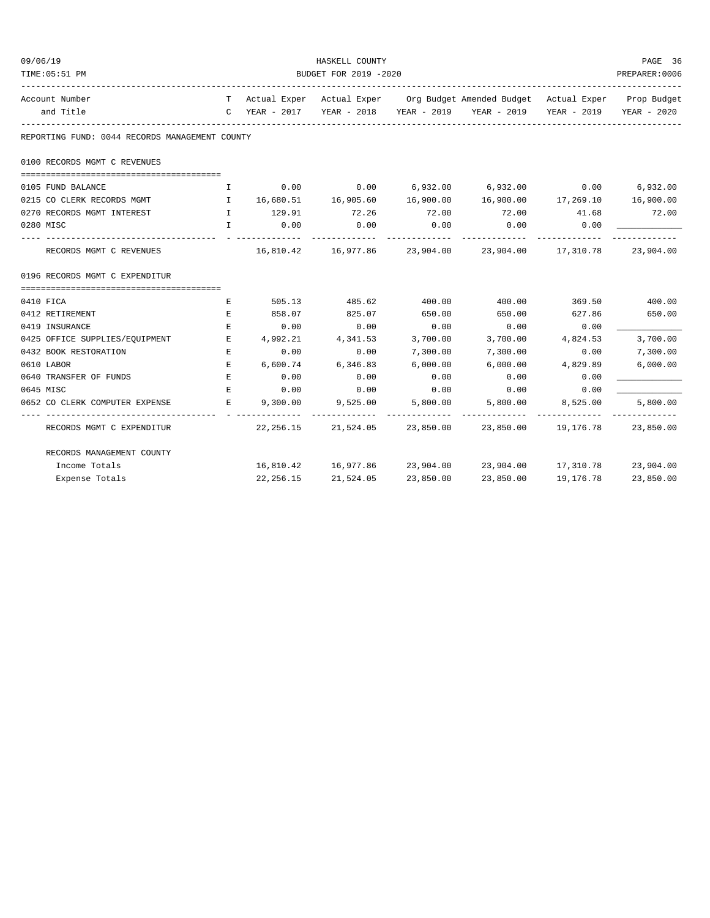REPORTING FUND: 0044 RECORDS MANAGEMENT COUNTY

| Account Number and Title | TC | Actual Exper YEAR - 2017 | Actual Exper YEAR - 2018 | Org Budget YEAR - 2019 | Amended Budget YEAR - 2019 | Actual Exper YEAR - 2019 | Prop Budget YEAR - 2020 |
|---|---|---|---|---|---|---|---|
| **0100 RECORDS MGMT C REVENUES** | | | | | | | |
| 0105 FUND BALANCE | I | 0.00 | 0.00 | 6,932.00 | 6,932.00 | 0.00 | 6,932.00 |
| 0215 CO CLERK RECORDS MGMT | I | 16,680.51 | 16,905.60 | 16,900.00 | 16,900.00 | 17,269.10 | 16,900.00 |
| 0270 RECORDS MGMT INTEREST | I | 129.91 | 72.26 | 72.00 | 72.00 | 41.68 | 72.00 |
| 0280 MISC | I | 0.00 | 0.00 | 0.00 | 0.00 | 0.00 | ____________ |
| RECORDS MGMT C REVENUES | | 16,810.42 | 16,977.86 | 23,904.00 | 23,904.00 | 17,310.78 | 23,904.00 |
| **0196 RECORDS MGMT C EXPENDITUR** | | | | | | | |
| 0410 FICA | E | 505.13 | 485.62 | 400.00 | 400.00 | 369.50 | 400.00 |
| 0412 RETIREMENT | E | 858.07 | 825.07 | 650.00 | 650.00 | 627.86 | 650.00 |
| 0419 INSURANCE | E | 0.00 | 0.00 | 0.00 | 0.00 | 0.00 | ____________ |
| 0425 OFFICE SUPPLIES/EQUIPMENT | E | 4,992.21 | 4,341.53 | 3,700.00 | 3,700.00 | 4,824.53 | 3,700.00 |
| 0432 BOOK RESTORATION | E | 0.00 | 0.00 | 7,300.00 | 7,300.00 | 0.00 | 7,300.00 |
| 0610 LABOR | E | 6,600.74 | 6,346.83 | 6,000.00 | 6,000.00 | 4,829.89 | 6,000.00 |
| 0640 TRANSFER OF FUNDS | E | 0.00 | 0.00 | 0.00 | 0.00 | 0.00 | ____________ |
| 0645 MISC | E | 0.00 | 0.00 | 0.00 | 0.00 | 0.00 | ____________ |
| 0652 CO CLERK COMPUTER EXPENSE | E | 9,300.00 | 9,525.00 | 5,800.00 | 5,800.00 | 8,525.00 | 5,800.00 |
| RECORDS MGMT C EXPENDITUR | | 22,256.15 | 21,524.05 | 23,850.00 | 23,850.00 | 19,176.78 | 23,850.00 |
| **RECORDS MANAGEMENT COUNTY** | | | | | | | |
| Income Totals | | 16,810.42 | 16,977.86 | 23,904.00 | 23,904.00 | 17,310.78 | 23,904.00 |
| Expense Totals | | 22,256.15 | 21,524.05 | 23,850.00 | 23,850.00 | 19,176.78 | 23,850.00 |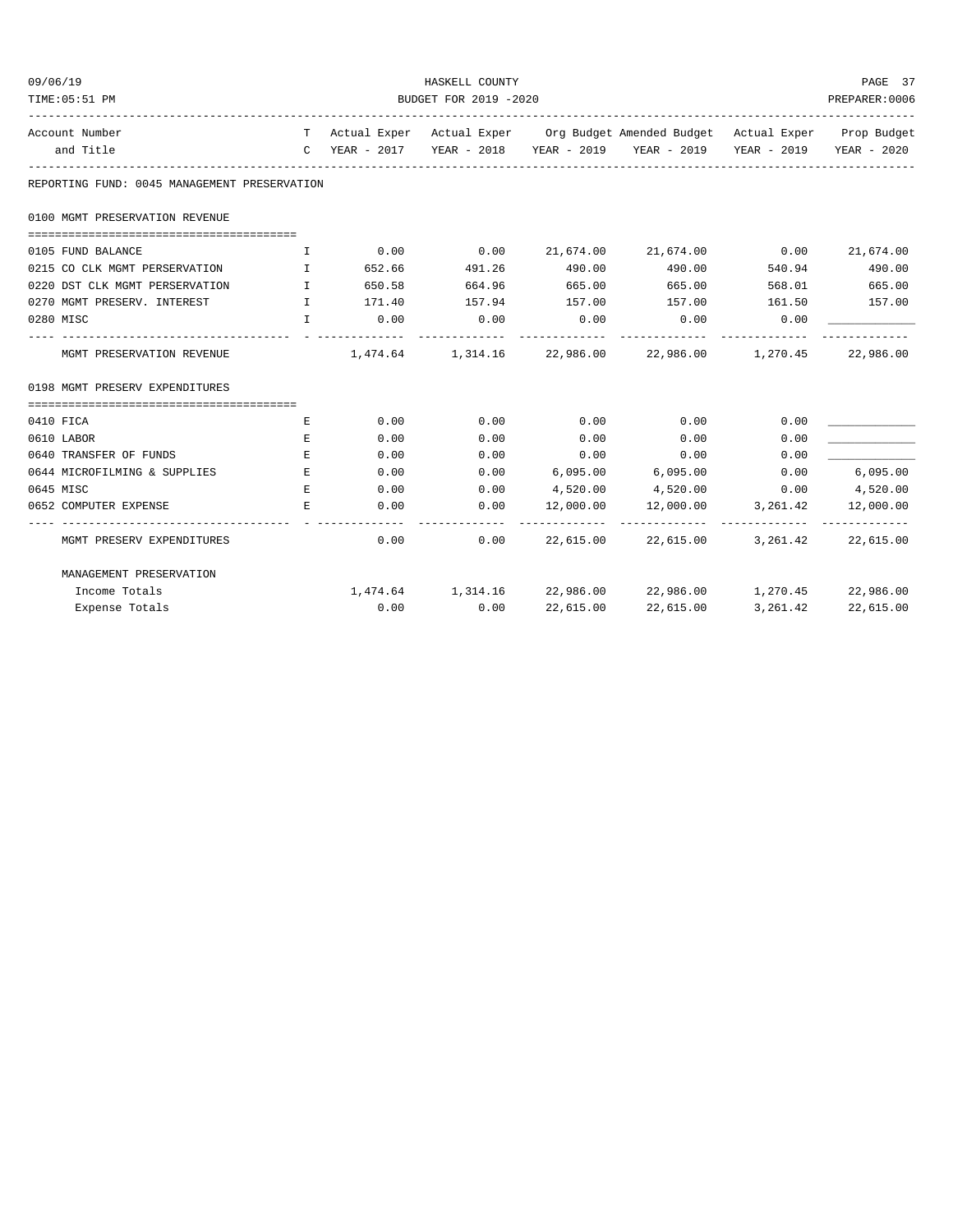HASKELL COUNTY

BUDGET FOR 2019 -2020

| Account Number and Title | TC | Actual Exper YEAR - 2017 | Actual Exper YEAR - 2018 | Org Budget YEAR - 2019 | Amended Budget YEAR - 2019 | Actual Exper YEAR - 2019 | Prop Budget YEAR - 2020 |
|---|---|---|---|---|---|---|---|
| **REPORTING FUND: 0045 MANAGEMENT PRESERVATION** | | | | | | | |
| **0100 MGMT PRESERVATION REVENUE** | | | | | | | |
| 0105 FUND BALANCE | I | 0.00 | 0.00 | 21,674.00 | 21,674.00 | 0.00 | 21,674.00 |
| 0215 CO CLK MGMT PERSERVATION | I | 652.66 | 491.26 | 490.00 | 490.00 | 540.94 | 490.00 |
| 0220 DST CLK MGMT PERSERVATION | I | 650.58 | 664.96 | 665.00 | 665.00 | 568.01 | 665.00 |
| 0270 MGMT PRESERV. INTEREST | I | 171.40 | 157.94 | 157.00 | 157.00 | 161.50 | 157.00 |
| 0280 MISC | I | 0.00 | 0.00 | 0.00 | 0.00 | 0.00 | ____________ |
| MGMT PRESERVATION REVENUE | | 1,474.64 | 1,314.16 | 22,986.00 | 22,986.00 | 1,270.45 | 22,986.00 |
| **0198 MGMT PRESERV EXPENDITURES** | | | | | | | |
| 0410 FICA | E | 0.00 | 0.00 | 0.00 | 0.00 | 0.00 | ____________ |
| 0610 LABOR | E | 0.00 | 0.00 | 0.00 | 0.00 | 0.00 | ____________ |
| 0640 TRANSFER OF FUNDS | E | 0.00 | 0.00 | 0.00 | 0.00 | 0.00 | ____________ |
| 0644 MICROFILMING & SUPPLIES | E | 0.00 | 0.00 | 6,095.00 | 6,095.00 | 0.00 | 6,095.00 |
| 0645 MISC | E | 0.00 | 0.00 | 4,520.00 | 4,520.00 | 0.00 | 4,520.00 |
| 0652 COMPUTER EXPENSE | E | 0.00 | 0.00 | 12,000.00 | 12,000.00 | 3,261.42 | 12,000.00 |
| MGMT PRESERV EXPENDITURES | | 0.00 | 0.00 | 22,615.00 | 22,615.00 | 3,261.42 | 22,615.00 |
| **MANAGEMENT PRESERVATION** | | | | | | | |
| Income Totals | | 1,474.64 | 1,314.16 | 22,986.00 | 22,986.00 | 1,270.45 | 22,986.00 |
| Expense Totals | | 0.00 | 0.00 | 22,615.00 | 22,615.00 | 3,261.42 | 22,615.00 |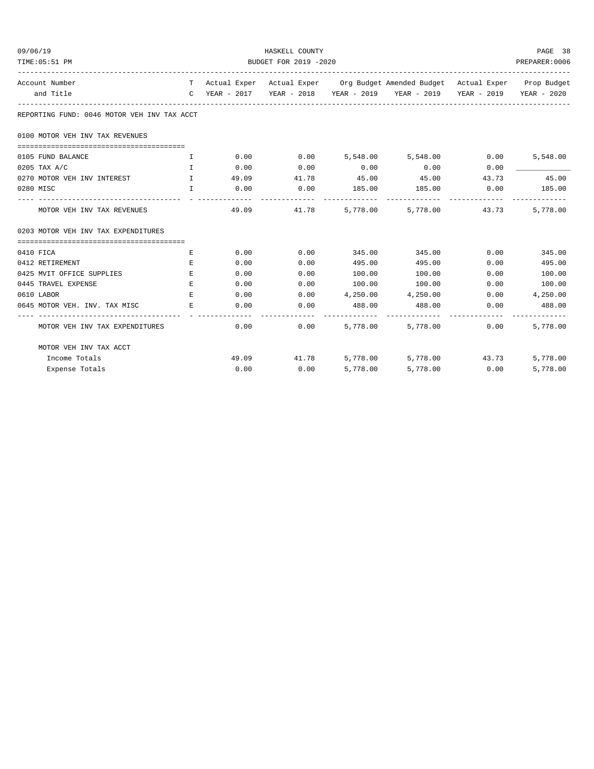REPORTING FUND: 0046 MOTOR VEH INV TAX ACCT

| Account Number and Title | TC | Actual Exper YEAR - 2017 | Actual Exper YEAR - 2018 | Org Budget YEAR - 2019 | Amended Budget YEAR - 2019 | Actual Exper YEAR - 2019 | Prop Budget YEAR - 2020 |
|---|---|---|---|---|---|---|---|
| **0100 MOTOR VEH INV TAX REVENUES** | | | | | | | |
| 0105 FUND BALANCE | I | 0.00 | 0.00 | 5,548.00 | 5,548.00 | 0.00 | 5,548.00 |
| 0205 TAX A/C | I | 0.00 | 0.00 | 0.00 | 0.00 | 0.00 | ____________ |
| 0270 MOTOR VEH INV INTEREST | I | 49.09 | 41.78 | 45.00 | 45.00 | 43.73 | 45.00 |
| 0280 MISC | I | 0.00 | 0.00 | 185.00 | 185.00 | 0.00 | 185.00 |
| MOTOR VEH INV TAX REVENUES | | 49.09 | 41.78 | 5,778.00 | 5,778.00 | 43.73 | 5,778.00 |
| **0203 MOTOR VEH INV TAX EXPENDITURES** | | | | | | | |
| 0410 FICA | E | 0.00 | 0.00 | 345.00 | 345.00 | 0.00 | 345.00 |
| 0412 RETIREMENT | E | 0.00 | 0.00 | 495.00 | 495.00 | 0.00 | 495.00 |
| 0425 MVIT OFFICE SUPPLIES | E | 0.00 | 0.00 | 100.00 | 100.00 | 0.00 | 100.00 |
| 0445 TRAVEL EXPENSE | E | 0.00 | 0.00 | 100.00 | 100.00 | 0.00 | 100.00 |
| 0610 LABOR | E | 0.00 | 0.00 | 4,250.00 | 4,250.00 | 0.00 | 4,250.00 |
| 0645 MOTOR VEH. INV. TAX MISC | E | 0.00 | 0.00 | 488.00 | 488.00 | 0.00 | 488.00 |
| MOTOR VEH INV TAX EXPENDITURES | | 0.00 | 0.00 | 5,778.00 | 5,778.00 | 0.00 | 5,778.00 |
| **MOTOR VEH INV TAX ACCT** | | | | | | | |
| Income Totals | | 49.09 | 41.78 | 5,778.00 | 5,778.00 | 43.73 | 5,778.00 |
| Expense Totals | | 0.00 | 0.00 | 5,778.00 | 5,778.00 | 0.00 | 5,778.00 |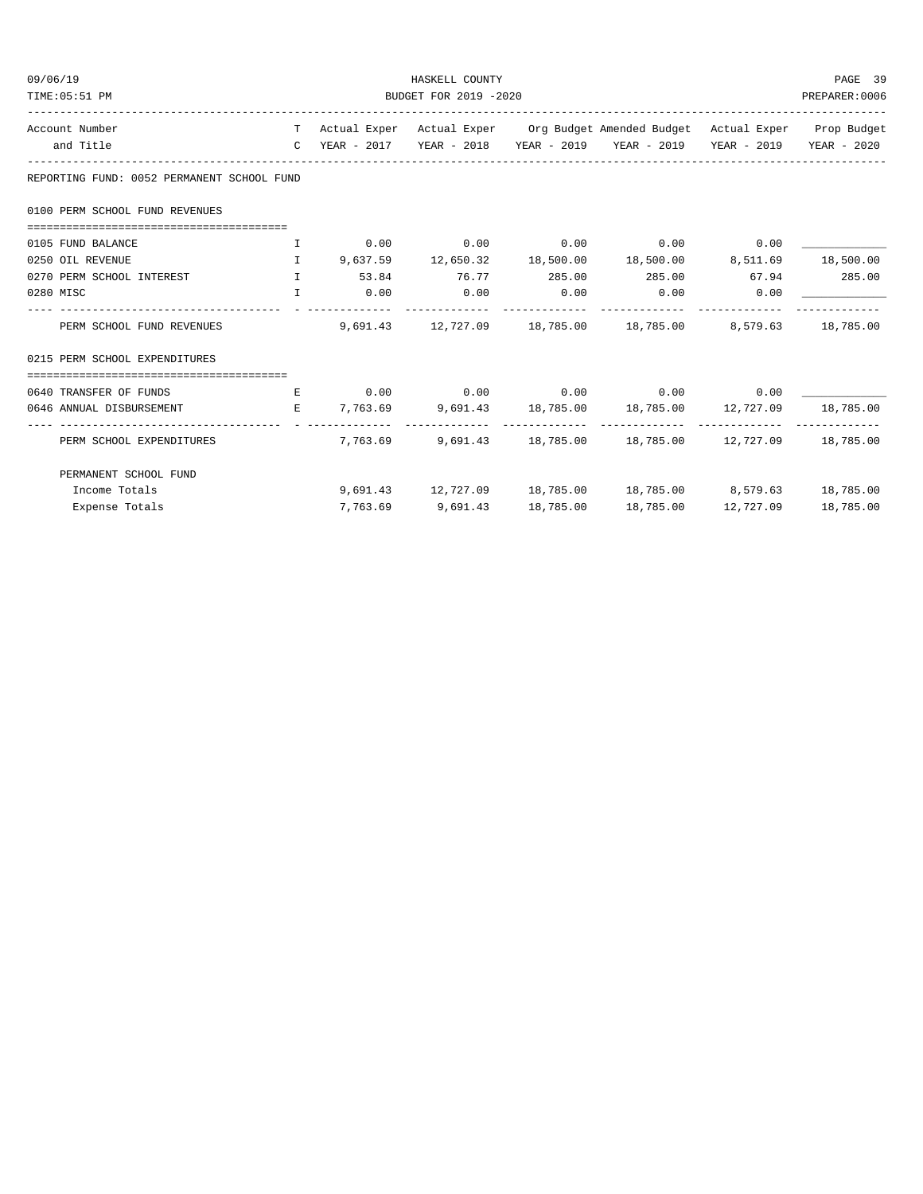REPORTING FUND: 0052 PERMANENT SCHOOL FUND

| Account Number and Title | TC | Actual Exper YEAR - 2017 | Actual Exper YEAR - 2018 | Org Budget YEAR - 2019 | Amended Budget YEAR - 2019 | Actual Exper YEAR - 2019 | Prop Budget YEAR - 2020 |
|---|---|---|---|---|---|---|---|
| **0100 PERM SCHOOL FUND REVENUES** | | | | | | | |
| 0105 FUND BALANCE | I | 0.00 | 0.00 | 0.00 | 0.00 | 0.00 | ____________ |
| 0250 OIL REVENUE | I | 9,637.59 | 12,650.32 | 18,500.00 | 18,500.00 | 8,511.69 | 18,500.00 |
| 0270 PERM SCHOOL INTEREST | I | 53.84 | 76.77 | 285.00 | 285.00 | 67.94 | 285.00 |
| 0280 MISC | I | 0.00 | 0.00 | 0.00 | 0.00 | 0.00 | ____________ |
| PERM SCHOOL FUND REVENUES | | 9,691.43 | 12,727.09 | 18,785.00 | 18,785.00 | 8,579.63 | 18,785.00 |
| **0215 PERM SCHOOL EXPENDITURES** | | | | | | | |
| 0640 TRANSFER OF FUNDS | E | 0.00 | 0.00 | 0.00 | 0.00 | 0.00 | ____________ |
| 0646 ANNUAL DISBURSEMENT | E | 7,763.69 | 9,691.43 | 18,785.00 | 18,785.00 | 12,727.09 | 18,785.00 |
| PERM SCHOOL EXPENDITURES | | 7,763.69 | 9,691.43 | 18,785.00 | 18,785.00 | 12,727.09 | 18,785.00 |
| **PERMANENT SCHOOL FUND** | | | | | | | |
| Income Totals | | 9,691.43 | 12,727.09 | 18,785.00 | 18,785.00 | 8,579.63 | 18,785.00 |
| Expense Totals | | 7,763.69 | 9,691.43 | 18,785.00 | 18,785.00 | 12,727.09 | 18,785.00 |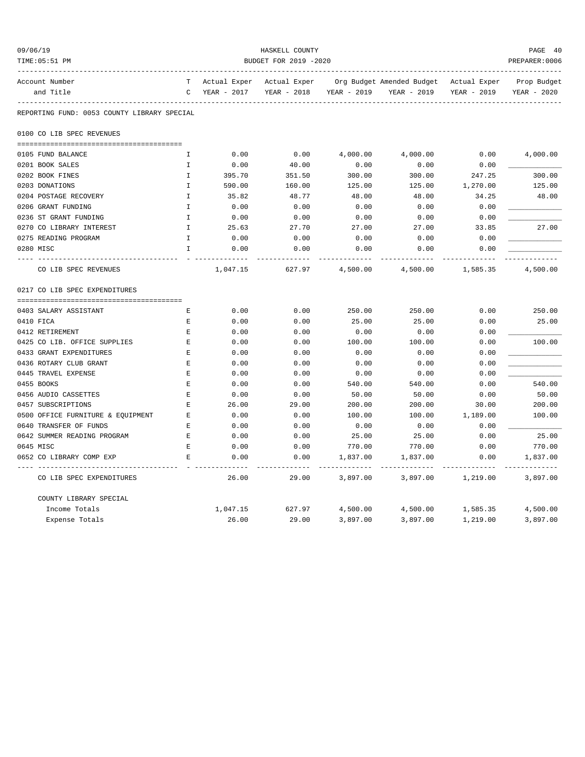HASKELL COUNTY

BUDGET FOR 2019 -2020

09/06/19

TIME:05:51 PM

PREPARER:0006

| Account Number and Title | T C | Actual Exper YEAR - 2017 | Actual Exper YEAR - 2018 | Org Budget YEAR - 2019 | Amended Budget YEAR - 2019 | Actual Exper YEAR - 2019 | Prop Budget YEAR - 2020 |
|---|---|---|---|---|---|---|---|
| **REPORTING FUND: 0053 COUNTY LIBRARY SPECIAL** | | | | | | | |
| **0100 CO LIB SPEC REVENUES** | | | | | | | |
| 0105 FUND BALANCE | I | 0.00 | 0.00 | 4,000.00 | 4,000.00 | 0.00 | 4,000.00 |
| 0201 BOOK SALES | I | 0.00 | 40.00 | 0.00 | 0.00 | 0.00 | ____________ |
| 0202 BOOK FINES | I | 395.70 | 351.50 | 300.00 | 300.00 | 247.25 | 300.00 |
| 0203 DONATIONS | I | 590.00 | 160.00 | 125.00 | 125.00 | 1,270.00 | 125.00 |
| 0204 POSTAGE RECOVERY | I | 35.82 | 48.77 | 48.00 | 48.00 | 34.25 | 48.00 |
| 0206 GRANT FUNDING | I | 0.00 | 0.00 | 0.00 | 0.00 | 0.00 | ____________ |
| 0236 ST GRANT FUNDING | I | 0.00 | 0.00 | 0.00 | 0.00 | 0.00 | ____________ |
| 0270 CO LIBRARY INTEREST | I | 25.63 | 27.70 | 27.00 | 27.00 | 33.85 | 27.00 |
| 0275 READING PROGRAM | I | 0.00 | 0.00 | 0.00 | 0.00 | 0.00 | ____________ |
| 0280 MISC | I | 0.00 | 0.00 | 0.00 | 0.00 | 0.00 | ____________ |
| CO LIB SPEC REVENUES | | 1,047.15 | 627.97 | 4,500.00 | 4,500.00 | 1,585.35 | 4,500.00 |
| **0217 CO LIB SPEC EXPENDITURES** | | | | | | | |
| 0403 SALARY ASSISTANT | E | 0.00 | 0.00 | 250.00 | 250.00 | 0.00 | 250.00 |
| 0410 FICA | E | 0.00 | 0.00 | 25.00 | 25.00 | 0.00 | 25.00 |
| 0412 RETIREMENT | E | 0.00 | 0.00 | 0.00 | 0.00 | 0.00 | ____________ |
| 0425 CO LIB. OFFICE SUPPLIES | E | 0.00 | 0.00 | 100.00 | 100.00 | 0.00 | 100.00 |
| 0433 GRANT EXPENDITURES | E | 0.00 | 0.00 | 0.00 | 0.00 | 0.00 | ____________ |
| 0436 ROTARY CLUB GRANT | E | 0.00 | 0.00 | 0.00 | 0.00 | 0.00 | ____________ |
| 0445 TRAVEL EXPENSE | E | 0.00 | 0.00 | 0.00 | 0.00 | 0.00 | ____________ |
| 0455 BOOKS | E | 0.00 | 0.00 | 540.00 | 540.00 | 0.00 | 540.00 |
| 0456 AUDIO CASSETTES | E | 0.00 | 0.00 | 50.00 | 50.00 | 0.00 | 50.00 |
| 0457 SUBSCRIPTIONS | E | 26.00 | 29.00 | 200.00 | 200.00 | 30.00 | 200.00 |
| 0500 OFFICE FURNITURE & EQUIPMENT | E | 0.00 | 0.00 | 100.00 | 100.00 | 1,189.00 | 100.00 |
| 0640 TRANSFER OF FUNDS | E | 0.00 | 0.00 | 0.00 | 0.00 | 0.00 | ____________ |
| 0642 SUMMER READING PROGRAM | E | 0.00 | 0.00 | 25.00 | 25.00 | 0.00 | 25.00 |
| 0645 MISC | E | 0.00 | 0.00 | 770.00 | 770.00 | 0.00 | 770.00 |
| 0652 CO LIBRARY COMP EXP | E | 0.00 | 0.00 | 1,837.00 | 1,837.00 | 0.00 | 1,837.00 |
| CO LIB SPEC EXPENDITURES | | 26.00 | 29.00 | 3,897.00 | 3,897.00 | 1,219.00 | 3,897.00 |
| **COUNTY LIBRARY SPECIAL** | | | | | | | |
| Income Totals | | 1,047.15 | 627.97 | 4,500.00 | 4,500.00 | 1,585.35 | 4,500.00 |
| Expense Totals | | 26.00 | 29.00 | 3,897.00 | 3,897.00 | 1,219.00 | 3,897.00 |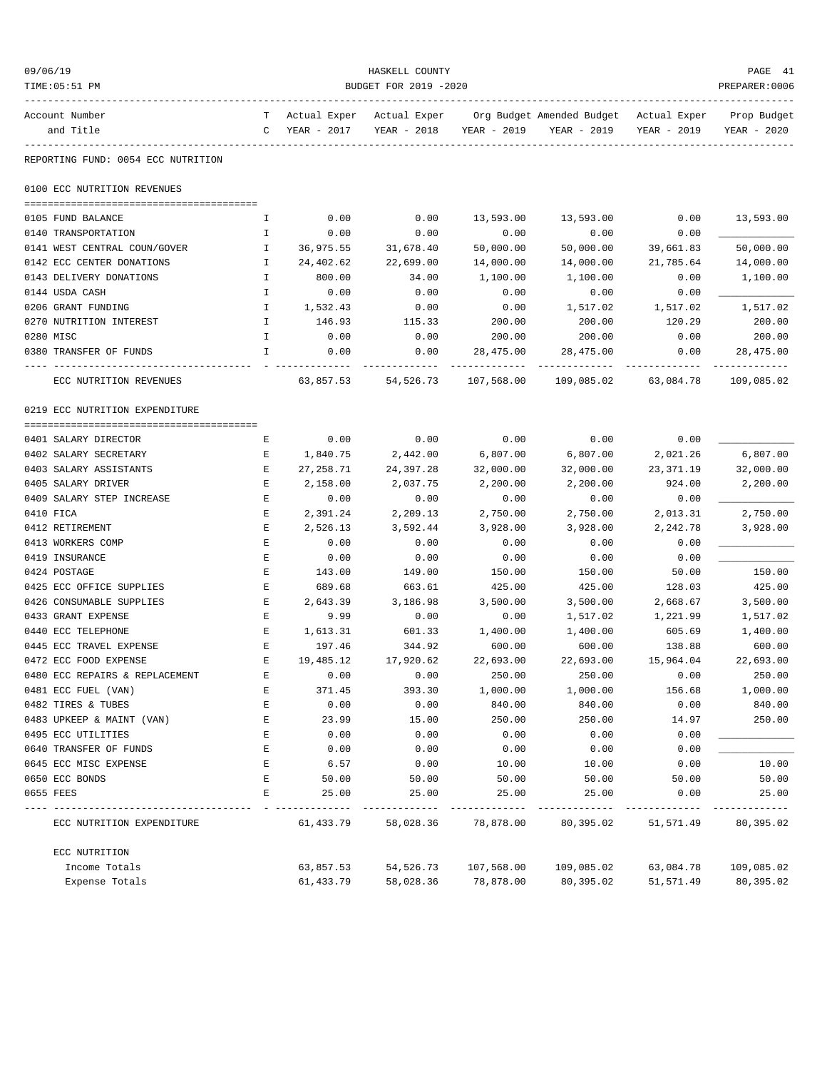HASKELL COUNTY
BUDGET FOR 2019 -2020

REPORTING FUND: 0054 ECC NUTRITION

## 0100 ECC NUTRITION REVENUES

| Account Number and Title | TC | Actual Exper YEAR - 2017 | Actual Exper YEAR - 2018 | Org Budget YEAR - 2019 | Amended Budget YEAR - 2019 | Actual Exper YEAR - 2019 | Prop Budget YEAR - 2020 |
|---|---|---|---|---|---|---|---|
| 0105 FUND BALANCE | I | 0.00 | 0.00 | 13,593.00 | 13,593.00 | 0.00 | 13,593.00 |
| 0140 TRANSPORTATION | I | 0.00 | 0.00 | 0.00 | 0.00 | 0.00 | ____________ |
| 0141 WEST CENTRAL COUN/GOVER | I | 36,975.55 | 31,678.40 | 50,000.00 | 50,000.00 | 39,661.83 | 50,000.00 |
| 0142 ECC CENTER DONATIONS | I | 24,402.62 | 22,699.00 | 14,000.00 | 14,000.00 | 21,785.64 | 14,000.00 |
| 0143 DELIVERY DONATIONS | I | 800.00 | 34.00 | 1,100.00 | 1,100.00 | 0.00 | 1,100.00 |
| 0144 USDA CASH | I | 0.00 | 0.00 | 0.00 | 0.00 | 0.00 | ____________ |
| 0206 GRANT FUNDING | I | 1,532.43 | 0.00 | 0.00 | 1,517.02 | 1,517.02 | 1,517.02 |
| 0270 NUTRITION INTEREST | I | 146.93 | 115.33 | 200.00 | 200.00 | 120.29 | 200.00 |
| 0280 MISC | I | 0.00 | 0.00 | 200.00 | 200.00 | 0.00 | 200.00 |
| 0380 TRANSFER OF FUNDS | I | 0.00 | 0.00 | 28,475.00 | 28,475.00 | 0.00 | 28,475.00 |
| ECC NUTRITION REVENUES | | 63,857.53 | 54,526.73 | 107,568.00 | 109,085.02 | 63,084.78 | 109,085.02 |

## 0219 ECC NUTRITION EXPENDITURE

| Account Number and Title | TC | Actual Exper YEAR - 2017 | Actual Exper YEAR - 2018 | Org Budget YEAR - 2019 | Amended Budget YEAR - 2019 | Actual Exper YEAR - 2019 | Prop Budget YEAR - 2020 |
|---|---|---|---|---|---|---|---|
| 0401 SALARY DIRECTOR | E | 0.00 | 0.00 | 0.00 | 0.00 | 0.00 | ____________ |
| 0402 SALARY SECRETARY | E | 1,840.75 | 2,442.00 | 6,807.00 | 6,807.00 | 2,021.26 | 6,807.00 |
| 0403 SALARY ASSISTANTS | E | 27,258.71 | 24,397.28 | 32,000.00 | 32,000.00 | 23,371.19 | 32,000.00 |
| 0405 SALARY DRIVER | E | 2,158.00 | 2,037.75 | 2,200.00 | 2,200.00 | 924.00 | 2,200.00 |
| 0409 SALARY STEP INCREASE | E | 0.00 | 0.00 | 0.00 | 0.00 | 0.00 | ____________ |
| 0410 FICA | E | 2,391.24 | 2,209.13 | 2,750.00 | 2,750.00 | 2,013.31 | 2,750.00 |
| 0412 RETIREMENT | E | 2,526.13 | 3,592.44 | 3,928.00 | 3,928.00 | 2,242.78 | 3,928.00 |
| 0413 WORKERS COMP | E | 0.00 | 0.00 | 0.00 | 0.00 | 0.00 | ____________ |
| 0419 INSURANCE | E | 0.00 | 0.00 | 0.00 | 0.00 | 0.00 | ____________ |
| 0424 POSTAGE | E | 143.00 | 149.00 | 150.00 | 150.00 | 50.00 | 150.00 |
| 0425 ECC OFFICE SUPPLIES | E | 689.68 | 663.61 | 425.00 | 425.00 | 128.03 | 425.00 |
| 0426 CONSUMABLE SUPPLIES | E | 2,643.39 | 3,186.98 | 3,500.00 | 3,500.00 | 2,668.67 | 3,500.00 |
| 0433 GRANT EXPENSE | E | 9.99 | 0.00 | 0.00 | 1,517.02 | 1,221.99 | 1,517.02 |
| 0440 ECC TELEPHONE | E | 1,613.31 | 601.33 | 1,400.00 | 1,400.00 | 605.69 | 1,400.00 |
| 0445 ECC TRAVEL EXPENSE | E | 197.46 | 344.92 | 600.00 | 600.00 | 138.88 | 600.00 |
| 0472 ECC FOOD EXPENSE | E | 19,485.12 | 17,920.62 | 22,693.00 | 22,693.00 | 15,964.04 | 22,693.00 |
| 0480 ECC REPAIRS & REPLACEMENT | E | 0.00 | 0.00 | 250.00 | 250.00 | 0.00 | 250.00 |
| 0481 ECC FUEL (VAN) | E | 371.45 | 393.30 | 1,000.00 | 1,000.00 | 156.68 | 1,000.00 |
| 0482 TIRES & TUBES | E | 0.00 | 0.00 | 840.00 | 840.00 | 0.00 | 840.00 |
| 0483 UPKEEP & MAINT (VAN) | E | 23.99 | 15.00 | 250.00 | 250.00 | 14.97 | 250.00 |
| 0495 ECC UTILITIES | E | 0.00 | 0.00 | 0.00 | 0.00 | 0.00 | ____________ |
| 0640 TRANSFER OF FUNDS | E | 0.00 | 0.00 | 0.00 | 0.00 | 0.00 | ____________ |
| 0645 ECC MISC EXPENSE | E | 6.57 | 0.00 | 10.00 | 10.00 | 0.00 | 10.00 |
| 0650 ECC BONDS | E | 50.00 | 50.00 | 50.00 | 50.00 | 50.00 | 50.00 |
| 0655 FEES | E | 25.00 | 25.00 | 25.00 | 25.00 | 0.00 | 25.00 |
| ECC NUTRITION EXPENDITURE | | 61,433.79 | 58,028.36 | 78,878.00 | 80,395.02 | 51,571.49 | 80,395.02 |

## ECC NUTRITION

| | Actual Exper YEAR - 2017 | Actual Exper YEAR - 2018 | Org Budget YEAR - 2019 | Amended Budget YEAR - 2019 | Actual Exper YEAR - 2019 | Prop Budget YEAR - 2020 |
|---|---|---|---|---|---|---|
| Income Totals | 63,857.53 | 54,526.73 | 107,568.00 | 109,085.02 | 63,084.78 | 109,085.02 |
| Expense Totals | 61,433.79 | 58,028.36 | 78,878.00 | 80,395.02 | 51,571.49 | 80,395.02 |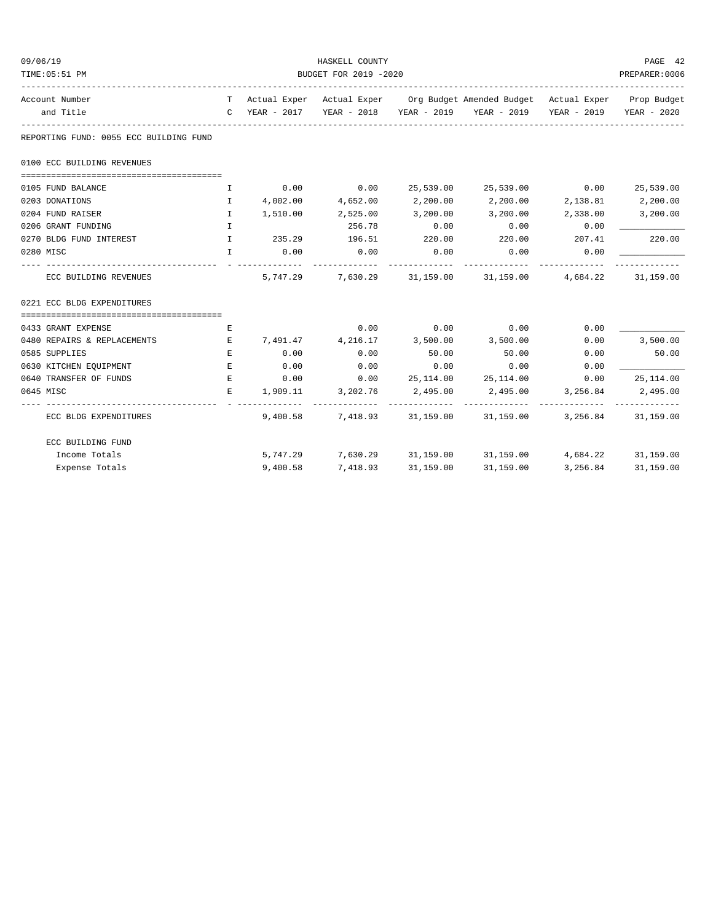HASKELL COUNTY

BUDGET FOR 2019 -2020

| Account Number and Title | T C | Actual Exper YEAR - 2017 | Actual Exper YEAR - 2018 | Org Budget YEAR - 2019 | Amended Budget YEAR - 2019 | Actual Exper YEAR - 2019 | Prop Budget YEAR - 2020 |
|---|---|---|---|---|---|---|---|
| **REPORTING FUND: 0055 ECC BUILDING FUND** | | | | | | | |
| **0100 ECC BUILDING REVENUES** | | | | | | | |
| 0105 FUND BALANCE | I | 0.00 | 0.00 | 25,539.00 | 25,539.00 | 0.00 | 25,539.00 |
| 0203 DONATIONS | I | 4,002.00 | 4,652.00 | 2,200.00 | 2,200.00 | 2,138.81 | 2,200.00 |
| 0204 FUND RAISER | I | 1,510.00 | 2,525.00 | 3,200.00 | 3,200.00 | 2,338.00 | 3,200.00 |
| 0206 GRANT FUNDING | I | | 256.78 | 0.00 | 0.00 | 0.00 | ___________ |
| 0270 BLDG FUND INTEREST | I | 235.29 | 196.51 | 220.00 | 220.00 | 207.41 | 220.00 |
| 0280 MISC | I | 0.00 | 0.00 | 0.00 | 0.00 | 0.00 | ___________ |
| ECC BUILDING REVENUES | | 5,747.29 | 7,630.29 | 31,159.00 | 31,159.00 | 4,684.22 | 31,159.00 |
| **0221 ECC BLDG EXPENDITURES** | | | | | | | |
| 0433 GRANT EXPENSE | E | | 0.00 | 0.00 | 0.00 | 0.00 | ___________ |
| 0480 REPAIRS & REPLACEMENTS | E | 7,491.47 | 4,216.17 | 3,500.00 | 3,500.00 | 0.00 | 3,500.00 |
| 0585 SUPPLIES | E | 0.00 | 0.00 | 50.00 | 50.00 | 0.00 | 50.00 |
| 0630 KITCHEN EQUIPMENT | E | 0.00 | 0.00 | 0.00 | 0.00 | 0.00 | ___________ |
| 0640 TRANSFER OF FUNDS | E | 0.00 | 0.00 | 25,114.00 | 25,114.00 | 0.00 | 25,114.00 |
| 0645 MISC | E | 1,909.11 | 3,202.76 | 2,495.00 | 2,495.00 | 3,256.84 | 2,495.00 |
| ECC BLDG EXPENDITURES | | 9,400.58 | 7,418.93 | 31,159.00 | 31,159.00 | 3,256.84 | 31,159.00 |
| **ECC BUILDING FUND** | | | | | | | |
| Income Totals | | 5,747.29 | 7,630.29 | 31,159.00 | 31,159.00 | 4,684.22 | 31,159.00 |
| Expense Totals | | 9,400.58 | 7,418.93 | 31,159.00 | 31,159.00 | 3,256.84 | 31,159.00 |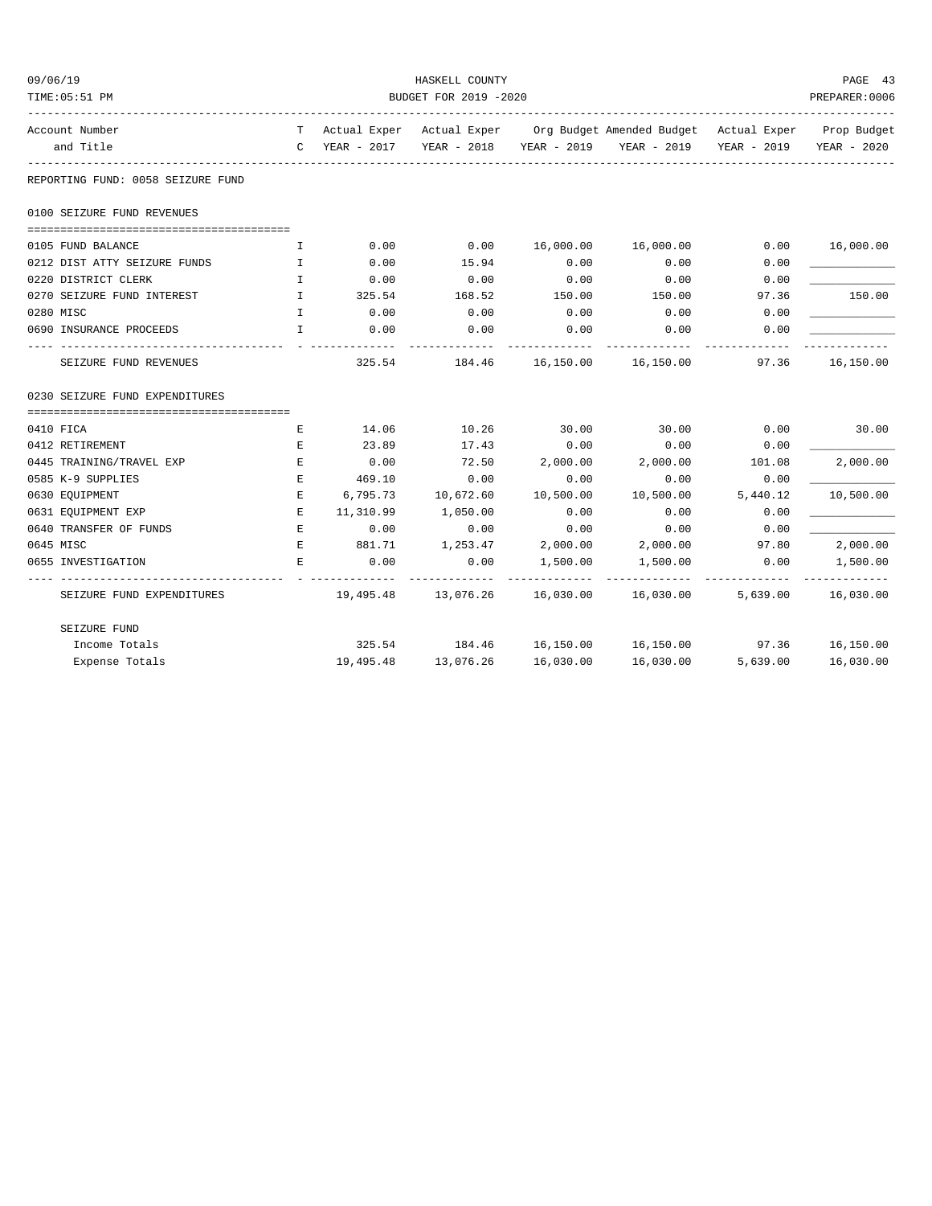HASKELL COUNTY

BUDGET FOR 2019 -2020

REPORTING FUND: 0058 SEIZURE FUND

| Account Number and Title | T C | Actual Exper YEAR - 2017 | Actual Exper YEAR - 2018 | Org Budget YEAR - 2019 | Amended Budget YEAR - 2019 | Actual Exper YEAR - 2019 | Prop Budget YEAR - 2020 |
|---|---|---|---|---|---|---|---|
| **0100 SEIZURE FUND REVENUES** | | | | | | | |
| 0105 FUND BALANCE | I | 0.00 | 0.00 | 16,000.00 | 16,000.00 | 0.00 | 16,000.00 |
| 0212 DIST ATTY SEIZURE FUNDS | I | 0.00 | 15.94 | 0.00 | 0.00 | 0.00 | ____________ |
| 0220 DISTRICT CLERK | I | 0.00 | 0.00 | 0.00 | 0.00 | 0.00 | ____________ |
| 0270 SEIZURE FUND INTEREST | I | 325.54 | 168.52 | 150.00 | 150.00 | 97.36 | 150.00 |
| 0280 MISC | I | 0.00 | 0.00 | 0.00 | 0.00 | 0.00 | ____________ |
| 0690 INSURANCE PROCEEDS | I | 0.00 | 0.00 | 0.00 | 0.00 | 0.00 | ____________ |
| SEIZURE FUND REVENUES | | 325.54 | 184.46 | 16,150.00 | 16,150.00 | 97.36 | 16,150.00 |
| **0230 SEIZURE FUND EXPENDITURES** | | | | | | | |
| 0410 FICA | E | 14.06 | 10.26 | 30.00 | 30.00 | 0.00 | 30.00 |
| 0412 RETIREMENT | E | 23.89 | 17.43 | 0.00 | 0.00 | 0.00 | ____________ |
| 0445 TRAINING/TRAVEL EXP | E | 0.00 | 72.50 | 2,000.00 | 2,000.00 | 101.08 | 2,000.00 |
| 0585 K-9 SUPPLIES | E | 469.10 | 0.00 | 0.00 | 0.00 | 0.00 | ____________ |
| 0630 EQUIPMENT | E | 6,795.73 | 10,672.60 | 10,500.00 | 10,500.00 | 5,440.12 | 10,500.00 |
| 0631 EQUIPMENT EXP | E | 11,310.99 | 1,050.00 | 0.00 | 0.00 | 0.00 | ____________ |
| 0640 TRANSFER OF FUNDS | E | 0.00 | 0.00 | 0.00 | 0.00 | 0.00 | ____________ |
| 0645 MISC | E | 881.71 | 1,253.47 | 2,000.00 | 2,000.00 | 97.80 | 2,000.00 |
| 0655 INVESTIGATION | E | 0.00 | 0.00 | 1,500.00 | 1,500.00 | 0.00 | 1,500.00 |
| SEIZURE FUND EXPENDITURES | | 19,495.48 | 13,076.26 | 16,030.00 | 16,030.00 | 5,639.00 | 16,030.00 |
| **SEIZURE FUND** | | | | | | | |
| Income Totals | | 325.54 | 184.46 | 16,150.00 | 16,150.00 | 97.36 | 16,150.00 |
| Expense Totals | | 19,495.48 | 13,076.26 | 16,030.00 | 16,030.00 | 5,639.00 | 16,030.00 |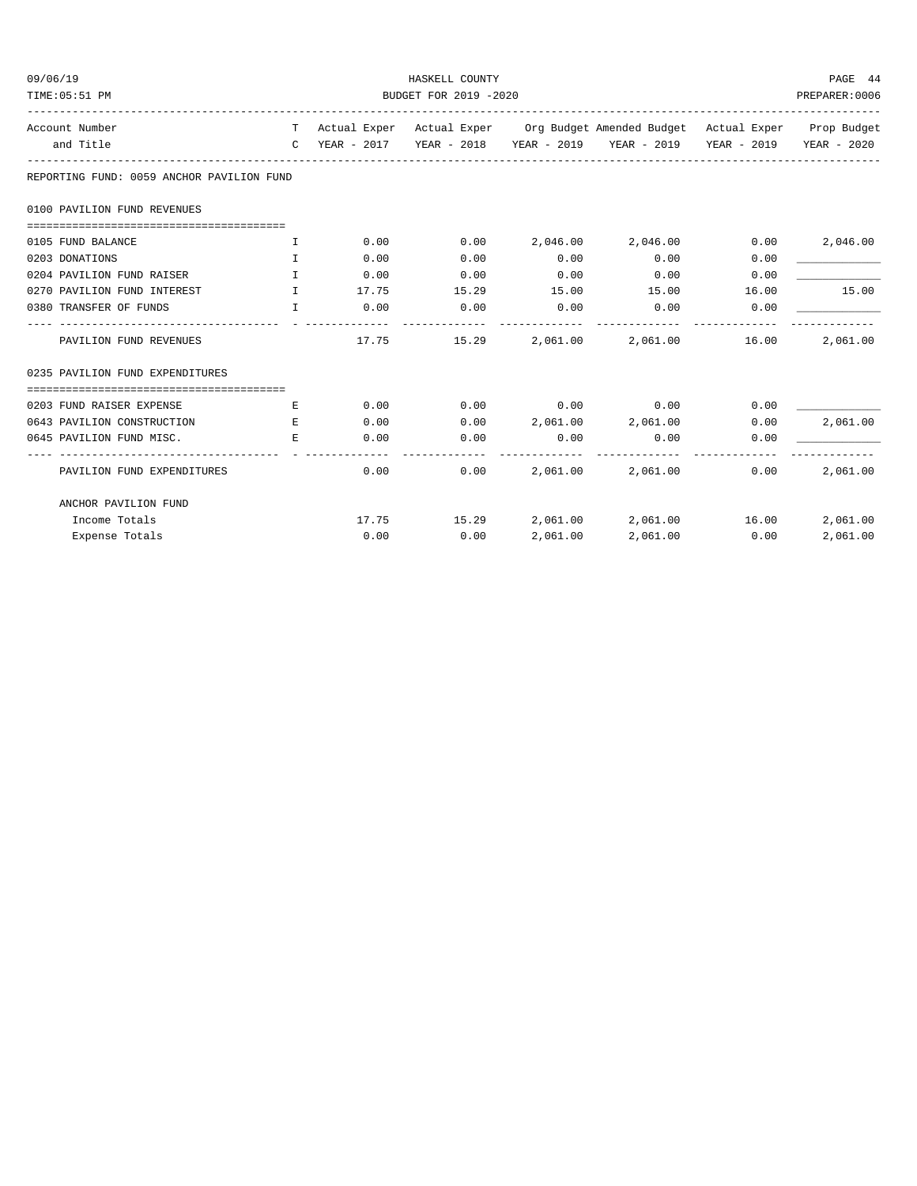HASKELL COUNTY

BUDGET FOR 2019 -2020

| Account Number and Title | TC | Actual Exper YEAR - 2017 | Actual Exper YEAR - 2018 | Org Budget YEAR - 2019 | Amended Budget YEAR - 2019 | Actual Exper YEAR - 2019 | Prop Budget YEAR - 2020 |
|---|---|---|---|---|---|---|---|
| **REPORTING FUND: 0059 ANCHOR PAVILION FUND** | | | | | | | |
| **0100 PAVILION FUND REVENUES** | | | | | | | |
| 0105 FUND BALANCE | I | 0.00 | 0.00 | 2,046.00 | 2,046.00 | 0.00 | 2,046.00 |
| 0203 DONATIONS | I | 0.00 | 0.00 | 0.00 | 0.00 | 0.00 | ____________ |
| 0204 PAVILION FUND RAISER | I | 0.00 | 0.00 | 0.00 | 0.00 | 0.00 | ____________ |
| 0270 PAVILION FUND INTEREST | I | 17.75 | 15.29 | 15.00 | 15.00 | 16.00 | 15.00 |
| 0380 TRANSFER OF FUNDS | I | 0.00 | 0.00 | 0.00 | 0.00 | 0.00 | ____________ |
| PAVILION FUND REVENUES | | 17.75 | 15.29 | 2,061.00 | 2,061.00 | 16.00 | 2,061.00 |
| **0235 PAVILION FUND EXPENDITURES** | | | | | | | |
| 0203 FUND RAISER EXPENSE | E | 0.00 | 0.00 | 0.00 | 0.00 | 0.00 | ____________ |
| 0643 PAVILION CONSTRUCTION | E | 0.00 | 0.00 | 2,061.00 | 2,061.00 | 0.00 | 2,061.00 |
| 0645 PAVILION FUND MISC. | E | 0.00 | 0.00 | 0.00 | 0.00 | 0.00 | ____________ |
| PAVILION FUND EXPENDITURES | | 0.00 | 0.00 | 2,061.00 | 2,061.00 | 0.00 | 2,061.00 |
| ANCHOR PAVILION FUND | | | | | | | |
| Income Totals | | 17.75 | 15.29 | 2,061.00 | 2,061.00 | 16.00 | 2,061.00 |
| Expense Totals | | 0.00 | 0.00 | 2,061.00 | 2,061.00 | 0.00 | 2,061.00 |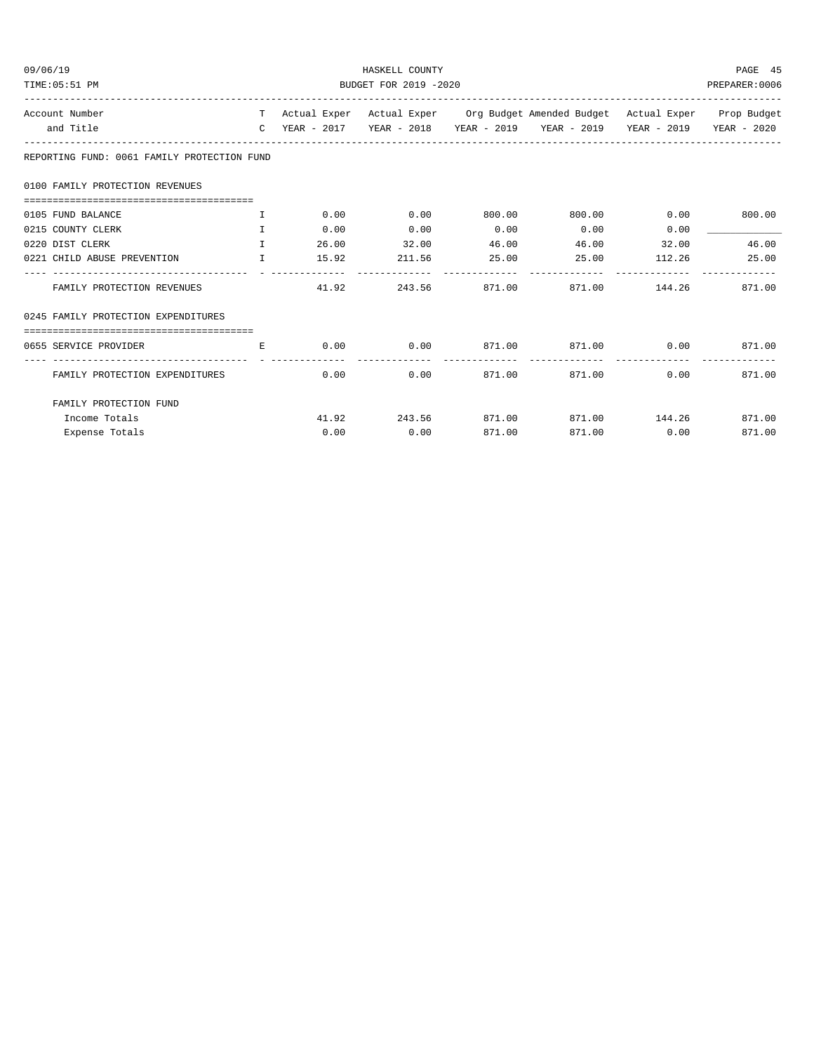REPORTING FUND: 0061 FAMILY PROTECTION FUND

| Account Number and Title | TC | Actual Exper YEAR - 2017 | Actual Exper YEAR - 2018 | Org Budget YEAR - 2019 | Amended Budget YEAR - 2019 | Actual Exper YEAR - 2019 | Prop Budget YEAR - 2020 |
|---|---|---|---|---|---|---|---|
| **0100 FAMILY PROTECTION REVENUES** | | | | | | | |
| 0105 FUND BALANCE | I | 0.00 | 0.00 | 800.00 | 800.00 | 0.00 | 800.00 |
| 0215 COUNTY CLERK | I | 0.00 | 0.00 | 0.00 | 0.00 | 0.00 | ____________ |
| 0220 DIST CLERK | I | 26.00 | 32.00 | 46.00 | 46.00 | 32.00 | 46.00 |
| 0221 CHILD ABUSE PREVENTION | I | 15.92 | 211.56 | 25.00 | 25.00 | 112.26 | 25.00 |
| FAMILY PROTECTION REVENUES | | 41.92 | 243.56 | 871.00 | 871.00 | 144.26 | 871.00 |
| **0245 FAMILY PROTECTION EXPENDITURES** | | | | | | | |
| 0655 SERVICE PROVIDER | E | 0.00 | 0.00 | 871.00 | 871.00 | 0.00 | 871.00 |
| FAMILY PROTECTION EXPENDITURES | | 0.00 | 0.00 | 871.00 | 871.00 | 0.00 | 871.00 |
| **FAMILY PROTECTION FUND** | | | | | | | |
| Income Totals | | 41.92 | 243.56 | 871.00 | 871.00 | 144.26 | 871.00 |
| Expense Totals | | 0.00 | 0.00 | 871.00 | 871.00 | 0.00 | 871.00 |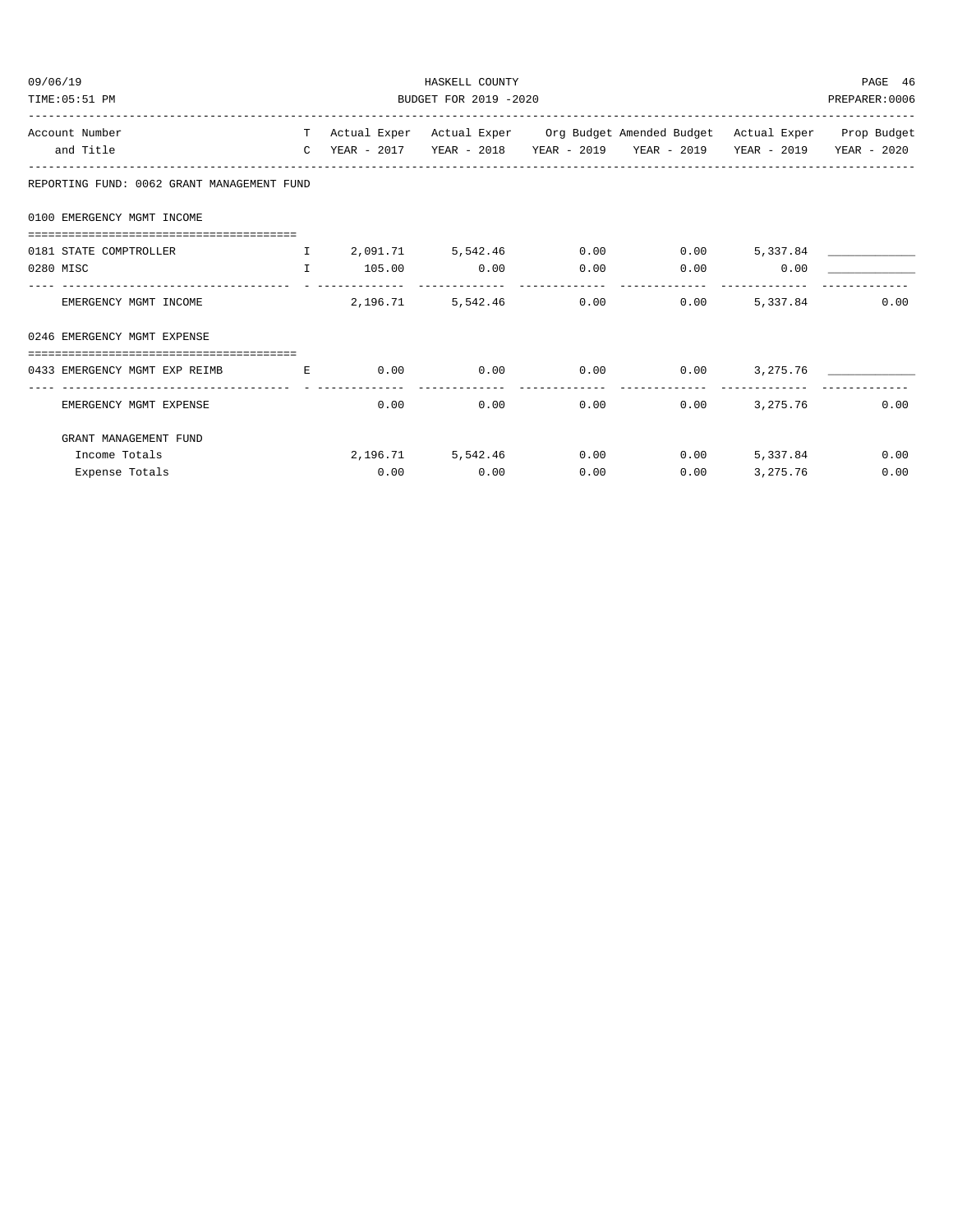HASKELL COUNTY

BUDGET FOR 2019 -2020

09/06/19
TIME:05:51 PM
PREPARER:0006

| Account Number and Title | T C | Actual Exper YEAR - 2017 | Actual Exper YEAR - 2018 | Org Budget YEAR - 2019 | Amended Budget YEAR - 2019 | Actual Exper YEAR - 2019 | Prop Budget YEAR - 2020 |
|---|---|---|---|---|---|---|---|
| **REPORTING FUND: 0062 GRANT MANAGEMENT FUND** | | | | | | | |
| **0100 EMERGENCY MGMT INCOME** | | | | | | | |
| 0181 STATE COMPTROLLER | I | 2,091.71 | 5,542.46 | 0.00 | 0.00 | 5,337.84 | ____________ |
| 0280 MISC | I | 105.00 | 0.00 | 0.00 | 0.00 | 0.00 | ____________ |
| EMERGENCY MGMT INCOME | | 2,196.71 | 5,542.46 | 0.00 | 0.00 | 5,337.84 | 0.00 |
| **0246 EMERGENCY MGMT EXPENSE** | | | | | | | |
| 0433 EMERGENCY MGMT EXP REIMB | E | 0.00 | 0.00 | 0.00 | 0.00 | 3,275.76 | ____________ |
| EMERGENCY MGMT EXPENSE | | 0.00 | 0.00 | 0.00 | 0.00 | 3,275.76 | 0.00 |
| **GRANT MANAGEMENT FUND** | | | | | | | |
| Income Totals | | 2,196.71 | 5,542.46 | 0.00 | 0.00 | 5,337.84 | 0.00 |
| Expense Totals | | 0.00 | 0.00 | 0.00 | 0.00 | 3,275.76 | 0.00 |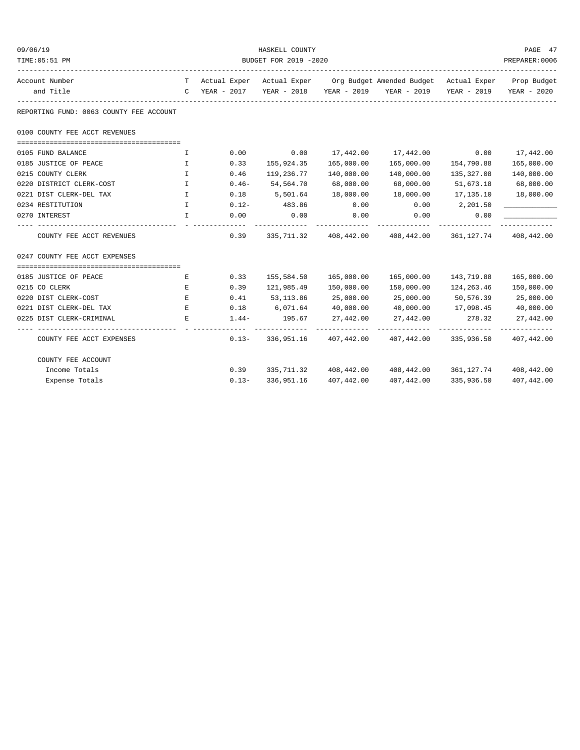REPORTING FUND: 0063 COUNTY FEE ACCOUNT

| Account Number and Title | TC | Actual Exper YEAR - 2017 | Actual Exper YEAR - 2018 | Org Budget YEAR - 2019 | Amended Budget YEAR - 2019 | Actual Exper YEAR - 2019 | Prop Budget YEAR - 2020 |
|---|---|---|---|---|---|---|---|
| **0100 COUNTY FEE ACCT REVENUES** | | | | | | | |
| 0105 FUND BALANCE | I | 0.00 | 0.00 | 17,442.00 | 17,442.00 | 0.00 | 17,442.00 |
| 0185 JUSTICE OF PEACE | I | 0.33 | 155,924.35 | 165,000.00 | 165,000.00 | 154,790.88 | 165,000.00 |
| 0215 COUNTY CLERK | I | 0.46 | 119,236.77 | 140,000.00 | 140,000.00 | 135,327.08 | 140,000.00 |
| 0220 DISTRICT CLERK-COST | I | 0.46- | 54,564.70 | 68,000.00 | 68,000.00 | 51,673.18 | 68,000.00 |
| 0221 DIST CLERK-DEL TAX | I | 0.18 | 5,501.64 | 18,000.00 | 18,000.00 | 17,135.10 | 18,000.00 |
| 0234 RESTITUTION | I | 0.12- | 483.86 | 0.00 | 0.00 | 2,201.50 | ____________ |
| 0270 INTEREST | I | 0.00 | 0.00 | 0.00 | 0.00 | 0.00 | ____________ |
| COUNTY FEE ACCT REVENUES | | 0.39 | 335,711.32 | 408,442.00 | 408,442.00 | 361,127.74 | 408,442.00 |
| **0247 COUNTY FEE ACCT EXPENSES** | | | | | | | |
| 0185 JUSTICE OF PEACE | E | 0.33 | 155,584.50 | 165,000.00 | 165,000.00 | 143,719.88 | 165,000.00 |
| 0215 CO CLERK | E | 0.39 | 121,985.49 | 150,000.00 | 150,000.00 | 124,263.46 | 150,000.00 |
| 0220 DIST CLERK-COST | E | 0.41 | 53,113.86 | 25,000.00 | 25,000.00 | 50,576.39 | 25,000.00 |
| 0221 DIST CLERK-DEL TAX | E | 0.18 | 6,071.64 | 40,000.00 | 40,000.00 | 17,098.45 | 40,000.00 |
| 0225 DIST CLERK-CRIMINAL | E | 1.44- | 195.67 | 27,442.00 | 27,442.00 | 278.32 | 27,442.00 |
| COUNTY FEE ACCT EXPENSES | | 0.13- | 336,951.16 | 407,442.00 | 407,442.00 | 335,936.50 | 407,442.00 |
| **COUNTY FEE ACCOUNT** | | | | | | | |
| Income Totals | | 0.39 | 335,711.32 | 408,442.00 | 408,442.00 | 361,127.74 | 408,442.00 |
| Expense Totals | | 0.13- | 336,951.16 | 407,442.00 | 407,442.00 | 335,936.50 | 407,442.00 |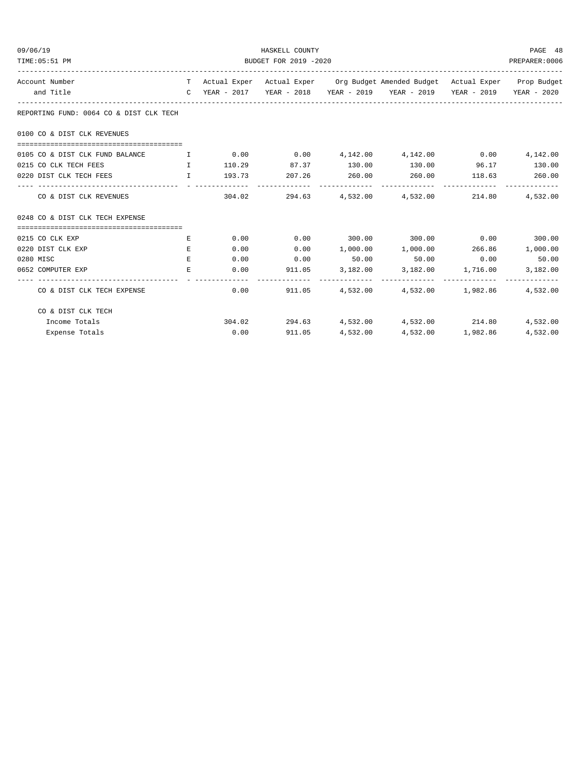HASKELL COUNTY

BUDGET FOR 2019 -2020

| Account Number and Title | TC | Actual Exper YEAR - 2017 | Actual Exper YEAR - 2018 | Org Budget YEAR - 2019 | Amended Budget YEAR - 2019 | Actual Exper YEAR - 2019 | Prop Budget YEAR - 2020 |
|---|---|---|---|---|---|---|---|
| **REPORTING FUND: 0064 CO & DIST CLK TECH** | | | | | | | |
| **0100 CO & DIST CLK REVENUES** | | | | | | | |
| 0105 CO & DIST CLK FUND BALANCE | I | 0.00 | 0.00 | 4,142.00 | 4,142.00 | 0.00 | 4,142.00 |
| 0215 CO CLK TECH FEES | I | 110.29 | 87.37 | 130.00 | 130.00 | 96.17 | 130.00 |
| 0220 DIST CLK TECH FEES | I | 193.73 | 207.26 | 260.00 | 260.00 | 118.63 | 260.00 |
| CO & DIST CLK REVENUES | | 304.02 | 294.63 | 4,532.00 | 4,532.00 | 214.80 | 4,532.00 |
| **0248 CO & DIST CLK TECH EXPENSE** | | | | | | | |
| 0215 CO CLK EXP | E | 0.00 | 0.00 | 300.00 | 300.00 | 0.00 | 300.00 |
| 0220 DIST CLK EXP | E | 0.00 | 0.00 | 1,000.00 | 1,000.00 | 266.86 | 1,000.00 |
| 0280 MISC | E | 0.00 | 0.00 | 50.00 | 50.00 | 0.00 | 50.00 |
| 0652 COMPUTER EXP | E | 0.00 | 911.05 | 3,182.00 | 3,182.00 | 1,716.00 | 3,182.00 |
| CO & DIST CLK TECH EXPENSE | | 0.00 | 911.05 | 4,532.00 | 4,532.00 | 1,982.86 | 4,532.00 |
| **CO & DIST CLK TECH** | | | | | | | |
| Income Totals | | 304.02 | 294.63 | 4,532.00 | 4,532.00 | 214.80 | 4,532.00 |
| Expense Totals | | 0.00 | 911.05 | 4,532.00 | 4,532.00 | 1,982.86 | 4,532.00 |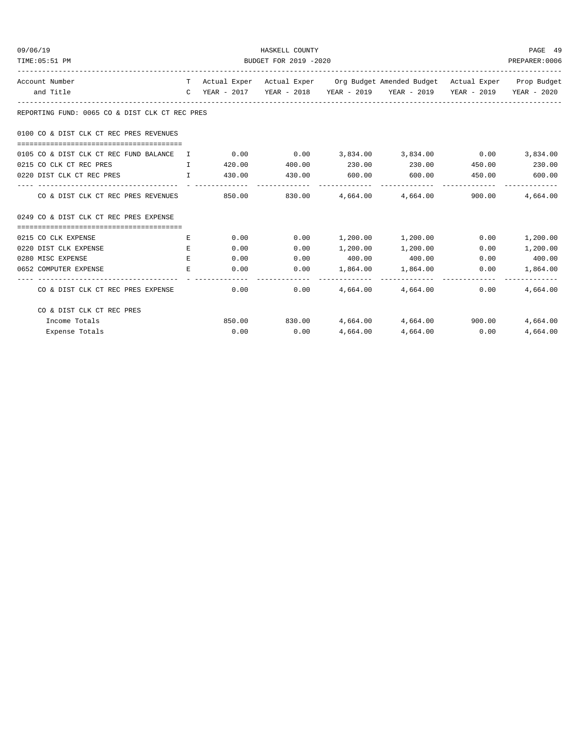REPORTING FUND: 0065 CO & DIST CLK CT REC PRES

| Account Number and Title | TC | Actual Exper YEAR - 2017 | Actual Exper YEAR - 2018 | Org Budget YEAR - 2019 | Amended Budget YEAR - 2019 | Actual Exper YEAR - 2019 | Prop Budget YEAR - 2020 |
|---|---|---|---|---|---|---|---|
| **0100 CO & DIST CLK CT REC PRES REVENUES** | | | | | | | |
| 0105 CO & DIST CLK CT REC FUND BALANCE | I | 0.00 | 0.00 | 3,834.00 | 3,834.00 | 0.00 | 3,834.00 |
| 0215 CO CLK CT REC PRES | I | 420.00 | 400.00 | 230.00 | 230.00 | 450.00 | 230.00 |
| 0220 DIST CLK CT REC PRES | I | 430.00 | 430.00 | 600.00 | 600.00 | 450.00 | 600.00 |
| CO & DIST CLK CT REC PRES REVENUES | | 850.00 | 830.00 | 4,664.00 | 4,664.00 | 900.00 | 4,664.00 |
| **0249 CO & DIST CLK CT REC PRES EXPENSE** | | | | | | | |
| 0215 CO CLK EXPENSE | E | 0.00 | 0.00 | 1,200.00 | 1,200.00 | 0.00 | 1,200.00 |
| 0220 DIST CLK EXPENSE | E | 0.00 | 0.00 | 1,200.00 | 1,200.00 | 0.00 | 1,200.00 |
| 0280 MISC EXPENSE | E | 0.00 | 0.00 | 400.00 | 400.00 | 0.00 | 400.00 |
| 0652 COMPUTER EXPENSE | E | 0.00 | 0.00 | 1,864.00 | 1,864.00 | 0.00 | 1,864.00 |
| CO & DIST CLK CT REC PRES EXPENSE | | 0.00 | 0.00 | 4,664.00 | 4,664.00 | 0.00 | 4,664.00 |
| **CO & DIST CLK CT REC PRES** | | | | | | | |
| Income Totals | | 850.00 | 830.00 | 4,664.00 | 4,664.00 | 900.00 | 4,664.00 |
| Expense Totals | | 0.00 | 0.00 | 4,664.00 | 4,664.00 | 0.00 | 4,664.00 |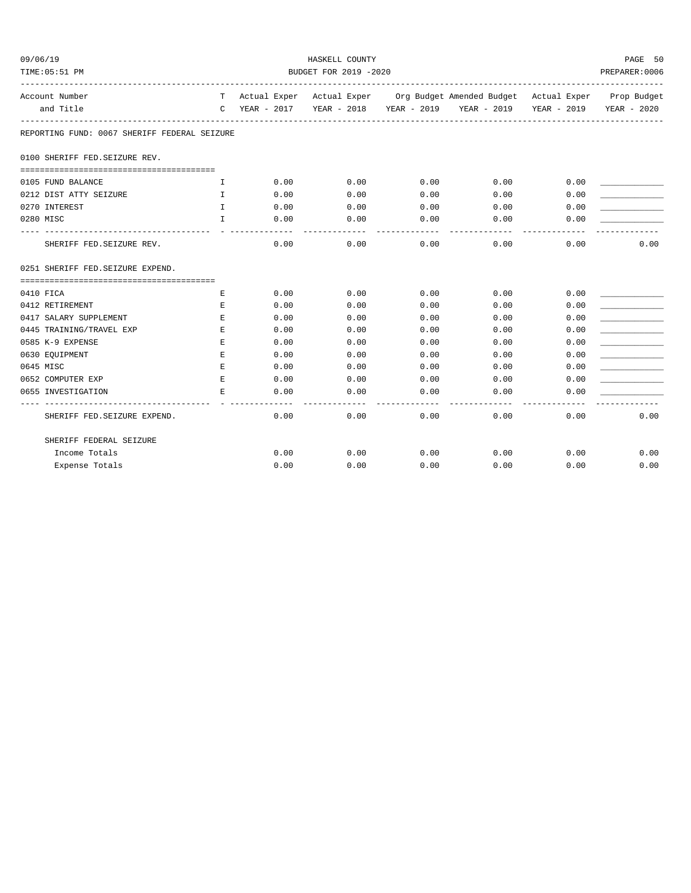REPORTING FUND: 0067 SHERIFF FEDERAL SEIZURE

| Account Number and Title | TC | Actual Exper YEAR - 2017 | Actual Exper YEAR - 2018 | Org Budget YEAR - 2019 | Amended Budget YEAR - 2019 | Actual Exper YEAR - 2019 | Prop Budget YEAR - 2020 |
|---|---|---|---|---|---|---|---|
| **0100 SHERIFF FED.SEIZURE REV.** | | | | | | | |
| 0105 FUND BALANCE | I | 0.00 | 0.00 | 0.00 | 0.00 | 0.00 | ____________ |
| 0212 DIST ATTY SEIZURE | I | 0.00 | 0.00 | 0.00 | 0.00 | 0.00 | ____________ |
| 0270 INTEREST | I | 0.00 | 0.00 | 0.00 | 0.00 | 0.00 | ____________ |
| 0280 MISC | I | 0.00 | 0.00 | 0.00 | 0.00 | 0.00 | ____________ |
| SHERIFF FED.SEIZURE REV. | | 0.00 | 0.00 | 0.00 | 0.00 | 0.00 | 0.00 |
| **0251 SHERIFF FED.SEIZURE EXPEND.** | | | | | | | |
| 0410 FICA | E | 0.00 | 0.00 | 0.00 | 0.00 | 0.00 | ____________ |
| 0412 RETIREMENT | E | 0.00 | 0.00 | 0.00 | 0.00 | 0.00 | ____________ |
| 0417 SALARY SUPPLEMENT | E | 0.00 | 0.00 | 0.00 | 0.00 | 0.00 | ____________ |
| 0445 TRAINING/TRAVEL EXP | E | 0.00 | 0.00 | 0.00 | 0.00 | 0.00 | ____________ |
| 0585 K-9 EXPENSE | E | 0.00 | 0.00 | 0.00 | 0.00 | 0.00 | ____________ |
| 0630 EQUIPMENT | E | 0.00 | 0.00 | 0.00 | 0.00 | 0.00 | ____________ |
| 0645 MISC | E | 0.00 | 0.00 | 0.00 | 0.00 | 0.00 | ____________ |
| 0652 COMPUTER EXP | E | 0.00 | 0.00 | 0.00 | 0.00 | 0.00 | ____________ |
| 0655 INVESTIGATION | E | 0.00 | 0.00 | 0.00 | 0.00 | 0.00 | ____________ |
| SHERIFF FED.SEIZURE EXPEND. | | 0.00 | 0.00 | 0.00 | 0.00 | 0.00 | 0.00 |
| **SHERIFF FEDERAL SEIZURE** | | | | | | | |
| Income Totals | | 0.00 | 0.00 | 0.00 | 0.00 | 0.00 | 0.00 |
| Expense Totals | | 0.00 | 0.00 | 0.00 | 0.00 | 0.00 | 0.00 |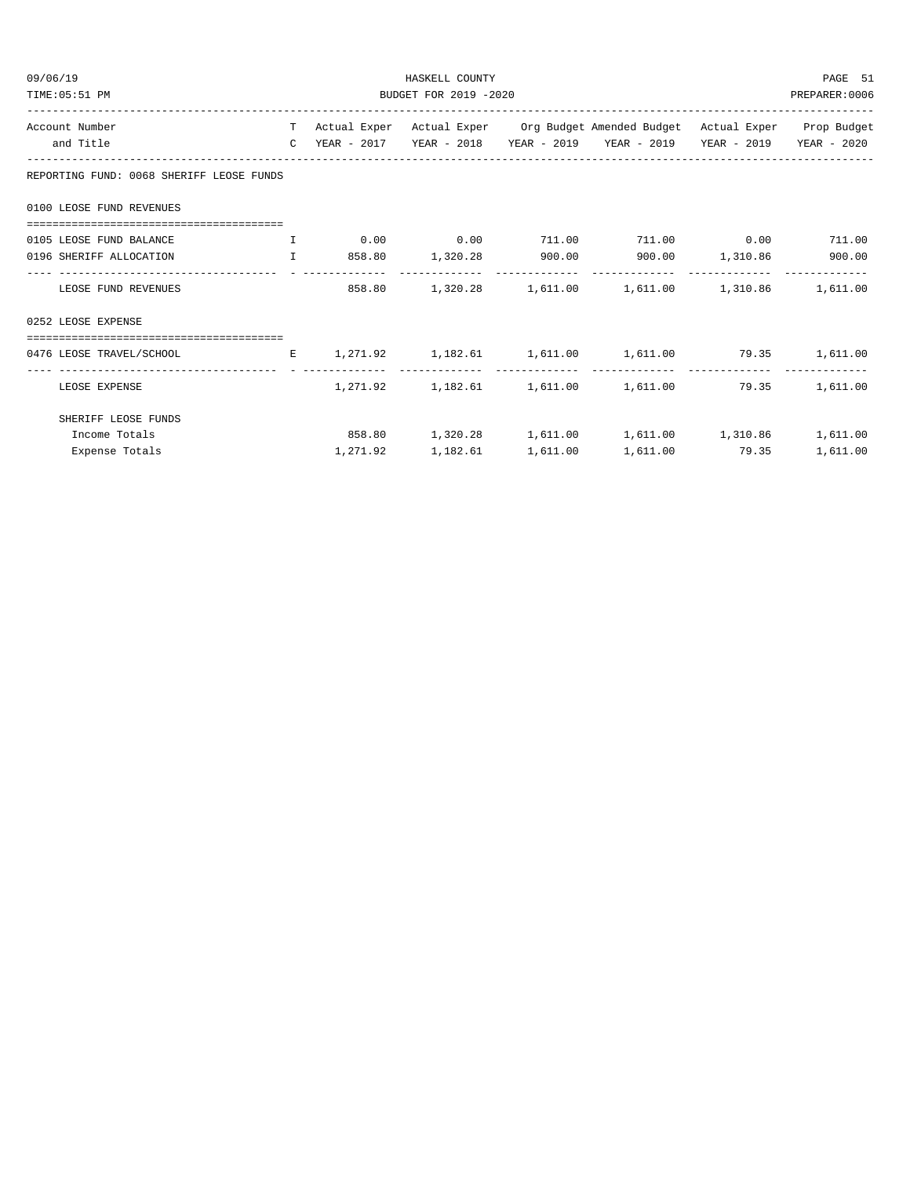HASKELL COUNTY

BUDGET FOR 2019 -2020

REPORTING FUND: 0068 SHERIFF LEOSE FUNDS

| Account Number and Title | TC | Actual Exper YEAR - 2017 | Actual Exper YEAR - 2018 | Org Budget YEAR - 2019 | Amended Budget YEAR - 2019 | Actual Exper YEAR - 2019 | Prop Budget YEAR - 2020 |
|---|---|---|---|---|---|---|---|
| **0100 LEOSE FUND REVENUES** | | | | | | | |
| 0105 LEOSE FUND BALANCE | I | 0.00 | 0.00 | 711.00 | 711.00 | 0.00 | 711.00 |
| 0196 SHERIFF ALLOCATION | I | 858.80 | 1,320.28 | 900.00 | 900.00 | 1,310.86 | 900.00 |
| LEOSE FUND REVENUES | | 858.80 | 1,320.28 | 1,611.00 | 1,611.00 | 1,310.86 | 1,611.00 |
| **0252 LEOSE EXPENSE** | | | | | | | |
| 0476 LEOSE TRAVEL/SCHOOL | E | 1,271.92 | 1,182.61 | 1,611.00 | 1,611.00 | 79.35 | 1,611.00 |
| LEOSE EXPENSE | | 1,271.92 | 1,182.61 | 1,611.00 | 1,611.00 | 79.35 | 1,611.00 |
| **SHERIFF LEOSE FUNDS** | | | | | | | |
| Income Totals | | 858.80 | 1,320.28 | 1,611.00 | 1,611.00 | 1,310.86 | 1,611.00 |
| Expense Totals | | 1,271.92 | 1,182.61 | 1,611.00 | 1,611.00 | 79.35 | 1,611.00 |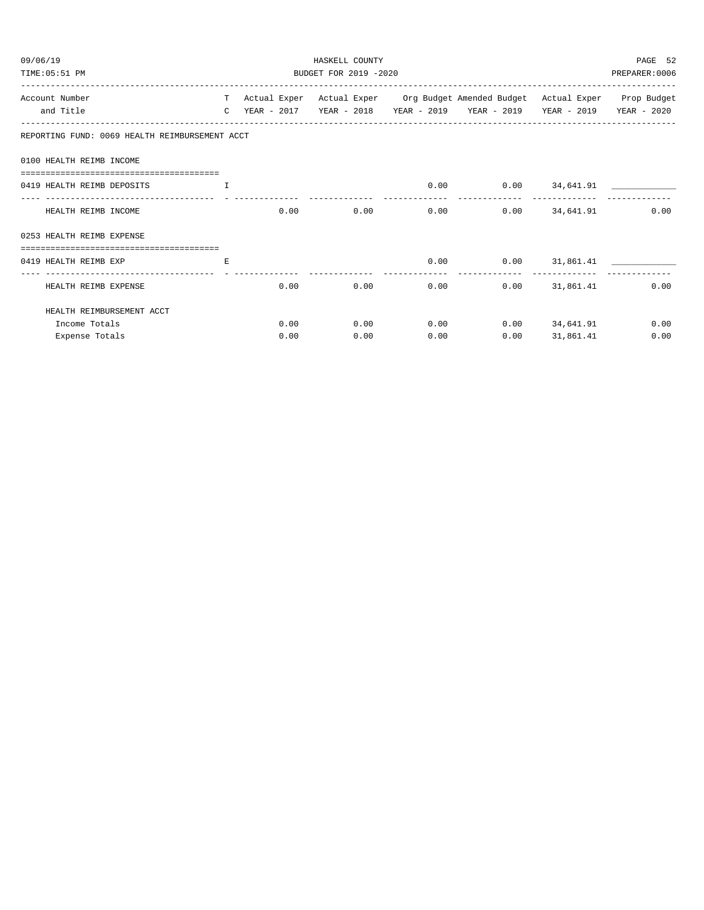REPORTING FUND: 0069 HEALTH REIMBURSEMENT ACCT

| Account Number and Title | TC | Actual Exper YEAR - 2017 | Actual Exper YEAR - 2018 | Org Budget YEAR - 2019 | Amended Budget YEAR - 2019 | Actual Exper YEAR - 2019 | Prop Budget YEAR - 2020 |
|---|---|---|---|---|---|---|---|
| **0100 HEALTH REIMB INCOME** | | | | | | | |
| 0419 HEALTH REIMB DEPOSITS | I | | | 0.00 | 0.00 | 34,641.91 | ____________ |
| HEALTH REIMB INCOME | | 0.00 | 0.00 | 0.00 | 0.00 | 34,641.91 | 0.00 |
| **0253 HEALTH REIMB EXPENSE** | | | | | | | |
| 0419 HEALTH REIMB EXP | E | | | 0.00 | 0.00 | 31,861.41 | ____________ |
| HEALTH REIMB EXPENSE | | 0.00 | 0.00 | 0.00 | 0.00 | 31,861.41 | 0.00 |
| **HEALTH REIMBURSEMENT ACCT** | | | | | | | |
| Income Totals | | 0.00 | 0.00 | 0.00 | 0.00 | 34,641.91 | 0.00 |
| Expense Totals | | 0.00 | 0.00 | 0.00 | 0.00 | 31,861.41 | 0.00 |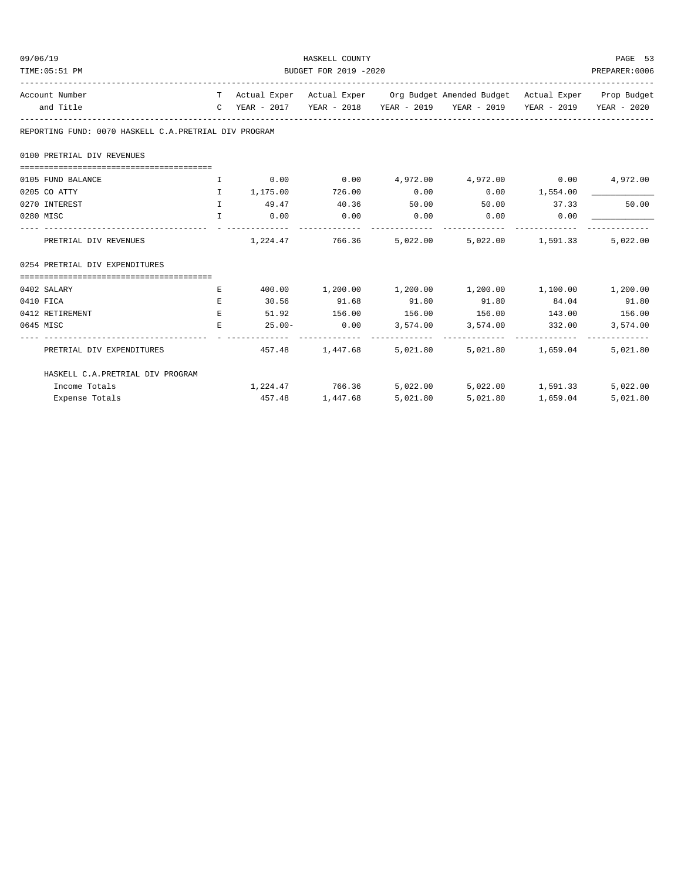REPORTING FUND: 0070 HASKELL C.A.PRETRIAL DIV PROGRAM

| Account Number and Title | T C | Actual Exper YEAR - 2017 | Actual Exper YEAR - 2018 | Org Budget YEAR - 2019 | Amended Budget YEAR - 2019 | Actual Exper YEAR - 2019 | Prop Budget YEAR - 2020 |
|---|---|---|---|---|---|---|---|
| **0100 PRETRIAL DIV REVENUES** | | | | | | | |
| 0105 FUND BALANCE | I | 0.00 | 0.00 | 4,972.00 | 4,972.00 | 0.00 | 4,972.00 |
| 0205 CO ATTY | I | 1,175.00 | 726.00 | 0.00 | 0.00 | 1,554.00 | ____________ |
| 0270 INTEREST | I | 49.47 | 40.36 | 50.00 | 50.00 | 37.33 | 50.00 |
| 0280 MISC | I | 0.00 | 0.00 | 0.00 | 0.00 | 0.00 | ____________ |
| PRETRIAL DIV REVENUES | | 1,224.47 | 766.36 | 5,022.00 | 5,022.00 | 1,591.33 | 5,022.00 |
| **0254 PRETRIAL DIV EXPENDITURES** | | | | | | | |
| 0402 SALARY | E | 400.00 | 1,200.00 | 1,200.00 | 1,200.00 | 1,100.00 | 1,200.00 |
| 0410 FICA | E | 30.56 | 91.68 | 91.80 | 91.80 | 84.04 | 91.80 |
| 0412 RETIREMENT | E | 51.92 | 156.00 | 156.00 | 156.00 | 143.00 | 156.00 |
| 0645 MISC | E | 25.00- | 0.00 | 3,574.00 | 3,574.00 | 332.00 | 3,574.00 |
| PRETRIAL DIV EXPENDITURES | | 457.48 | 1,447.68 | 5,021.80 | 5,021.80 | 1,659.04 | 5,021.80 |
| **HASKELL C.A.PRETRIAL DIV PROGRAM** | | | | | | | |
| Income Totals | | 1,224.47 | 766.36 | 5,022.00 | 5,022.00 | 1,591.33 | 5,022.00 |
| Expense Totals | | 457.48 | 1,447.68 | 5,021.80 | 5,021.80 | 1,659.04 | 5,021.80 |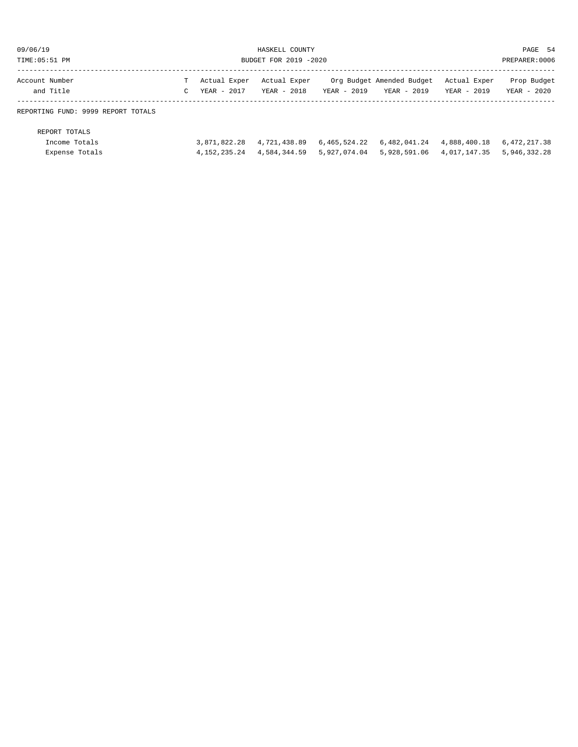| Account Number and Title | T C | Actual Exper YEAR - 2017 | Actual Exper YEAR - 2018 | Org Budget YEAR - 2019 | Amended Budget YEAR - 2019 | Actual Exper YEAR - 2019 | Prop Budget YEAR - 2020 |
|---|---|---|---|---|---|---|---|
| REPORTING FUND: 9999 REPORT TOTALS | | | | | | | |
| REPORT TOTALS | | | | | | | |
| Income Totals | | 3,871,822.28 | 4,721,438.89 | 6,465,524.22 | 6,482,041.24 | 4,888,400.18 | 6,472,217.38 |
| Expense Totals | | 4,152,235.24 | 4,584,344.59 | 5,927,074.04 | 5,928,591.06 | 4,017,147.35 | 5,946,332.28 |